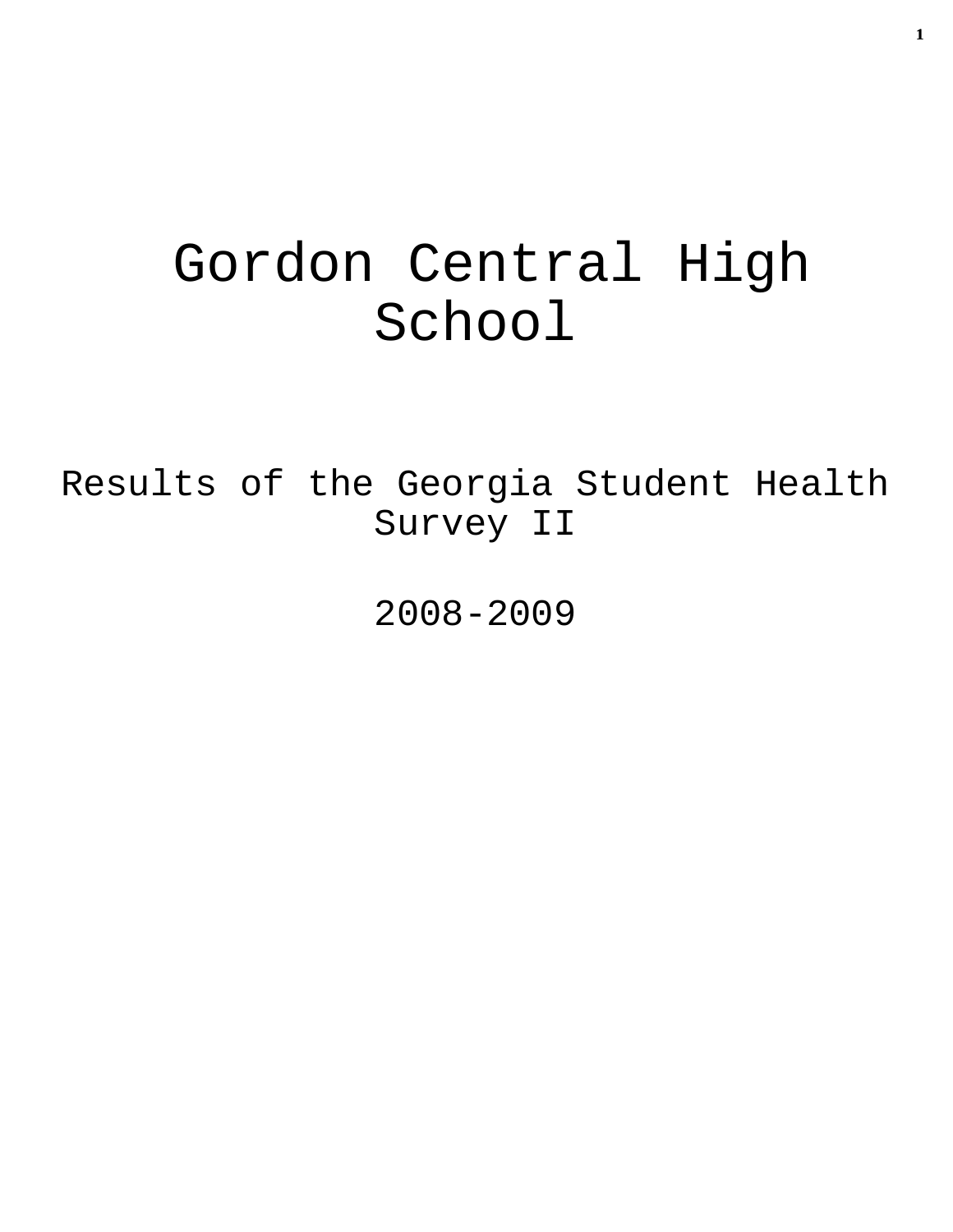# Gordon Central High School

## Results of the Georgia Student Health Survey II

## 2008-2009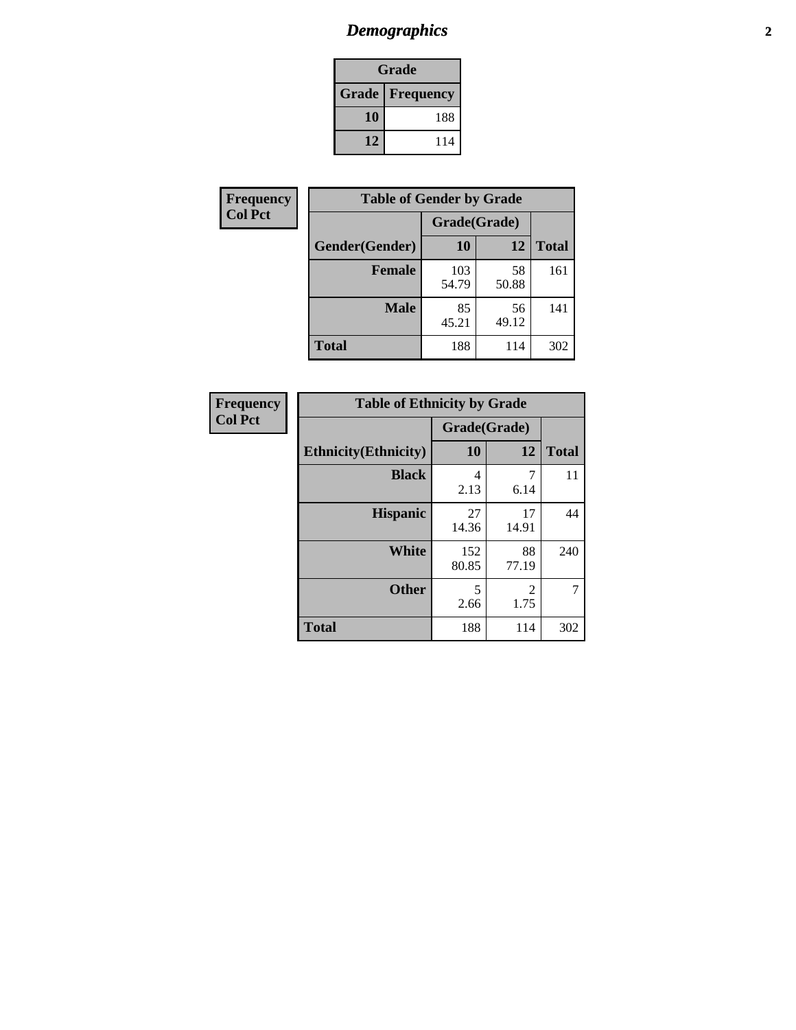# *Demographics*

| Grade | |
|---|---|
| **Grade** | **Frequency** |
| **10** | 188 |
| **12** | 114 |

**Frequency**
**Col Pct**

| Table of Gender by Grade | | | |
|---|---|---|---|
| | Grade(Grade) | | |
| **Gender(Gender)** | **10** | **12** | **Total** |
| **Female** | 103<br>54.79 | 58<br>50.88 | 161 |
| **Male** | 85<br>45.21 | 56<br>49.12 | 141 |
| **Total** | 188 | 114 | 302 |

**Frequency**
**Col Pct**

| Table of Ethnicity by Grade | | | |
|---|---|---|---|
| | Grade(Grade) | | |
| **Ethnicity(Ethnicity)** | **10** | **12** | **Total** |
| **Black** | 4<br>2.13 | 7<br>6.14 | 11 |
| **Hispanic** | 27<br>14.36 | 17<br>14.91 | 44 |
| **White** | 152<br>80.85 | 88<br>77.19 | 240 |
| **Other** | 5<br>2.66 | 2<br>1.75 | 7 |
| **Total** | 188 | 114 | 302 |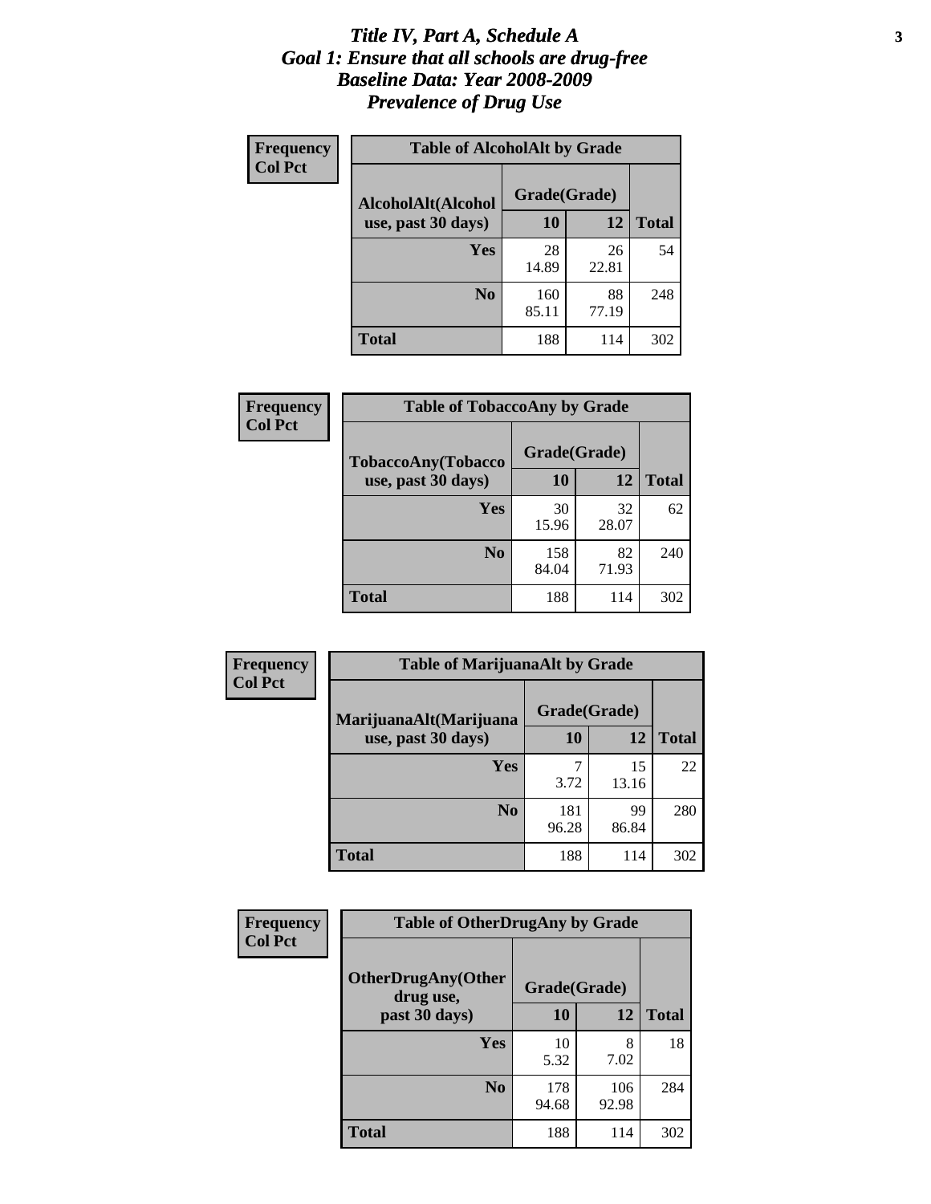# *Title IV, Part A, Schedule A*
# *Goal 1: Ensure that all schools are drug-free*
# *Baseline Data: Year 2008-2009*
# *Prevalence of Drug Use*

**Frequency**
**Col Pct**

| Table of AlcoholAlt by Grade | | | |
|---|---|---|---|
| AlcoholAlt(Alcohol use, past 30 days) | Grade(Grade) | | |
| | 10 | 12 | Total |
| Yes | 28<br>14.89 | 26<br>22.81 | 54 |
| No | 160<br>85.11 | 88<br>77.19 | 248 |
| Total | 188 | 114 | 302 |

**Frequency**
**Col Pct**

| Table of TobaccoAny by Grade | | | |
|---|---|---|---|
| TobaccoAny(Tobacco use, past 30 days) | Grade(Grade) | | |
| | 10 | 12 | Total |
| Yes | 30<br>15.96 | 32<br>28.07 | 62 |
| No | 158<br>84.04 | 82<br>71.93 | 240 |
| Total | 188 | 114 | 302 |

**Frequency**
**Col Pct**

| Table of MarijuanaAlt by Grade | | | |
|---|---|---|---|
| MarijuanaAlt(Marijuana use, past 30 days) | Grade(Grade) | | |
| | 10 | 12 | Total |
| Yes | 7<br>3.72 | 15<br>13.16 | 22 |
| No | 181<br>96.28 | 99<br>86.84 | 280 |
| Total | 188 | 114 | 302 |

**Frequency**
**Col Pct**

| Table of OtherDrugAny by Grade | | | |
|---|---|---|---|
| OtherDrugAny(Other drug use, past 30 days) | Grade(Grade) | | |
| | 10 | 12 | Total |
| Yes | 10<br>5.32 | 8<br>7.02 | 18 |
| No | 178<br>94.68 | 106<br>92.98 | 284 |
| Total | 188 | 114 | 302 |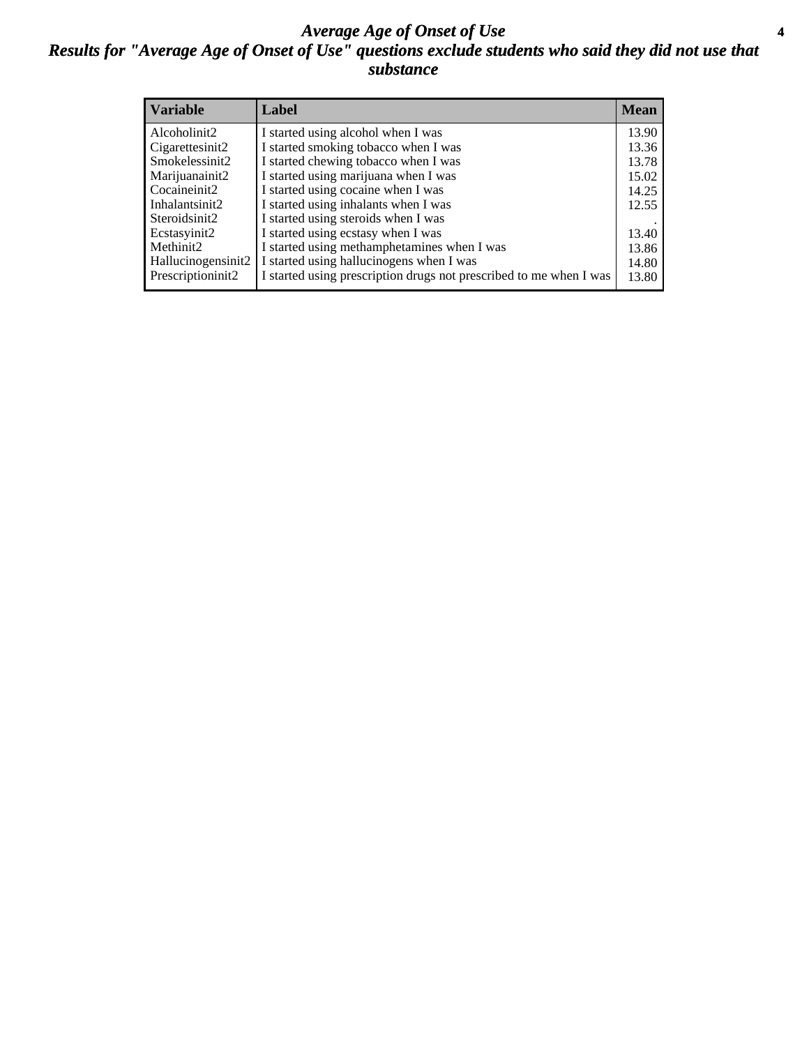# *Average Age of Onset of Use*

## *Results for "Average Age of Onset of Use" questions exclude students who said they did not use that substance*

| Variable | Label | Mean |
|---|---|---|
| Alcoholinit2 | I started using alcohol when I was | 13.90 |
| Cigarettesinit2 | I started smoking tobacco when I was | 13.36 |
| Smokelessinit2 | I started chewing tobacco when I was | 13.78 |
| Marijuanainit2 | I started using marijuana when I was | 15.02 |
| Cocaineinit2 | I started using cocaine when I was | 14.25 |
| Inhalantsinit2 | I started using inhalants when I was | 12.55 |
| Steroidsinit2 | I started using steroids when I was | . |
| Ecstasyinit2 | I started using ecstasy when I was | 13.40 |
| Methinit2 | I started using methamphetamines when I was | 13.86 |
| Hallucinogensinit2 | I started using hallucinogens when I was | 14.80 |
| Prescriptioninit2 | I started using prescription drugs not prescribed to me when I was | 13.80 |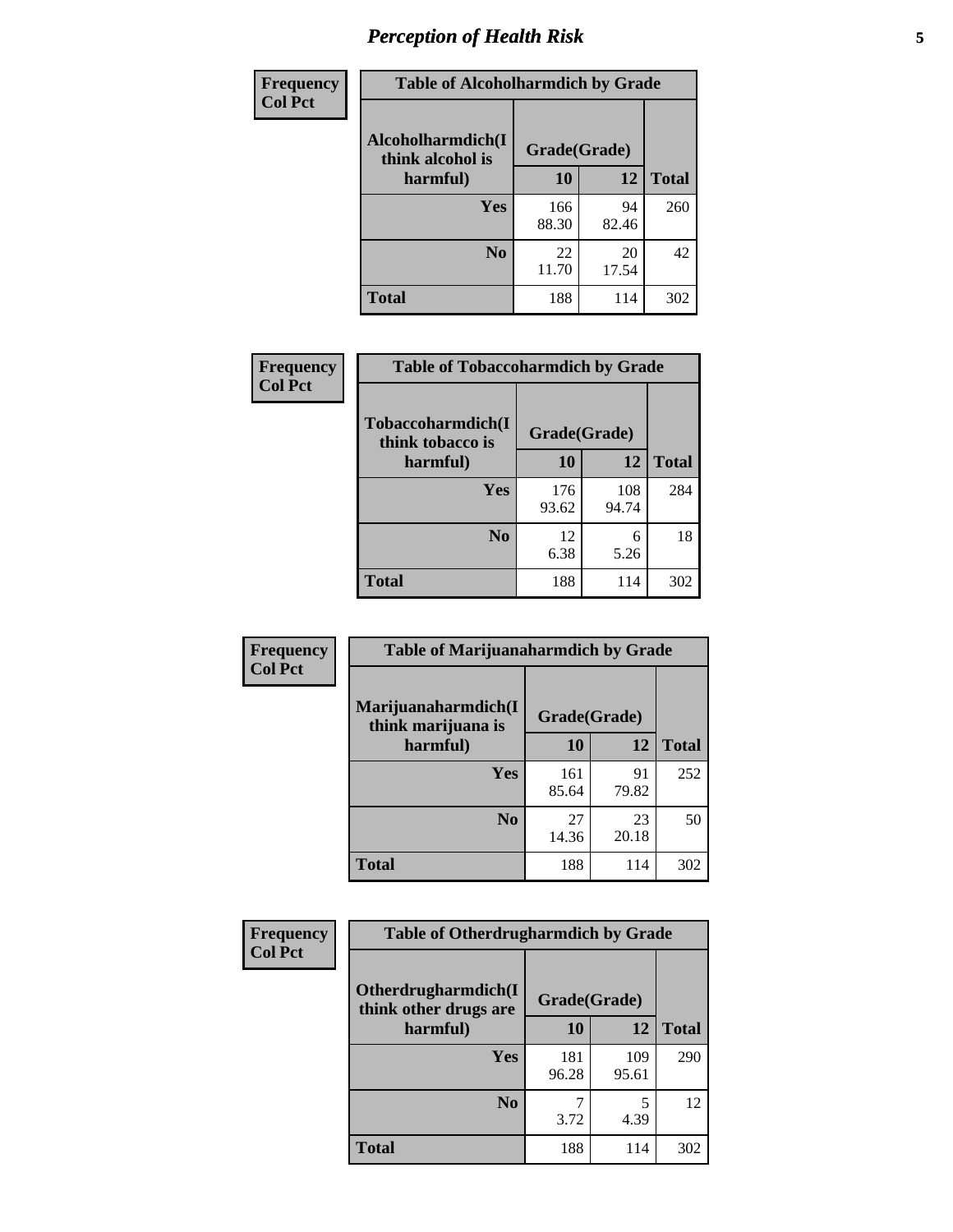# Perception of Health Risk

| Frequency<br>Col Pct | Table of Alcoholharmdich by Grade | | |
|---|---|---|---|
| **Alcoholharmdich(I think alcohol is harmful)** | **Grade(Grade)** | | **Total** |
| | **10** | **12** | |
| **Yes** | 166<br>88.30 | 94<br>82.46 | 260 |
| **No** | 22<br>11.70 | 20<br>17.54 | 42 |
| **Total** | 188 | 114 | 302 |

| Frequency<br>Col Pct | Table of Tobaccoharmdich by Grade | | |
|---|---|---|---|
| **Tobaccoharmdich(I think tobacco is harmful)** | **Grade(Grade)** | | **Total** |
| | **10** | **12** | |
| **Yes** | 176<br>93.62 | 108<br>94.74 | 284 |
| **No** | 12<br>6.38 | 6<br>5.26 | 18 |
| **Total** | 188 | 114 | 302 |

| Frequency<br>Col Pct | Table of Marijuanaharmdich by Grade | | |
|---|---|---|---|
| **Marijuanaharmdich(I think marijuana is harmful)** | **Grade(Grade)** | | **Total** |
| | **10** | **12** | |
| **Yes** | 161<br>85.64 | 91<br>79.82 | 252 |
| **No** | 27<br>14.36 | 23<br>20.18 | 50 |
| **Total** | 188 | 114 | 302 |

| Frequency<br>Col Pct | Table of Otherdrugharmdich by Grade | | |
|---|---|---|---|
| **Otherdrugharmdich(I think other drugs are harmful)** | **Grade(Grade)** | | **Total** |
| | **10** | **12** | |
| **Yes** | 181<br>96.28 | 109<br>95.61 | 290 |
| **No** | 7<br>3.72 | 5<br>4.39 | 12 |
| **Total** | 188 | 114 | 302 |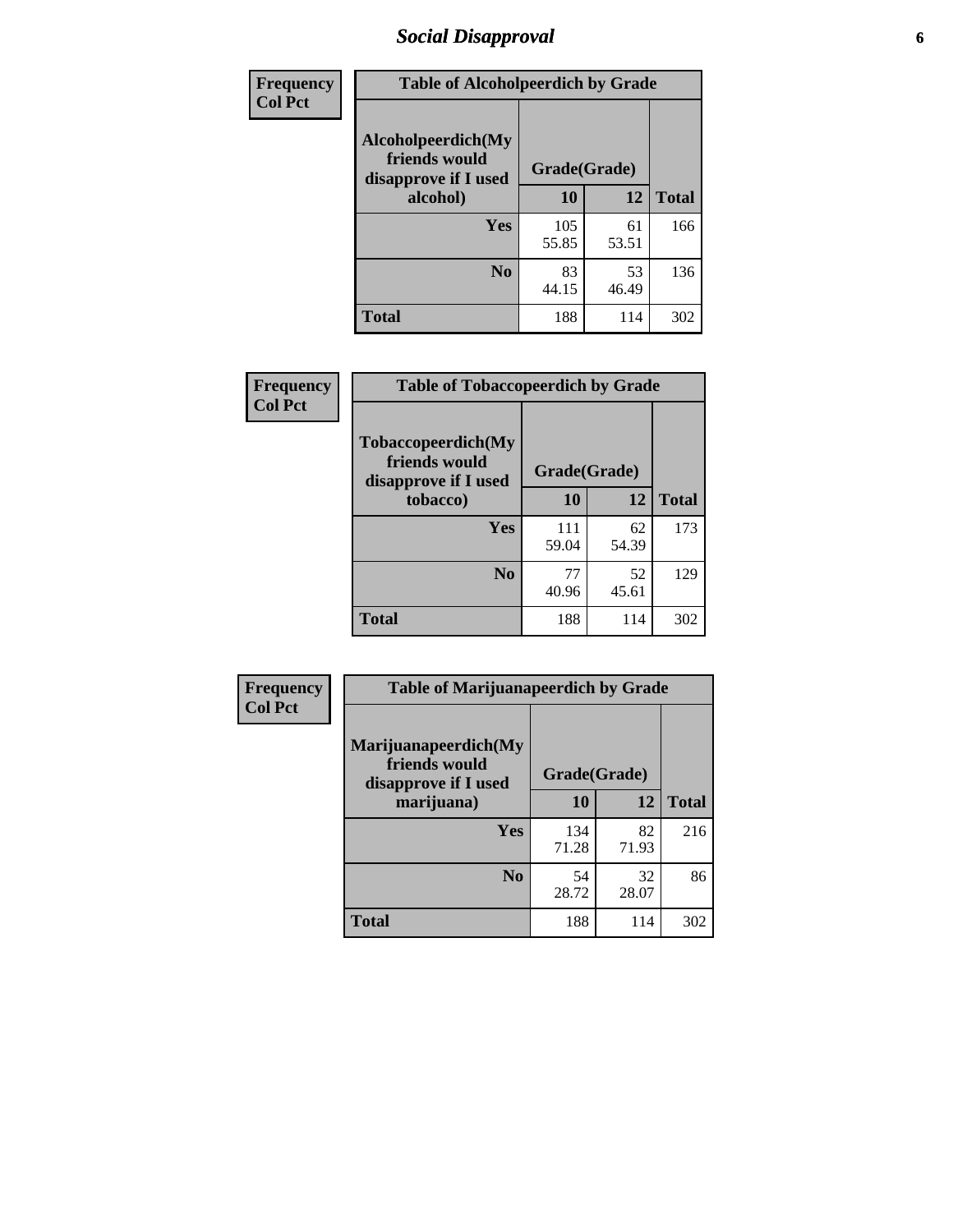| Frequency |
| --- |
| Col Pct |

| Table of Alcoholpeerdich by Grade | | | |
| --- | --- | --- | --- |
| Alcoholpeerdich(My friends would disapprove if I used alcohol) | Grade(Grade) | | |
| | 10 | 12 | Total |
| Yes | 105<br>55.85 | 61<br>53.51 | 166 |
| No | 83<br>44.15 | 53<br>46.49 | 136 |
| Total | 188 | 114 | 302 |

| Frequency |
| --- |
| Col Pct |

| Table of Tobaccopeerdich by Grade | | | |
| --- | --- | --- | --- |
| Tobaccopeerdich(My friends would disapprove if I used tobacco) | Grade(Grade) | | |
| | 10 | 12 | Total |
| Yes | 111<br>59.04 | 62<br>54.39 | 173 |
| No | 77<br>40.96 | 52<br>45.61 | 129 |
| Total | 188 | 114 | 302 |

| Frequency |
| --- |
| Col Pct |

| Table of Marijuanapeerdich by Grade | | | |
| --- | --- | --- | --- |
| Marijuanapeerdich(My friends would disapprove if I used marijuana) | Grade(Grade) | | |
| | 10 | 12 | Total |
| Yes | 134<br>71.28 | 82<br>71.93 | 216 |
| No | 54<br>28.72 | 32<br>28.07 | 86 |
| Total | 188 | 114 | 302 |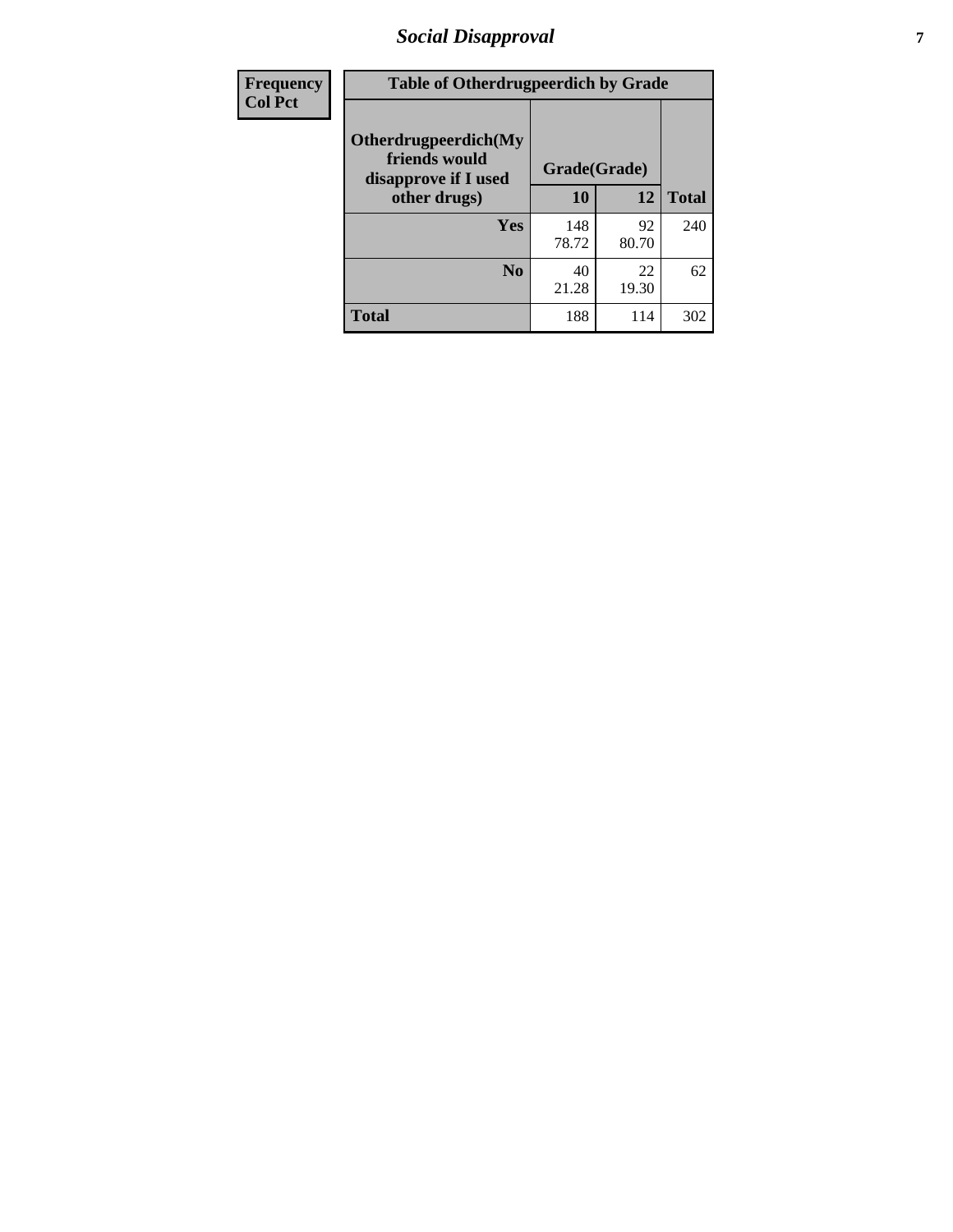| Frequency<br>Col Pct | Table of Otherdrugpeerdich by Grade | | |
|---|---|---|---|
| Otherdrugpeerdich(My friends would disapprove if I used other drugs) | Grade(Grade) | | |
| | 10 | 12 | Total |
| Yes | 148<br>78.72 | 92<br>80.70 | 240 |
| No | 40<br>21.28 | 22<br>19.30 | 62 |
| Total | 188 | 114 | 302 |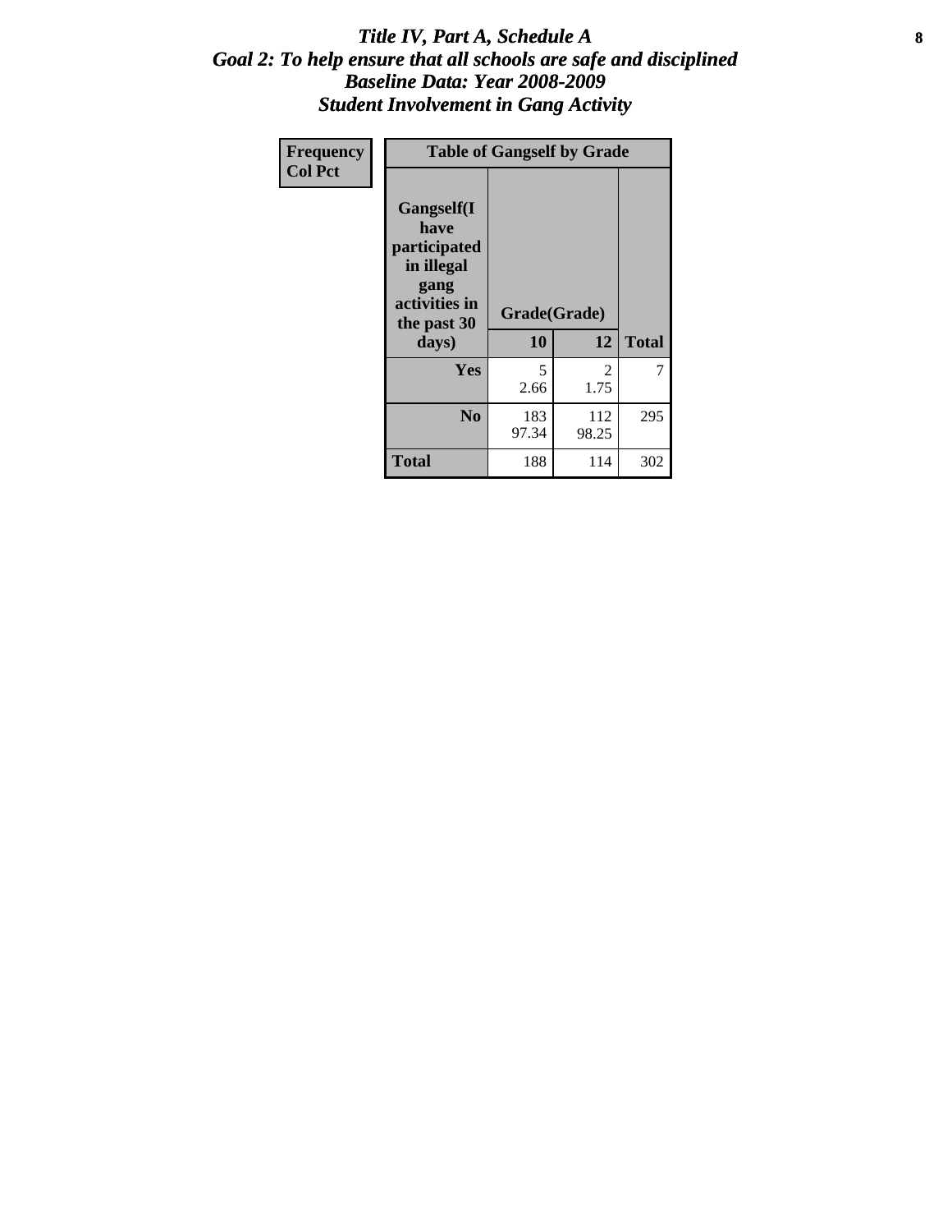# Title IV, Part A, Schedule A
## Goal 2: To help ensure that all schools are safe and disciplined
## Baseline Data: Year 2008-2009
## Student Involvement in Gang Activity

| Frequency<br>Col Pct | Table of Gangself by Grade | | |
|---|---|---|---|
| Gangself(I have participated in illegal gang activities in the past 30 days) | Grade(Grade) | | |
| | 10 | 12 | Total |
| Yes | 5<br>2.66 | 2<br>1.75 | 7 |
| No | 183<br>97.34 | 112<br>98.25 | 295 |
| Total | 188 | 114 | 302 |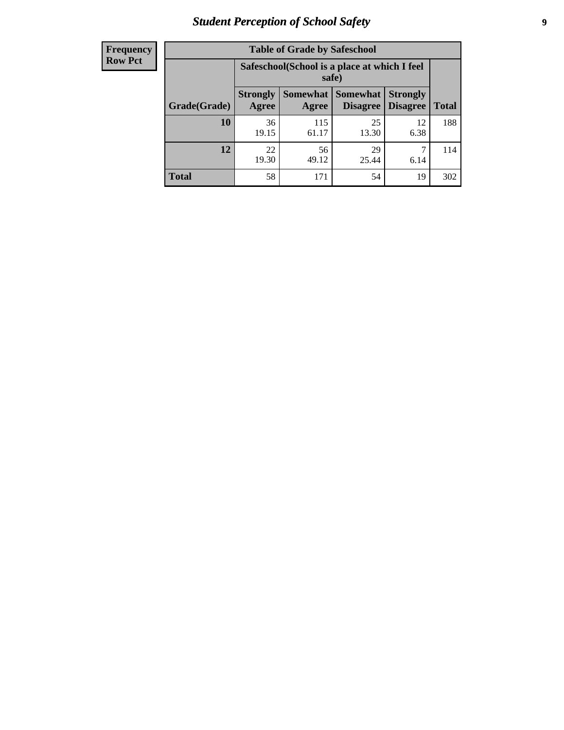# Student Perception of School Safety

| Frequency Row Pct |
|---|

**Table of Grade by Safeschool**

| Grade(Grade) | Safeschool(School is a place at which I feel safe) | | | | Total |
|---|---|---|---|---|---|
| | Strongly Agree | Somewhat Agree | Somewhat Disagree | Strongly Disagree | |
| **10** | 36<br>19.15 | 115<br>61.17 | 25<br>13.30 | 12<br>6.38 | 188 |
| **12** | 22<br>19.30 | 56<br>49.12 | 29<br>25.44 | 7<br>6.14 | 114 |
| **Total** | 58 | 171 | 54 | 19 | 302 |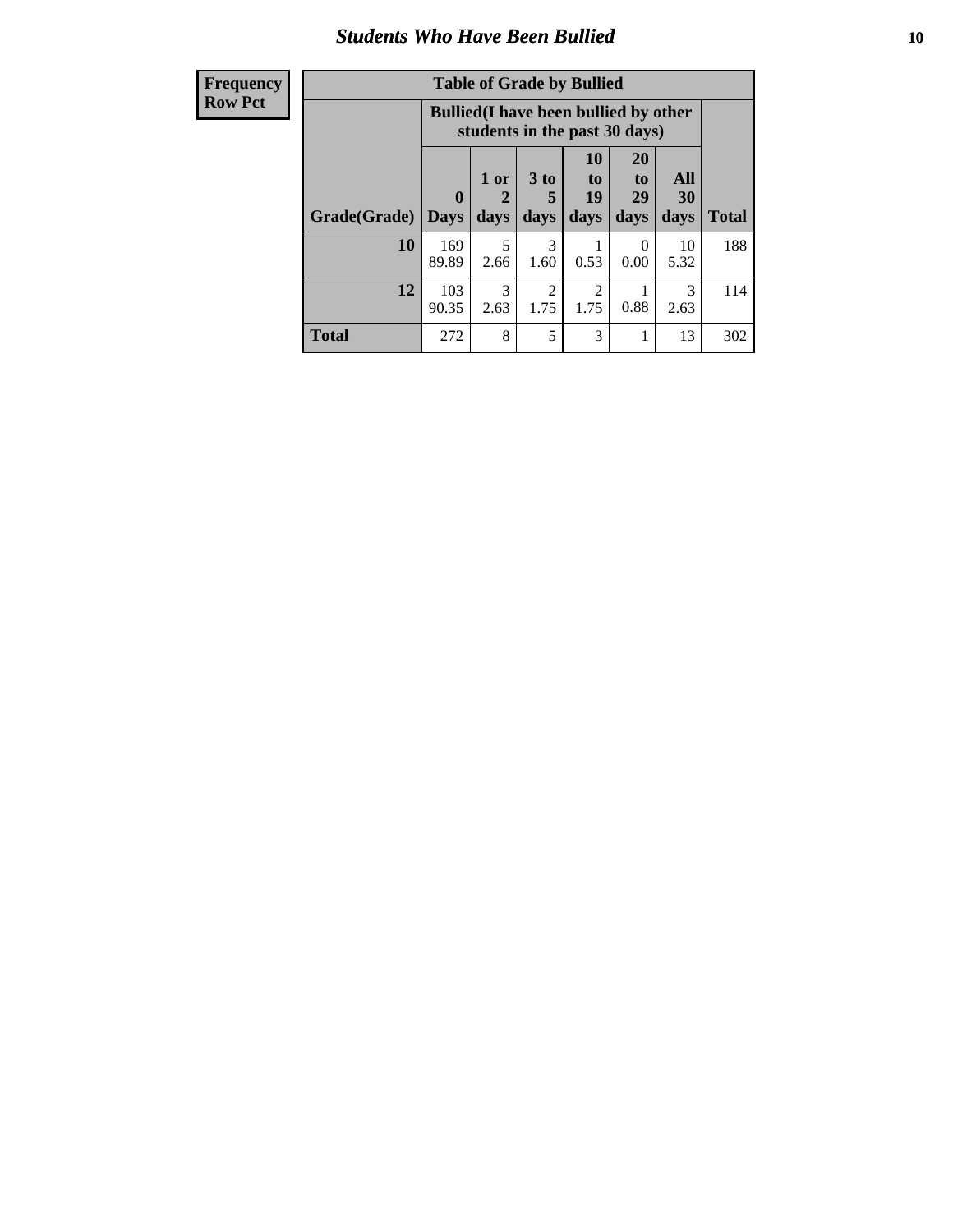## Students Who Have Been Bullied

| Frequency<br>Row Pct |
|---|

**Table of Grade by Bullied**

| Grade(Grade) | Bullied(I have been bullied by other students in the past 30 days) | | | | | | Total |
|---|---|---|---|---|---|---|---|
| | 0 Days | 1 or 2 days | 3 to 5 days | 10 to 19 days | 20 to 29 days | All 30 days | |
| **10** | 169<br>89.89 | 5<br>2.66 | 3<br>1.60 | 1<br>0.53 | 0<br>0.00 | 10<br>5.32 | 188 |
| **12** | 103<br>90.35 | 3<br>2.63 | 2<br>1.75 | 2<br>1.75 | 1<br>0.88 | 3<br>2.63 | 114 |
| **Total** | 272 | 8 | 5 | 3 | 1 | 13 | 302 |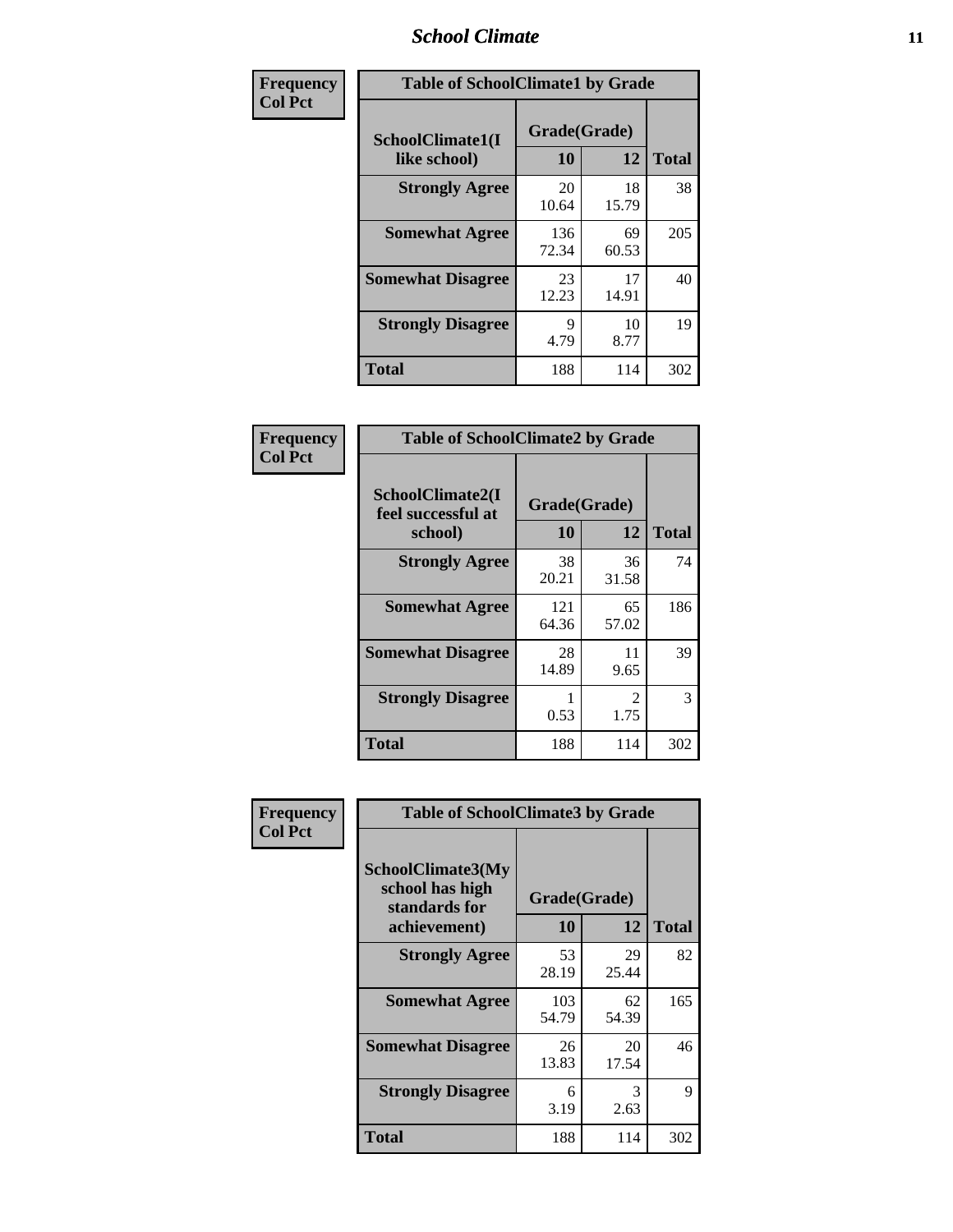# School Climate

**Frequency**
**Col Pct**

| SchoolClimate1(I like school) | Grade(Grade) | | Total |
|---|---|---|---|
| | 10 | 12 | |
| **Strongly Agree** | 20<br>10.64 | 18<br>15.79 | 38 |
| **Somewhat Agree** | 136<br>72.34 | 69<br>60.53 | 205 |
| **Somewhat Disagree** | 23<br>12.23 | 17<br>14.91 | 40 |
| **Strongly Disagree** | 9<br>4.79 | 10<br>8.77 | 19 |
| **Total** | 188 | 114 | 302 |

Table of SchoolClimate1 by Grade

**Frequency**
**Col Pct**

| SchoolClimate2(I feel successful at school) | Grade(Grade) | | Total |
|---|---|---|---|
| | 10 | 12 | |
| **Strongly Agree** | 38<br>20.21 | 36<br>31.58 | 74 |
| **Somewhat Agree** | 121<br>64.36 | 65<br>57.02 | 186 |
| **Somewhat Disagree** | 28<br>14.89 | 11<br>9.65 | 39 |
| **Strongly Disagree** | 1<br>0.53 | 2<br>1.75 | 3 |
| **Total** | 188 | 114 | 302 |

Table of SchoolClimate2 by Grade

**Frequency**
**Col Pct**

| SchoolClimate3(My school has high standards for achievement) | Grade(Grade) | | Total |
|---|---|---|---|
| | 10 | 12 | |
| **Strongly Agree** | 53<br>28.19 | 29<br>25.44 | 82 |
| **Somewhat Agree** | 103<br>54.79 | 62<br>54.39 | 165 |
| **Somewhat Disagree** | 26<br>13.83 | 20<br>17.54 | 46 |
| **Strongly Disagree** | 6<br>3.19 | 3<br>2.63 | 9 |
| **Total** | 188 | 114 | 302 |

Table of SchoolClimate3 by Grade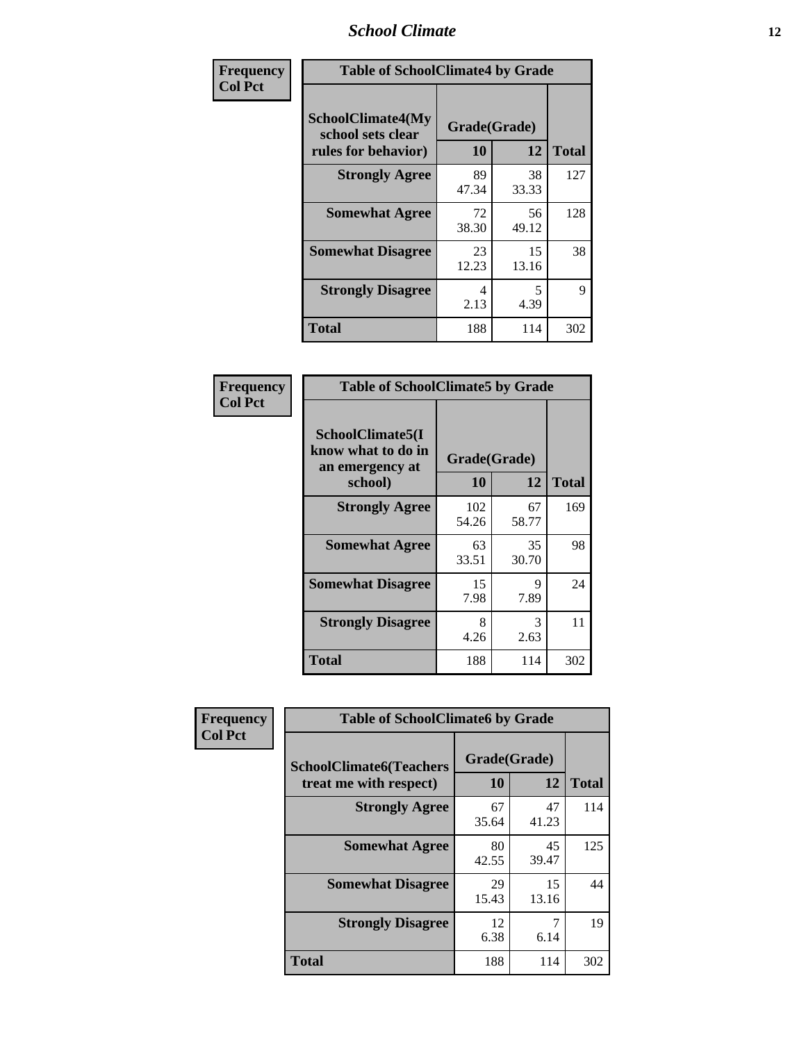## School Climate

**Frequency**
**Col Pct**

| Table of SchoolClimate4 by Grade | | | |
|---|---|---|---|
| SchoolClimate4(My school sets clear rules for behavior) | Grade(Grade) | | |
| | 10 | 12 | Total |
| **Strongly Agree** | 89<br>47.34 | 38<br>33.33 | 127 |
| **Somewhat Agree** | 72<br>38.30 | 56<br>49.12 | 128 |
| **Somewhat Disagree** | 23<br>12.23 | 15<br>13.16 | 38 |
| **Strongly Disagree** | 4<br>2.13 | 5<br>4.39 | 9 |
| **Total** | 188 | 114 | 302 |

**Frequency**
**Col Pct**

| Table of SchoolClimate5 by Grade | | | |
|---|---|---|---|
| SchoolClimate5(I know what to do in an emergency at school) | Grade(Grade) | | |
| | 10 | 12 | Total |
| **Strongly Agree** | 102<br>54.26 | 67<br>58.77 | 169 |
| **Somewhat Agree** | 63<br>33.51 | 35<br>30.70 | 98 |
| **Somewhat Disagree** | 15<br>7.98 | 9<br>7.89 | 24 |
| **Strongly Disagree** | 8<br>4.26 | 3<br>2.63 | 11 |
| **Total** | 188 | 114 | 302 |

**Frequency**
**Col Pct**

| Table of SchoolClimate6 by Grade | | | |
|---|---|---|---|
| SchoolClimate6(Teachers treat me with respect) | Grade(Grade) | | |
| | 10 | 12 | Total |
| **Strongly Agree** | 67<br>35.64 | 47<br>41.23 | 114 |
| **Somewhat Agree** | 80<br>42.55 | 45<br>39.47 | 125 |
| **Somewhat Disagree** | 29<br>15.43 | 15<br>13.16 | 44 |
| **Strongly Disagree** | 12<br>6.38 | 7<br>6.14 | 19 |
| **Total** | 188 | 114 | 302 |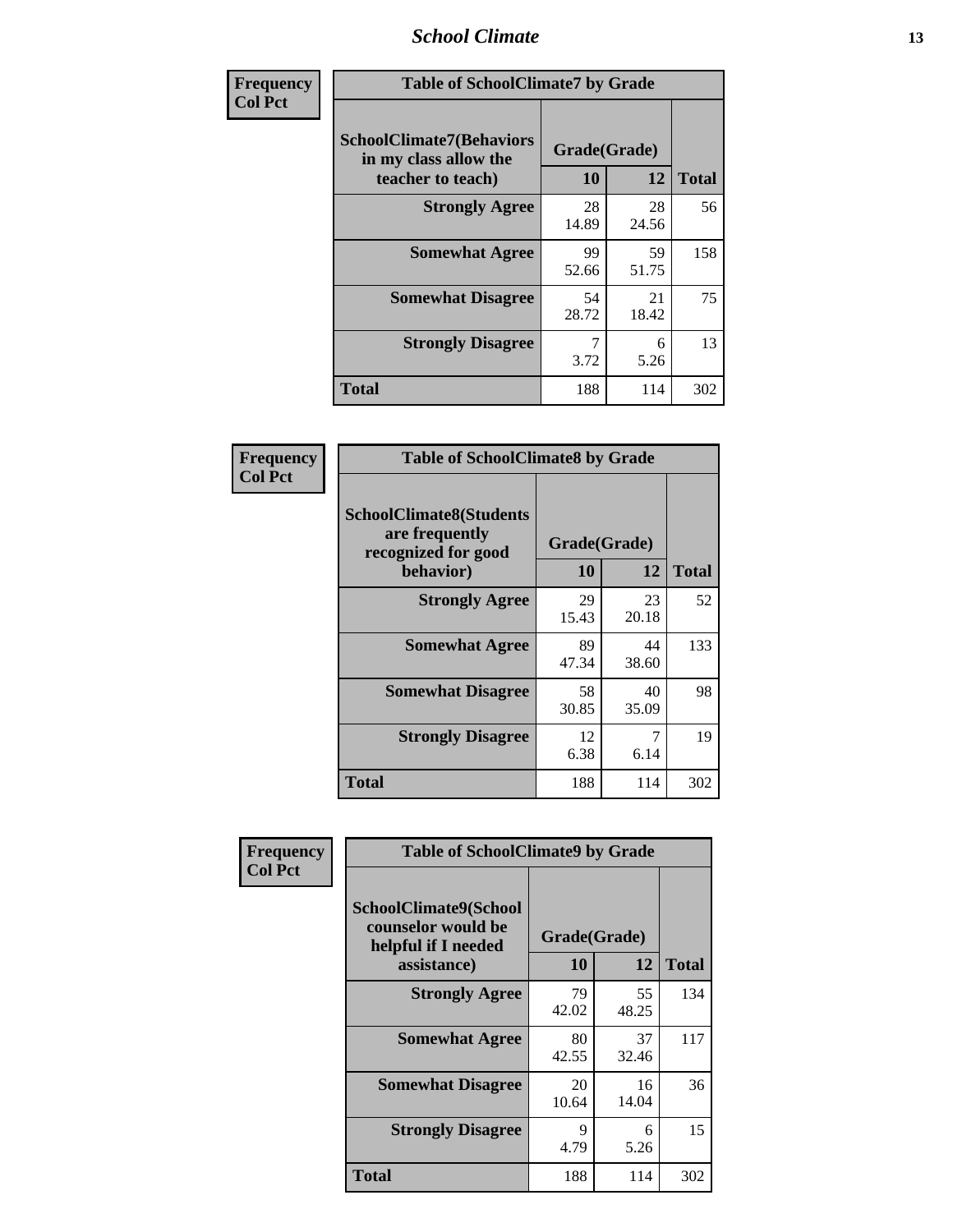## School Climate

**Frequency**
**Col Pct**

| Table of SchoolClimate7 by Grade | | | |
|---|---|---|---|
| SchoolClimate7(Behaviors in my class allow the teacher to teach) | Grade(Grade) | | |
| | 10 | 12 | Total |
| **Strongly Agree** | 28<br>14.89 | 28<br>24.56 | 56 |
| **Somewhat Agree** | 99<br>52.66 | 59<br>51.75 | 158 |
| **Somewhat Disagree** | 54<br>28.72 | 21<br>18.42 | 75 |
| **Strongly Disagree** | 7<br>3.72 | 6<br>5.26 | 13 |
| **Total** | 188 | 114 | 302 |

**Frequency**
**Col Pct**

| Table of SchoolClimate8 by Grade | | | |
|---|---|---|---|
| SchoolClimate8(Students are frequently recognized for good behavior) | Grade(Grade) | | |
| | 10 | 12 | Total |
| **Strongly Agree** | 29<br>15.43 | 23<br>20.18 | 52 |
| **Somewhat Agree** | 89<br>47.34 | 44<br>38.60 | 133 |
| **Somewhat Disagree** | 58<br>30.85 | 40<br>35.09 | 98 |
| **Strongly Disagree** | 12<br>6.38 | 7<br>6.14 | 19 |
| **Total** | 188 | 114 | 302 |

**Frequency**
**Col Pct**

| Table of SchoolClimate9 by Grade | | | |
|---|---|---|---|
| SchoolClimate9(School counselor would be helpful if I needed assistance) | Grade(Grade) | | |
| | 10 | 12 | Total |
| **Strongly Agree** | 79<br>42.02 | 55<br>48.25 | 134 |
| **Somewhat Agree** | 80<br>42.55 | 37<br>32.46 | 117 |
| **Somewhat Disagree** | 20<br>10.64 | 16<br>14.04 | 36 |
| **Strongly Disagree** | 9<br>4.79 | 6<br>5.26 | 15 |
| **Total** | 188 | 114 | 302 |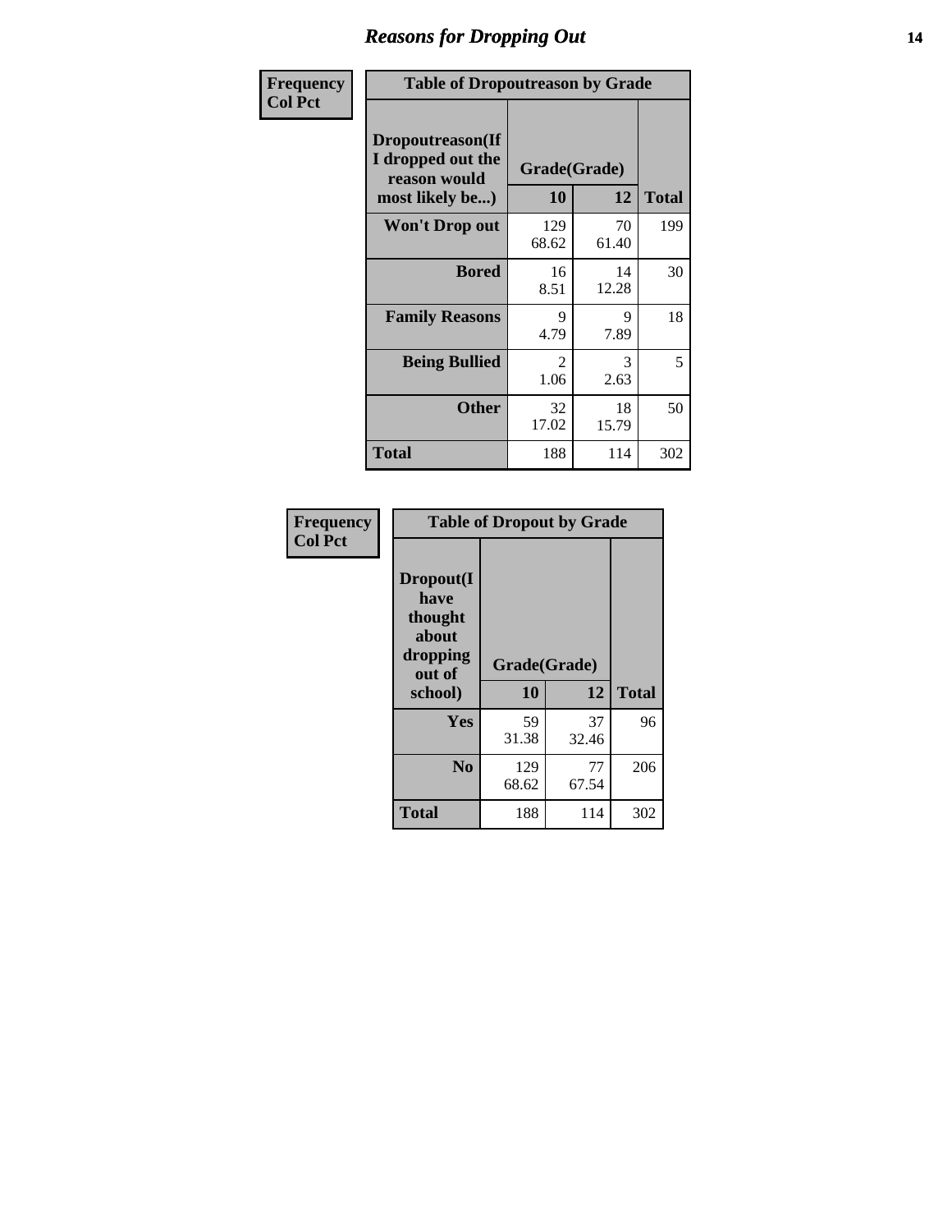## Reasons for Dropping Out

Frequency
Col Pct

**Table of Dropoutreason by Grade**

| Dropoutreason(If I dropped out the reason would most likely be...) | Grade(Grade) | | Total |
|---|---|---|---|
| | 10 | 12 | |
| **Won't Drop out** | 129<br>68.62 | 70<br>61.40 | 199 |
| **Bored** | 16<br>8.51 | 14<br>12.28 | 30 |
| **Family Reasons** | 9<br>4.79 | 9<br>7.89 | 18 |
| **Being Bullied** | 2<br>1.06 | 3<br>2.63 | 5 |
| **Other** | 32<br>17.02 | 18<br>15.79 | 50 |
| **Total** | 188 | 114 | 302 |

Frequency
Col Pct

**Table of Dropout by Grade**

| Dropout(I have thought about dropping out of school) | Grade(Grade) | | Total |
|---|---|---|---|
| | 10 | 12 | |
| **Yes** | 59<br>31.38 | 37<br>32.46 | 96 |
| **No** | 129<br>68.62 | 77<br>67.54 | 206 |
| **Total** | 188 | 114 | 302 |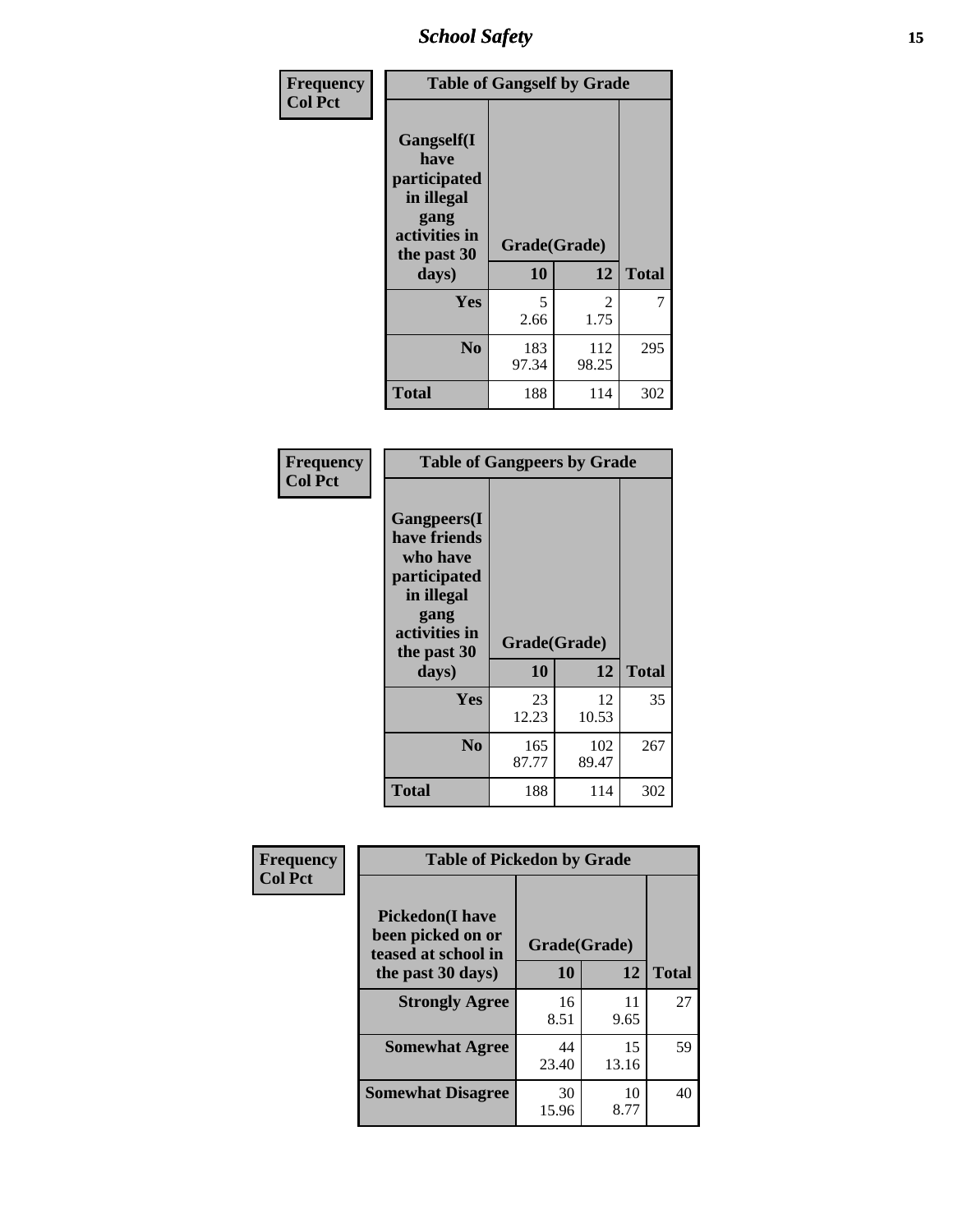| Frequency<br>Col Pct | Table of Gangself by Grade | | |
|---|---|---|---|
| Gangself(I have participated in illegal gang activities in the past 30 days) | Grade(Grade) | | |
| | 10 | 12 | Total |
| Yes | 5<br>2.66 | 2<br>1.75 | 7 |
| No | 183<br>97.34 | 112<br>98.25 | 295 |
| Total | 188 | 114 | 302 |

| Frequency<br>Col Pct | Table of Gangpeers by Grade | | |
|---|---|---|---|
| Gangpeers(I have friends who have participated in illegal gang activities in the past 30 days) | Grade(Grade) | | |
| | 10 | 12 | Total |
| Yes | 23<br>12.23 | 12<br>10.53 | 35 |
| No | 165<br>87.77 | 102<br>89.47 | 267 |
| Total | 188 | 114 | 302 |

| Frequency<br>Col Pct | Table of Pickedon by Grade | | |
|---|---|---|---|
| Pickedon(I have been picked on or teased at school in the past 30 days) | Grade(Grade) | | |
| | 10 | 12 | Total |
| Strongly Agree | 16<br>8.51 | 11<br>9.65 | 27 |
| Somewhat Agree | 44<br>23.40 | 15<br>13.16 | 59 |
| Somewhat Disagree | 30<br>15.96 | 10<br>8.77 | 40 |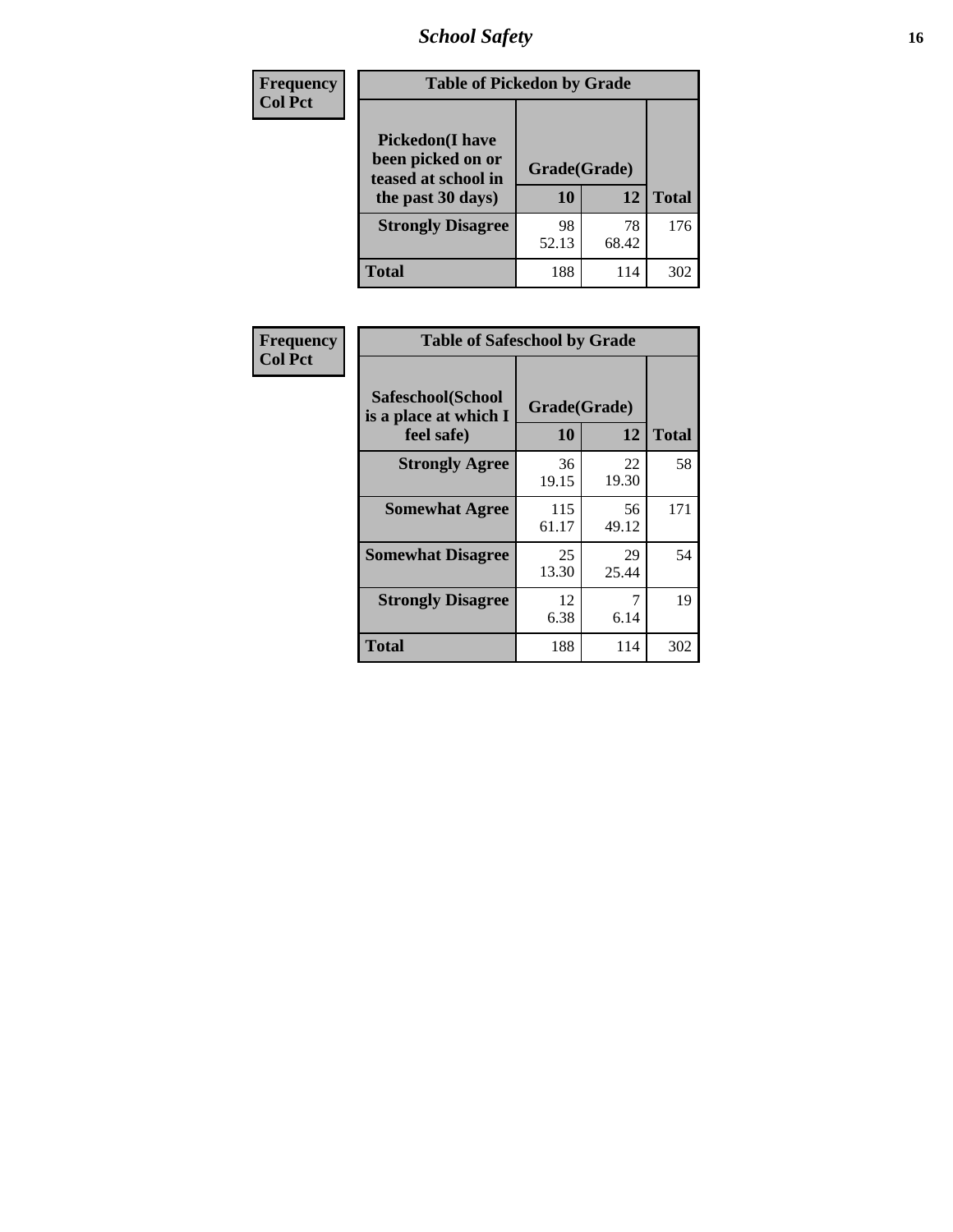| Frequency Col Pct | Table of Pickedon by Grade | | |
|---|---|---|---|
| Pickedon(I have been picked on or teased at school in the past 30 days) | Grade(Grade) | | |
| | 10 | 12 | Total |
| Strongly Disagree | 98 52.13 | 78 68.42 | 176 |
| Total | 188 | 114 | 302 |

| Frequency Col Pct | Table of Safeschool by Grade | | |
|---|---|---|---|
| Safeschool(School is a place at which I feel safe) | Grade(Grade) | | |
| | 10 | 12 | Total |
| Strongly Agree | 36 19.15 | 22 19.30 | 58 |
| Somewhat Agree | 115 61.17 | 56 49.12 | 171 |
| Somewhat Disagree | 25 13.30 | 29 25.44 | 54 |
| Strongly Disagree | 12 6.38 | 7 6.14 | 19 |
| Total | 188 | 114 | 302 |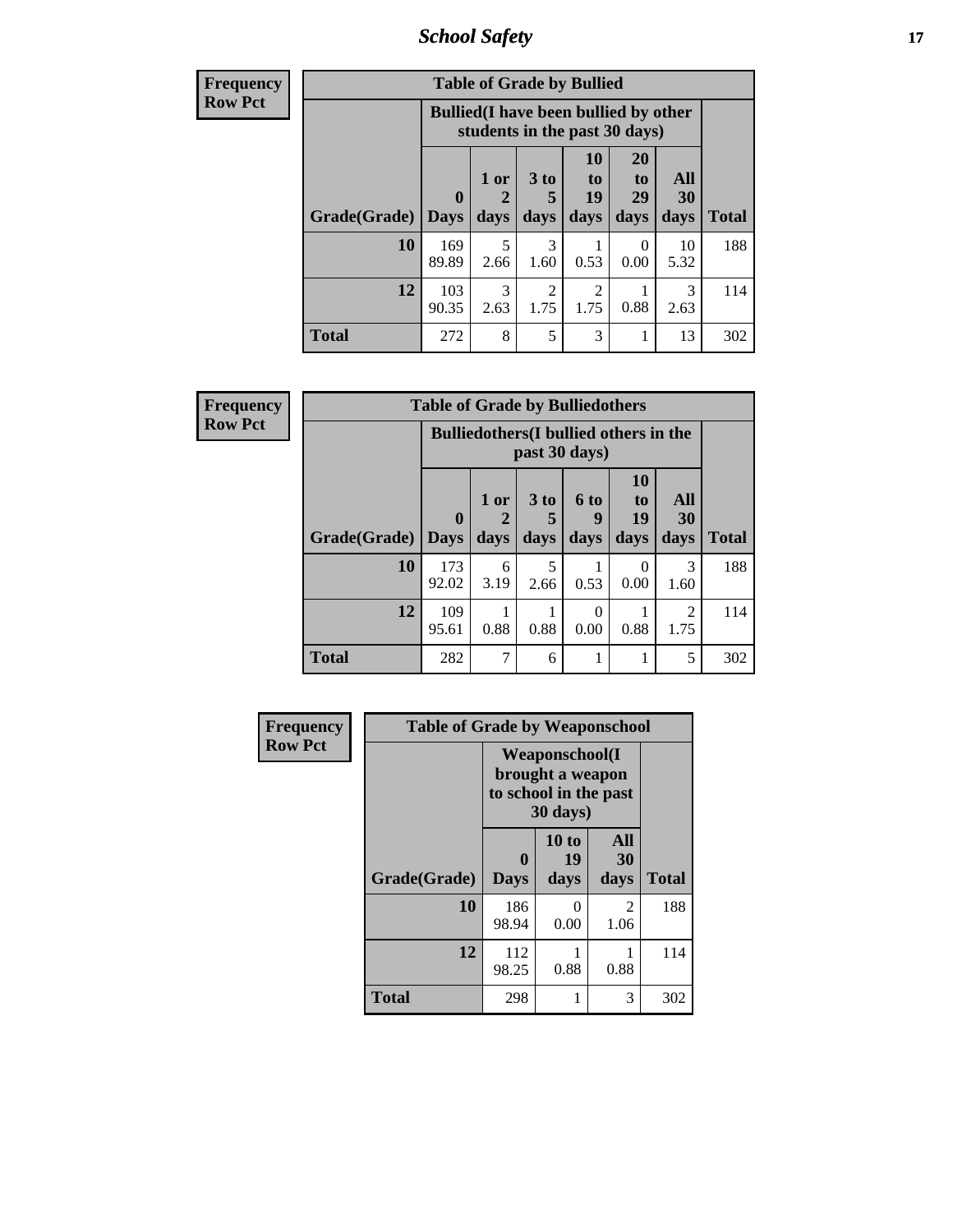# School Safety

**Frequency / Row Pct**

| Table of Grade by Bullied | | | | | | | |
|---|---|---|---|---|---|---|---|
| | Bullied(I have been bullied by other students in the past 30 days) | | | | | | |
| Grade(Grade) | 0 Days | 1 or 2 days | 3 to 5 days | 10 to 19 days | 20 to 29 days | All 30 days | Total |
| **10** | 169<br>89.89 | 5<br>2.66 | 3<br>1.60 | 1<br>0.53 | 0<br>0.00 | 10<br>5.32 | 188 |
| **12** | 103<br>90.35 | 3<br>2.63 | 2<br>1.75 | 2<br>1.75 | 1<br>0.88 | 3<br>2.63 | 114 |
| **Total** | 272 | 8 | 5 | 3 | 1 | 13 | 302 |

**Frequency / Row Pct**

| Table of Grade by Bulliedothers | | | | | | | |
|---|---|---|---|---|---|---|---|
| | Bulliedothers(I bullied others in the past 30 days) | | | | | | |
| Grade(Grade) | 0 Days | 1 or 2 days | 3 to 5 days | 6 to 9 days | 10 to 19 days | All 30 days | Total |
| **10** | 173<br>92.02 | 6<br>3.19 | 5<br>2.66 | 1<br>0.53 | 0<br>0.00 | 3<br>1.60 | 188 |
| **12** | 109<br>95.61 | 1<br>0.88 | 1<br>0.88 | 0<br>0.00 | 1<br>0.88 | 2<br>1.75 | 114 |
| **Total** | 282 | 7 | 6 | 1 | 1 | 5 | 302 |

**Frequency / Row Pct**

| Table of Grade by Weaponschool | | | | |
|---|---|---|---|---|
| | Weaponschool(I brought a weapon to school in the past 30 days) | | | |
| Grade(Grade) | 0 Days | 10 to 19 days | All 30 days | Total |
| **10** | 186<br>98.94 | 0<br>0.00 | 2<br>1.06 | 188 |
| **12** | 112<br>98.25 | 1<br>0.88 | 1<br>0.88 | 114 |
| **Total** | 298 | 1 | 3 | 302 |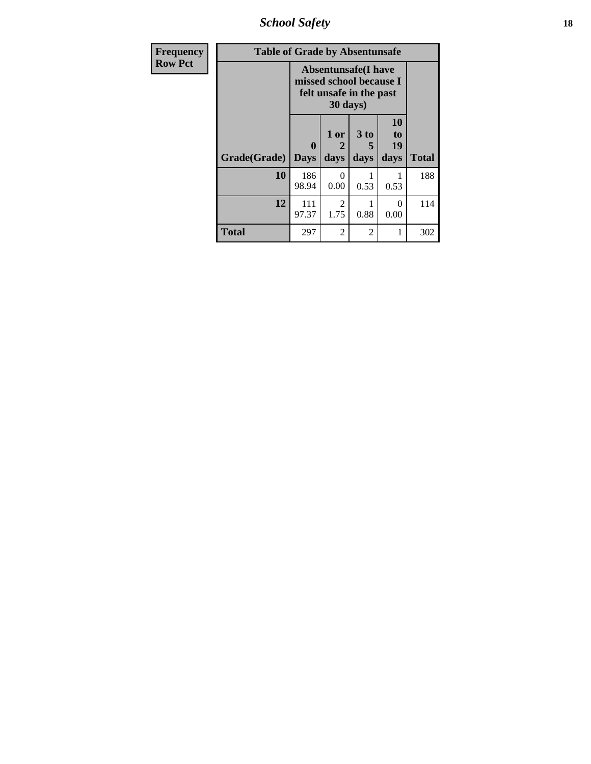| Frequency Row Pct | Table of Grade by Absentunsafe | | | | |
|---|---|---|---|---|---|
| | Absentunsafe(I have missed school because I felt unsafe in the past 30 days) | | | | |
| Grade(Grade) | 0 Days | 1 or 2 days | 3 to 5 days | 10 to 19 days | Total |
| 10 | 186<br>98.94 | 0<br>0.00 | 1<br>0.53 | 1<br>0.53 | 188 |
| 12 | 111<br>97.37 | 2<br>1.75 | 1<br>0.88 | 0<br>0.00 | 114 |
| Total | 297 | 2 | 2 | 1 | 302 |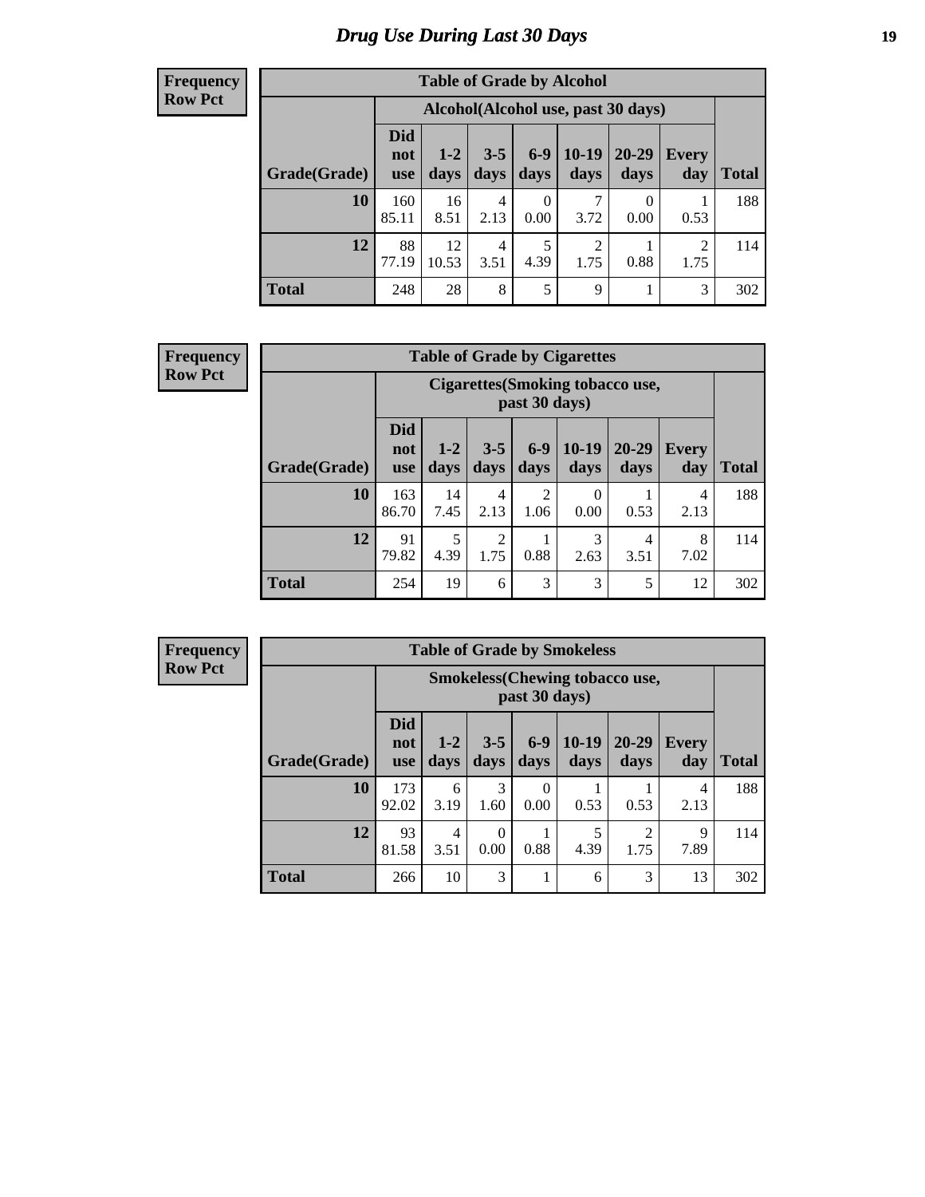# Drug Use During Last 30 Days

**Frequency**
**Row Pct**

| Table of Grade by Alcohol | | | | | | | | |
|---|---|---|---|---|---|---|---|---|
| | Alcohol(Alcohol use, past 30 days) | | | | | | | |
| Grade(Grade) | Did not use | 1-2 days | 3-5 days | 6-9 days | 10-19 days | 20-29 days | Every day | Total |
| 10 | 160<br>85.11 | 16<br>8.51 | 4<br>2.13 | 0<br>0.00 | 7<br>3.72 | 0<br>0.00 | 1<br>0.53 | 188 |
| 12 | 88<br>77.19 | 12<br>10.53 | 4<br>3.51 | 5<br>4.39 | 2<br>1.75 | 1<br>0.88 | 2<br>1.75 | 114 |
| Total | 248 | 28 | 8 | 5 | 9 | 1 | 3 | 302 |

**Frequency**
**Row Pct**

| Table of Grade by Cigarettes | | | | | | | | |
|---|---|---|---|---|---|---|---|---|
| | Cigarettes(Smoking tobacco use, past 30 days) | | | | | | | |
| Grade(Grade) | Did not use | 1-2 days | 3-5 days | 6-9 days | 10-19 days | 20-29 days | Every day | Total |
| 10 | 163<br>86.70 | 14<br>7.45 | 4<br>2.13 | 2<br>1.06 | 0<br>0.00 | 1<br>0.53 | 4<br>2.13 | 188 |
| 12 | 91<br>79.82 | 5<br>4.39 | 2<br>1.75 | 1<br>0.88 | 3<br>2.63 | 4<br>3.51 | 8<br>7.02 | 114 |
| Total | 254 | 19 | 6 | 3 | 3 | 5 | 12 | 302 |

**Frequency**
**Row Pct**

| Table of Grade by Smokeless | | | | | | | | |
|---|---|---|---|---|---|---|---|---|
| | Smokeless(Chewing tobacco use, past 30 days) | | | | | | | |
| Grade(Grade) | Did not use | 1-2 days | 3-5 days | 6-9 days | 10-19 days | 20-29 days | Every day | Total |
| 10 | 173<br>92.02 | 6<br>3.19 | 3<br>1.60 | 0<br>0.00 | 1<br>0.53 | 1<br>0.53 | 4<br>2.13 | 188 |
| 12 | 93<br>81.58 | 4<br>3.51 | 0<br>0.00 | 1<br>0.88 | 5<br>4.39 | 2<br>1.75 | 9<br>7.89 | 114 |
| Total | 266 | 10 | 3 | 1 | 6 | 3 | 13 | 302 |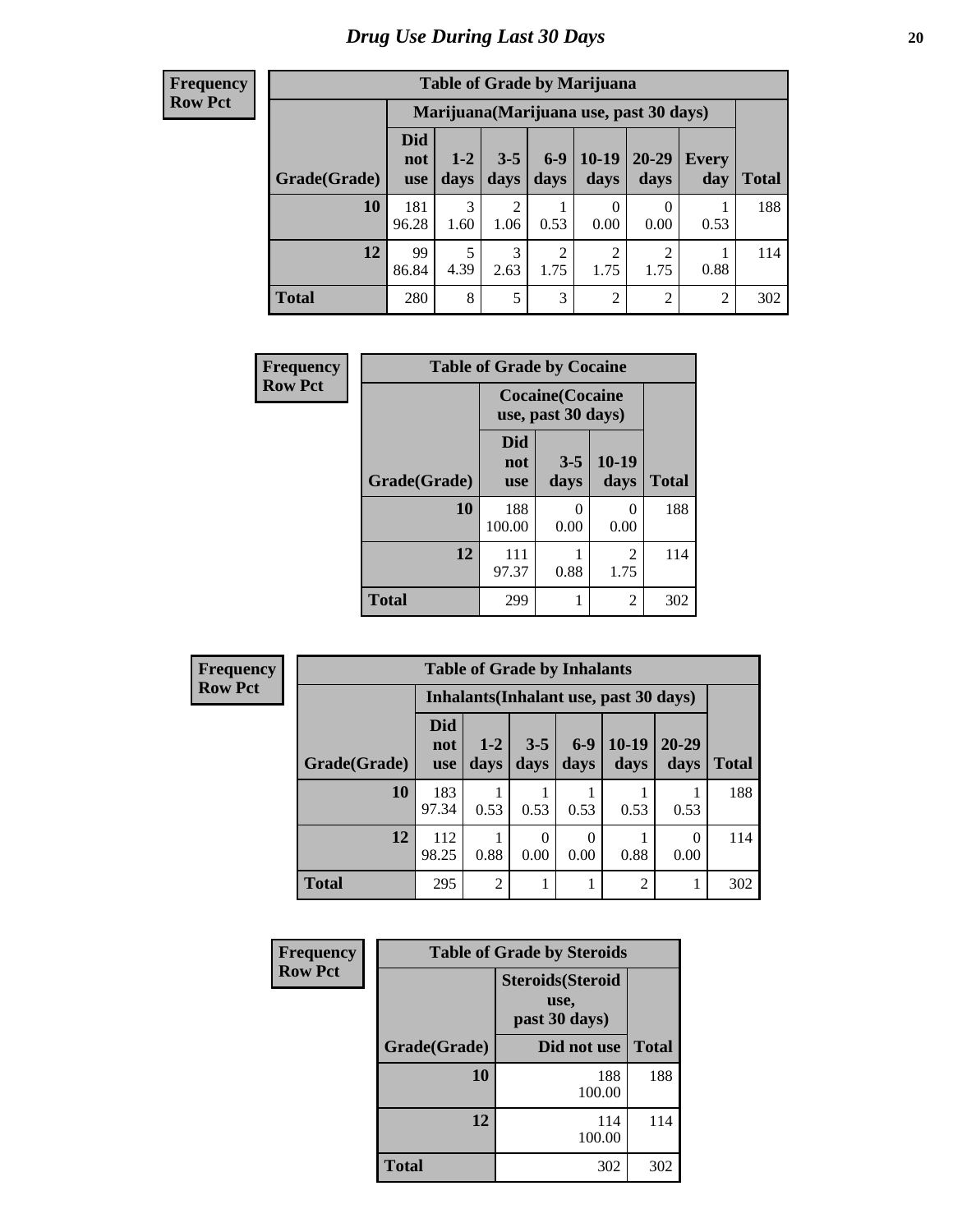# Drug Use During Last 30 Days

**Frequency**
**Row Pct**

| Table of Grade by Marijuana | | | | | | | | |
|---|---|---|---|---|---|---|---|---|
| | Marijuana(Marijuana use, past 30 days) | | | | | | | |
| Grade(Grade) | Did not use | 1-2 days | 3-5 days | 6-9 days | 10-19 days | 20-29 days | Every day | Total |
| **10** | 181<br>96.28 | 3<br>1.60 | 2<br>1.06 | 1<br>0.53 | 0<br>0.00 | 0<br>0.00 | 1<br>0.53 | 188 |
| **12** | 99<br>86.84 | 5<br>4.39 | 3<br>2.63 | 2<br>1.75 | 2<br>1.75 | 2<br>1.75 | 1<br>0.88 | 114 |
| **Total** | 280 | 8 | 5 | 3 | 2 | 2 | 2 | 302 |

**Frequency**
**Row Pct**

| Table of Grade by Cocaine | | | | |
|---|---|---|---|---|
| | Cocaine(Cocaine use, past 30 days) | | | |
| Grade(Grade) | Did not use | 3-5 days | 10-19 days | Total |
| **10** | 188<br>100.00 | 0<br>0.00 | 0<br>0.00 | 188 |
| **12** | 111<br>97.37 | 1<br>0.88 | 2<br>1.75 | 114 |
| **Total** | 299 | 1 | 2 | 302 |

**Frequency**
**Row Pct**

| Table of Grade by Inhalants | | | | | | | |
|---|---|---|---|---|---|---|---|
| | Inhalants(Inhalant use, past 30 days) | | | | | | |
| Grade(Grade) | Did not use | 1-2 days | 3-5 days | 6-9 days | 10-19 days | 20-29 days | Total |
| **10** | 183<br>97.34 | 1<br>0.53 | 1<br>0.53 | 1<br>0.53 | 1<br>0.53 | 1<br>0.53 | 188 |
| **12** | 112<br>98.25 | 1<br>0.88 | 0<br>0.00 | 0<br>0.00 | 1<br>0.88 | 0<br>0.00 | 114 |
| **Total** | 295 | 2 | 1 | 1 | 2 | 1 | 302 |

**Frequency**
**Row Pct**

| Table of Grade by Steroids | | |
|---|---|---|
| | Steroids(Steroid use, past 30 days) | |
| Grade(Grade) | Did not use | Total |
| **10** | 188<br>100.00 | 188 |
| **12** | 114<br>100.00 | 114 |
| **Total** | 302 | 302 |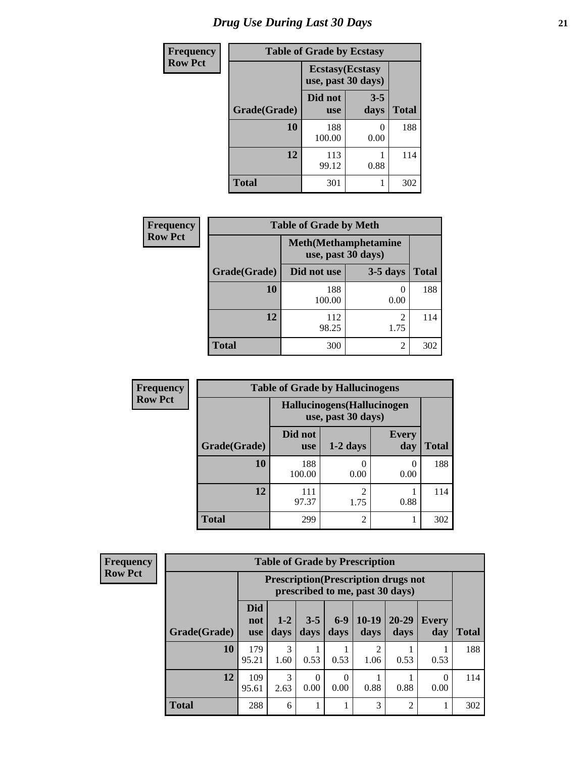# Drug Use During Last 30 Days

**Frequency**
**Row Pct**

| Table of Grade by Ecstasy | | | |
|---|---|---|---|
| | Ecstasy(Ecstasy use, past 30 days) | | |
| Grade(Grade) | Did not use | 3-5 days | Total |
| 10 | 188<br>100.00 | 0<br>0.00 | 188 |
| 12 | 113<br>99.12 | 1<br>0.88 | 114 |
| Total | 301 | 1 | 302 |

**Frequency**
**Row Pct**

| Table of Grade by Meth | | | |
|---|---|---|---|
| | Meth(Methamphetamine use, past 30 days) | | |
| Grade(Grade) | Did not use | 3-5 days | Total |
| 10 | 188<br>100.00 | 0<br>0.00 | 188 |
| 12 | 112<br>98.25 | 2<br>1.75 | 114 |
| Total | 300 | 2 | 302 |

**Frequency**
**Row Pct**

| Table of Grade by Hallucinogens | | | | |
|---|---|---|---|---|
| | Hallucinogens(Hallucinogen use, past 30 days) | | | |
| Grade(Grade) | Did not use | 1-2 days | Every day | Total |
| 10 | 188<br>100.00 | 0<br>0.00 | 0<br>0.00 | 188 |
| 12 | 111<br>97.37 | 2<br>1.75 | 1<br>0.88 | 114 |
| Total | 299 | 2 | 1 | 302 |

**Frequency**
**Row Pct**

| Table of Grade by Prescription | | | | | | | | |
|---|---|---|---|---|---|---|---|---|
| | Prescription(Prescription drugs not prescribed to me, past 30 days) | | | | | | | |
| Grade(Grade) | Did not use | 1-2 days | 3-5 days | 6-9 days | 10-19 days | 20-29 days | Every day | Total |
| 10 | 179<br>95.21 | 3<br>1.60 | 1<br>0.53 | 1<br>0.53 | 2<br>1.06 | 1<br>0.53 | 1<br>0.53 | 188 |
| 12 | 109<br>95.61 | 3<br>2.63 | 0<br>0.00 | 0<br>0.00 | 1<br>0.88 | 1<br>0.88 | 0<br>0.00 | 114 |
| Total | 288 | 6 | 1 | 1 | 3 | 2 | 1 | 302 |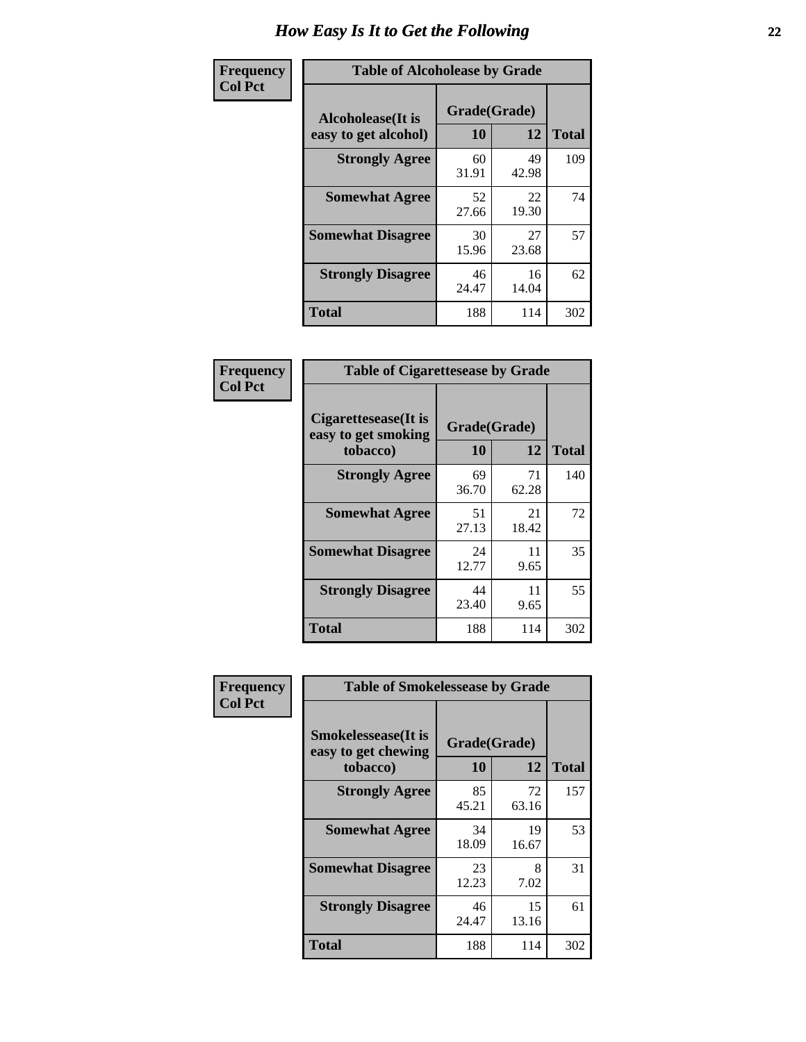# How Easy Is It to Get the Following

| Frequency<br>Col Pct |
|---|

**Table of Alcoholease by Grade**

| Alcoholease(It is easy to get alcohol) | Grade(Grade) 10 | 12 | Total |
|---|---|---|---|
| **Strongly Agree** | 60<br>31.91 | 49<br>42.98 | 109 |
| **Somewhat Agree** | 52<br>27.66 | 22<br>19.30 | 74 |
| **Somewhat Disagree** | 30<br>15.96 | 27<br>23.68 | 57 |
| **Strongly Disagree** | 46<br>24.47 | 16<br>14.04 | 62 |
| **Total** | 188 | 114 | 302 |

| Frequency<br>Col Pct |
|---|

**Table of Cigarettesease by Grade**

| Cigarettesease(It is easy to get smoking tobacco) | Grade(Grade) 10 | 12 | Total |
|---|---|---|---|
| **Strongly Agree** | 69<br>36.70 | 71<br>62.28 | 140 |
| **Somewhat Agree** | 51<br>27.13 | 21<br>18.42 | 72 |
| **Somewhat Disagree** | 24<br>12.77 | 11<br>9.65 | 35 |
| **Strongly Disagree** | 44<br>23.40 | 11<br>9.65 | 55 |
| **Total** | 188 | 114 | 302 |

| Frequency<br>Col Pct |
|---|

**Table of Smokelessease by Grade**

| Smokelessease(It is easy to get chewing tobacco) | Grade(Grade) 10 | 12 | Total |
|---|---|---|---|
| **Strongly Agree** | 85<br>45.21 | 72<br>63.16 | 157 |
| **Somewhat Agree** | 34<br>18.09 | 19<br>16.67 | 53 |
| **Somewhat Disagree** | 23<br>12.23 | 8<br>7.02 | 31 |
| **Strongly Disagree** | 46<br>24.47 | 15<br>13.16 | 61 |
| **Total** | 188 | 114 | 302 |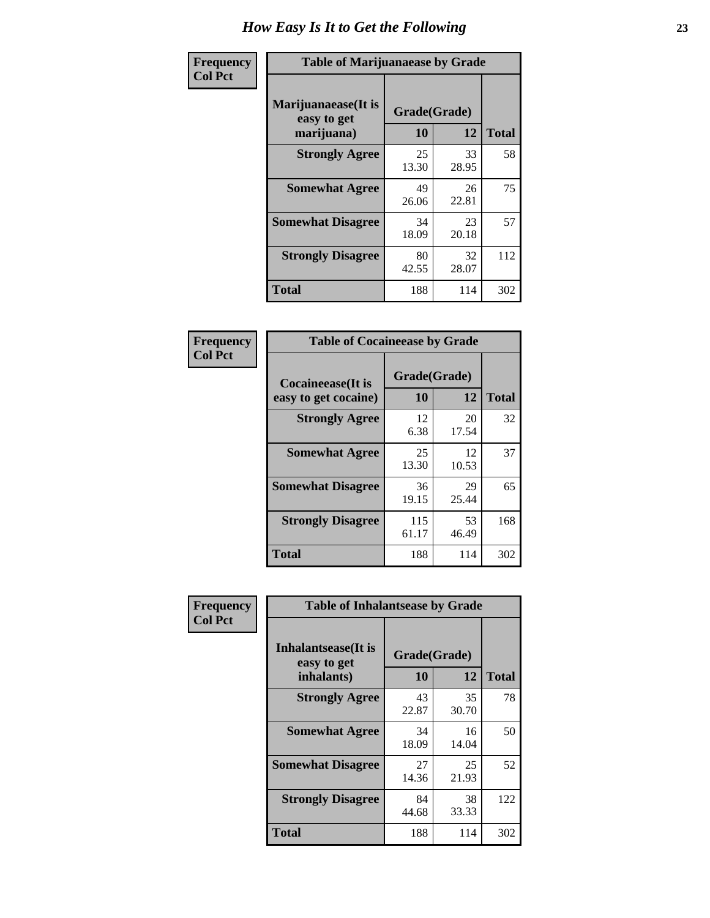# How Easy Is It to Get the Following

**Frequency**
**Col Pct**

| Table of Marijuanaease by Grade | | | |
|---|---|---|---|
| **Marijuanaease(It is easy to get marijuana)** | **Grade(Grade)** | | **Total** |
| | **10** | **12** | |
| **Strongly Agree** | 25<br>13.30 | 33<br>28.95 | 58 |
| **Somewhat Agree** | 49<br>26.06 | 26<br>22.81 | 75 |
| **Somewhat Disagree** | 34<br>18.09 | 23<br>20.18 | 57 |
| **Strongly Disagree** | 80<br>42.55 | 32<br>28.07 | 112 |
| **Total** | 188 | 114 | 302 |

**Frequency**
**Col Pct**

| Table of Cocaineease by Grade | | | |
|---|---|---|---|
| **Cocaineease(It is easy to get cocaine)** | **Grade(Grade)** | | **Total** |
| | **10** | **12** | |
| **Strongly Agree** | 12<br>6.38 | 20<br>17.54 | 32 |
| **Somewhat Agree** | 25<br>13.30 | 12<br>10.53 | 37 |
| **Somewhat Disagree** | 36<br>19.15 | 29<br>25.44 | 65 |
| **Strongly Disagree** | 115<br>61.17 | 53<br>46.49 | 168 |
| **Total** | 188 | 114 | 302 |

**Frequency**
**Col Pct**

| Table of Inhalantsease by Grade | | | |
|---|---|---|---|
| **Inhalantsease(It is easy to get inhalants)** | **Grade(Grade)** | | **Total** |
| | **10** | **12** | |
| **Strongly Agree** | 43<br>22.87 | 35<br>30.70 | 78 |
| **Somewhat Agree** | 34<br>18.09 | 16<br>14.04 | 50 |
| **Somewhat Disagree** | 27<br>14.36 | 25<br>21.93 | 52 |
| **Strongly Disagree** | 84<br>44.68 | 38<br>33.33 | 122 |
| **Total** | 188 | 114 | 302 |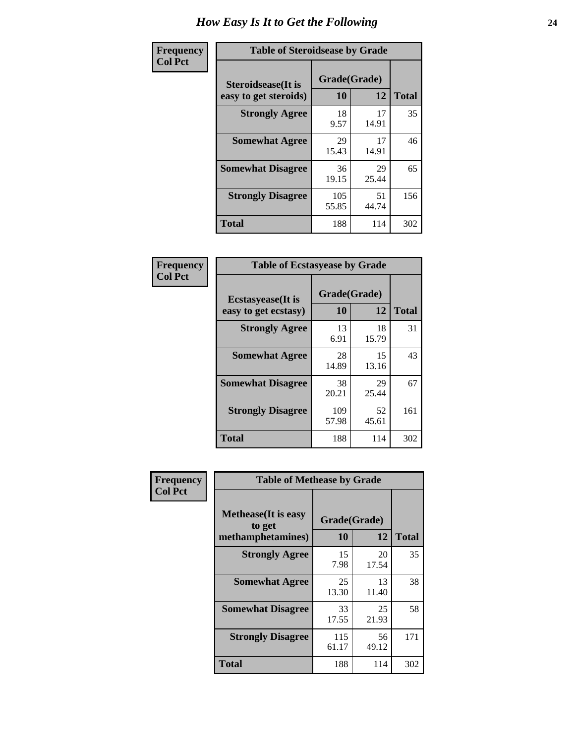# How Easy Is It to Get the Following

**Frequency**
**Col Pct**

**Table of Steroidsease by Grade**

| Steroidsease(It is easy to get steroids) | Grade(Grade) 10 | 12 | Total |
|---|---|---|---|
| **Strongly Agree** | 18<br>9.57 | 17<br>14.91 | 35 |
| **Somewhat Agree** | 29<br>15.43 | 17<br>14.91 | 46 |
| **Somewhat Disagree** | 36<br>19.15 | 29<br>25.44 | 65 |
| **Strongly Disagree** | 105<br>55.85 | 51<br>44.74 | 156 |
| **Total** | 188 | 114 | 302 |

**Frequency**
**Col Pct**

**Table of Ecstasyease by Grade**

| Ecstasyease(It is easy to get ecstasy) | Grade(Grade) 10 | 12 | Total |
|---|---|---|---|
| **Strongly Agree** | 13<br>6.91 | 18<br>15.79 | 31 |
| **Somewhat Agree** | 28<br>14.89 | 15<br>13.16 | 43 |
| **Somewhat Disagree** | 38<br>20.21 | 29<br>25.44 | 67 |
| **Strongly Disagree** | 109<br>57.98 | 52<br>45.61 | 161 |
| **Total** | 188 | 114 | 302 |

**Frequency**
**Col Pct**

**Table of Methease by Grade**

| Methease(It is easy to get methamphetamines) | Grade(Grade) 10 | 12 | Total |
|---|---|---|---|
| **Strongly Agree** | 15<br>7.98 | 20<br>17.54 | 35 |
| **Somewhat Agree** | 25<br>13.30 | 13<br>11.40 | 38 |
| **Somewhat Disagree** | 33<br>17.55 | 25<br>21.93 | 58 |
| **Strongly Disagree** | 115<br>61.17 | 56<br>49.12 | 171 |
| **Total** | 188 | 114 | 302 |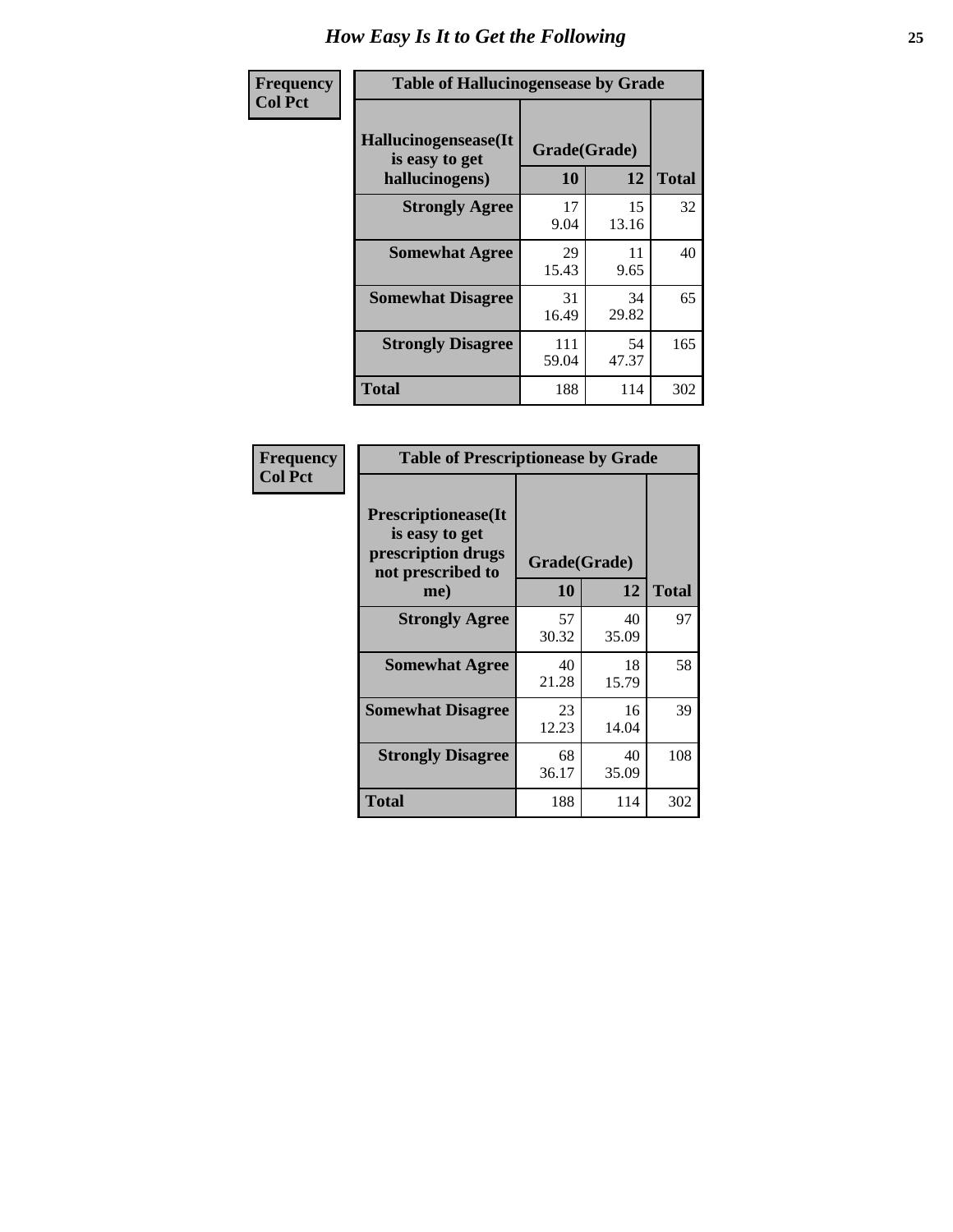# How Easy Is It to Get the Following

**Frequency**
**Col Pct**

**Table of Hallucinogensease by Grade**

| Hallucinogensease(It is easy to get hallucinogens) | Grade(Grade) | | Total |
|---|---|---|---|
| | 10 | 12 | |
| **Strongly Agree** | 17<br>9.04 | 15<br>13.16 | 32 |
| **Somewhat Agree** | 29<br>15.43 | 11<br>9.65 | 40 |
| **Somewhat Disagree** | 31<br>16.49 | 34<br>29.82 | 65 |
| **Strongly Disagree** | 111<br>59.04 | 54<br>47.37 | 165 |
| **Total** | 188 | 114 | 302 |

**Frequency**
**Col Pct**

**Table of Prescriptionease by Grade**

| Prescriptionease(It is easy to get prescription drugs not prescribed to me) | Grade(Grade) | | Total |
|---|---|---|---|
| | 10 | 12 | |
| **Strongly Agree** | 57<br>30.32 | 40<br>35.09 | 97 |
| **Somewhat Agree** | 40<br>21.28 | 18<br>15.79 | 58 |
| **Somewhat Disagree** | 23<br>12.23 | 16<br>14.04 | 39 |
| **Strongly Disagree** | 68<br>36.17 | 40<br>35.09 | 108 |
| **Total** | 188 | 114 | 302 |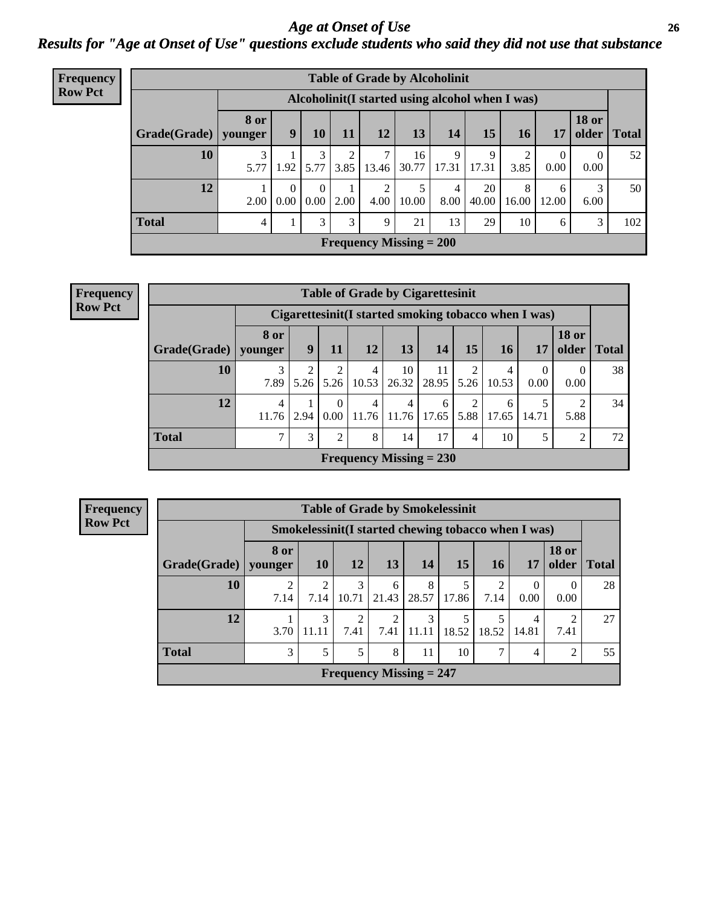# Age at Onset of Use

## Results for "Age at Onset of Use" questions exclude students who said they did not use that substance

**Frequency Row Pct**

**Table of Grade by Alcoholinit**

| Grade(Grade) | Alcoholinit(I started using alcohol when I was) | | | | | | | | | | | Total |
|---|---|---|---|---|---|---|---|---|---|---|---|---|
| | 8 or younger | 9 | 10 | 11 | 12 | 13 | 14 | 15 | 16 | 17 | 18 or older | |
| 10 | 3<br>5.77 | 1<br>1.92 | 3<br>5.77 | 2<br>3.85 | 7<br>13.46 | 16<br>30.77 | 9<br>17.31 | 9<br>17.31 | 2<br>3.85 | 0<br>0.00 | 0<br>0.00 | 52 |
| 12 | 1<br>2.00 | 0<br>0.00 | 0<br>0.00 | 1<br>2.00 | 2<br>4.00 | 5<br>10.00 | 4<br>8.00 | 20<br>40.00 | 8<br>16.00 | 6<br>12.00 | 3<br>6.00 | 50 |
| Total | 4 | 1 | 3 | 3 | 9 | 21 | 13 | 29 | 10 | 6 | 3 | 102 |

Frequency Missing = 200

**Frequency Row Pct**

**Table of Grade by Cigarettesinit**

| Grade(Grade) | Cigarettesinit(I started smoking tobacco when I was) | | | | | | | | | | Total |
|---|---|---|---|---|---|---|---|---|---|---|---|
| | 8 or younger | 9 | 11 | 12 | 13 | 14 | 15 | 16 | 17 | 18 or older | |
| 10 | 3<br>7.89 | 2<br>5.26 | 2<br>5.26 | 4<br>10.53 | 10<br>26.32 | 11<br>28.95 | 2<br>5.26 | 4<br>10.53 | 0<br>0.00 | 0<br>0.00 | 38 |
| 12 | 4<br>11.76 | 1<br>2.94 | 0<br>0.00 | 4<br>11.76 | 4<br>11.76 | 6<br>17.65 | 2<br>5.88 | 6<br>17.65 | 5<br>14.71 | 2<br>5.88 | 34 |
| Total | 7 | 3 | 2 | 8 | 14 | 17 | 4 | 10 | 5 | 2 | 72 |

Frequency Missing = 230

**Frequency Row Pct**

**Table of Grade by Smokelessinit**

| Grade(Grade) | Smokelessinit(I started chewing tobacco when I was) | | | | | | | | | Total |
|---|---|---|---|---|---|---|---|---|---|---|
| | 8 or younger | 10 | 12 | 13 | 14 | 15 | 16 | 17 | 18 or older | |
| 10 | 2<br>7.14 | 2<br>7.14 | 3<br>10.71 | 6<br>21.43 | 8<br>28.57 | 5<br>17.86 | 2<br>7.14 | 0<br>0.00 | 0<br>0.00 | 28 |
| 12 | 1<br>3.70 | 3<br>11.11 | 2<br>7.41 | 2<br>7.41 | 3<br>11.11 | 5<br>18.52 | 5<br>18.52 | 4<br>14.81 | 2<br>7.41 | 27 |
| Total | 3 | 5 | 5 | 8 | 11 | 10 | 7 | 4 | 2 | 55 |

Frequency Missing = 247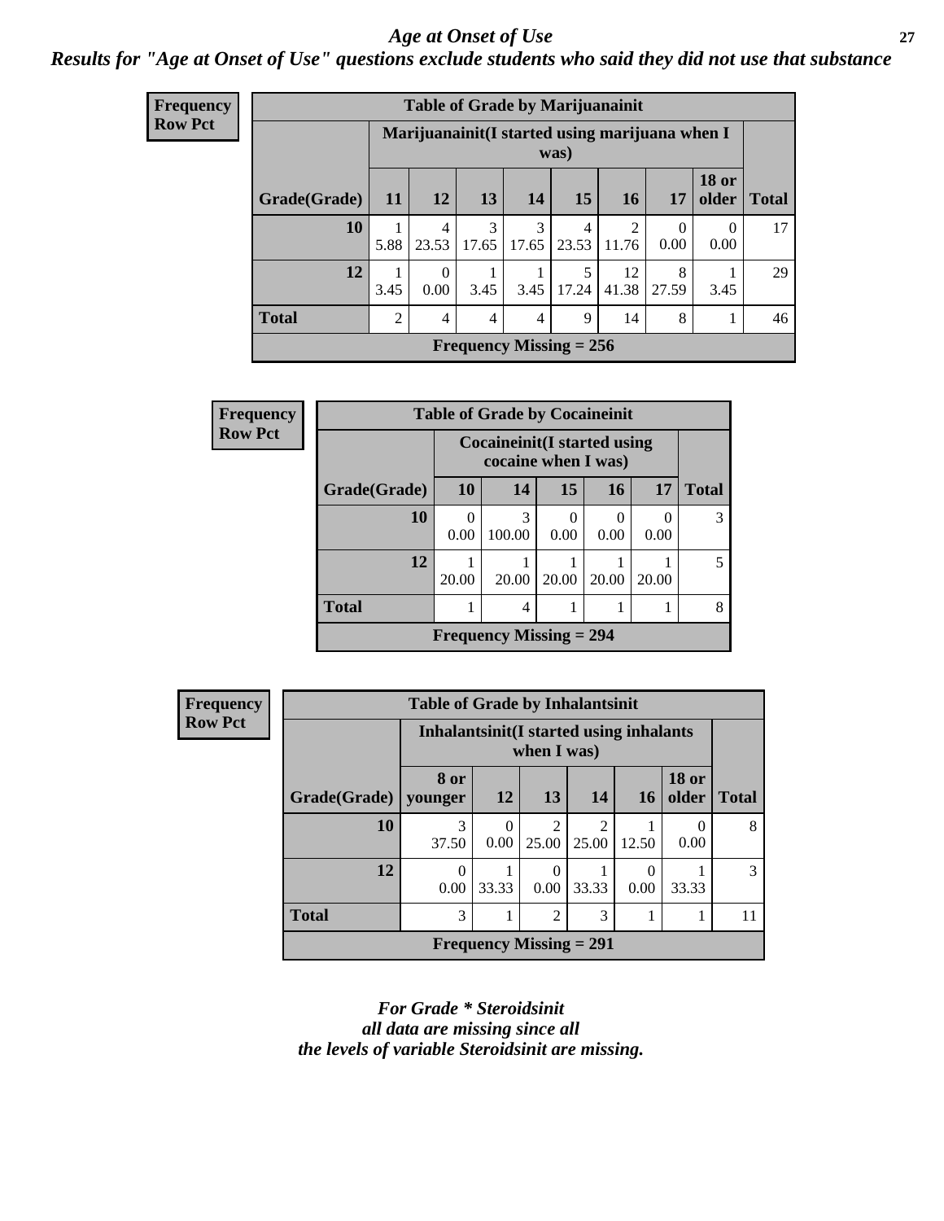## *Age at Onset of Use*

***Results for "Age at Onset of Use" questions exclude students who said they did not use that substance***

**Frequency**
**Row Pct**

| Table of Grade by Marijuanainit | | | | | | | | | |
|---|---|---|---|---|---|---|---|---|---|
| | Marijuanainit(I started using marijuana when I was) | | | | | | | | |
| Grade(Grade) | 11 | 12 | 13 | 14 | 15 | 16 | 17 | 18 or older | Total |
| 10 | 1<br>5.88 | 4<br>23.53 | 3<br>17.65 | 3<br>17.65 | 4<br>23.53 | 2<br>11.76 | 0<br>0.00 | 0<br>0.00 | 17 |
| 12 | 1<br>3.45 | 0<br>0.00 | 1<br>3.45 | 1<br>3.45 | 5<br>17.24 | 12<br>41.38 | 8<br>27.59 | 1<br>3.45 | 29 |
| Total | 2 | 4 | 4 | 4 | 9 | 14 | 8 | 1 | 46 |
| Frequency Missing = 256 | | | | | | | | | |

**Frequency**
**Row Pct**

| Table of Grade by Cocaineinit | | | | | | |
|---|---|---|---|---|---|---|
| | Cocaineinit(I started using cocaine when I was) | | | | | |
| Grade(Grade) | 10 | 14 | 15 | 16 | 17 | Total |
| 10 | 0<br>0.00 | 3<br>100.00 | 0<br>0.00 | 0<br>0.00 | 0<br>0.00 | 3 |
| 12 | 1<br>20.00 | 1<br>20.00 | 1<br>20.00 | 1<br>20.00 | 1<br>20.00 | 5 |
| Total | 1 | 4 | 1 | 1 | 1 | 8 |
| Frequency Missing = 294 | | | | | | |

**Frequency**
**Row Pct**

| Table of Grade by Inhalantsinit | | | | | | | |
|---|---|---|---|---|---|---|---|
| | Inhalantsinit(I started using inhalants when I was) | | | | | | |
| Grade(Grade) | 8 or younger | 12 | 13 | 14 | 16 | 18 or older | Total |
| 10 | 3<br>37.50 | 0<br>0.00 | 2<br>25.00 | 2<br>25.00 | 1<br>12.50 | 0<br>0.00 | 8 |
| 12 | 0<br>0.00 | 1<br>33.33 | 0<br>0.00 | 1<br>33.33 | 0<br>0.00 | 1<br>33.33 | 3 |
| Total | 3 | 1 | 2 | 3 | 1 | 1 | 11 |
| Frequency Missing = 291 | | | | | | | |

*For Grade * Steroidsinit*
*all data are missing since all*
*the levels of variable Steroidsinit are missing.*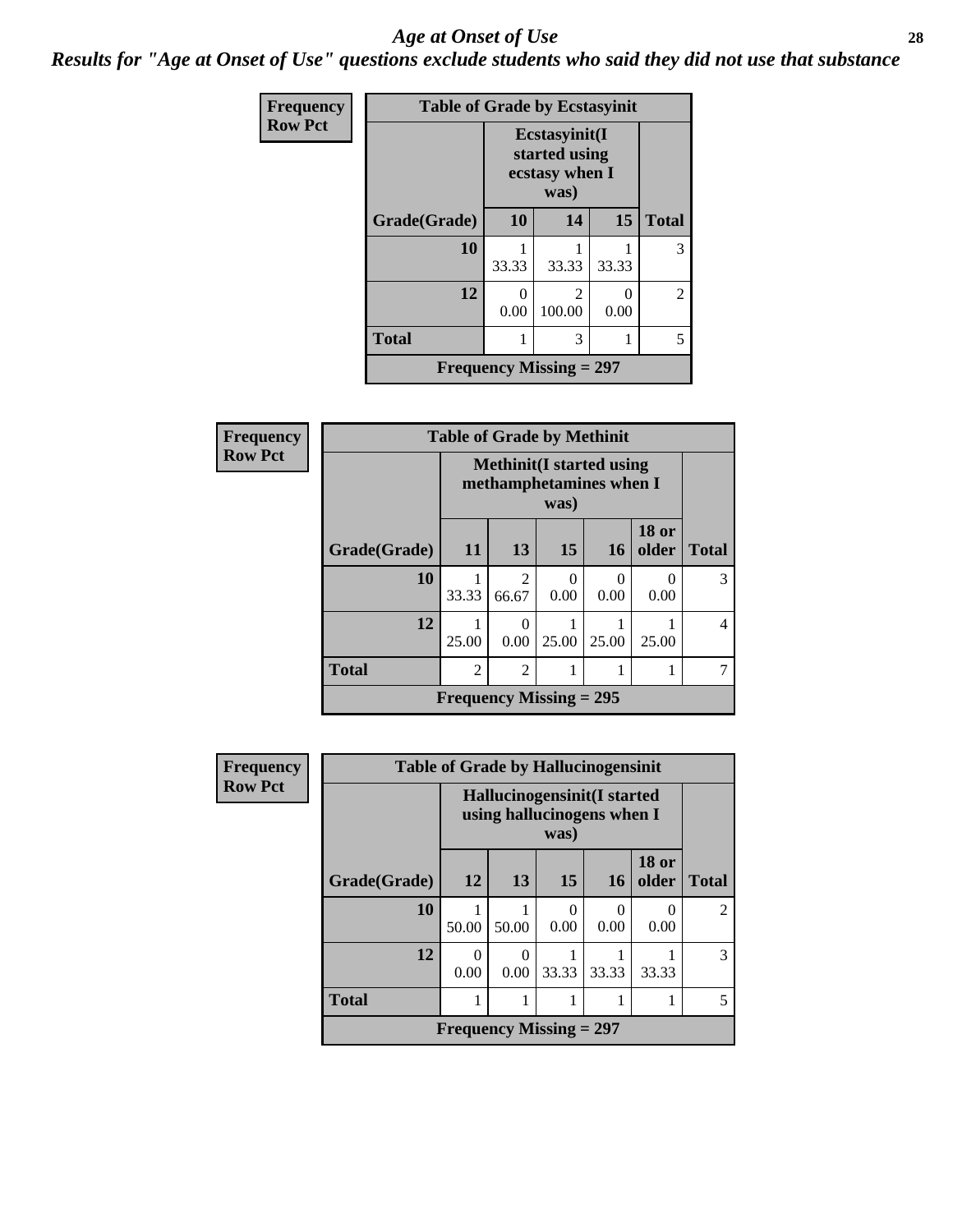# *Age at Onset of Use*

***Results for "Age at Onset of Use" questions exclude students who said they did not use that substance***

**Frequency**
**Row Pct**

| Table of Grade by Ecstasyinit | | | | |
|---|---|---|---|---|
| | Ecstasyinit(I started using ecstasy when I was) | | | |
| **Grade(Grade)** | **10** | **14** | **15** | **Total** |
| **10** | 1<br>33.33 | 1<br>33.33 | 1<br>33.33 | 3 |
| **12** | 0<br>0.00 | 2<br>100.00 | 0<br>0.00 | 2 |
| **Total** | 1 | 3 | 1 | 5 |
| **Frequency Missing = 297** | | | | |

**Frequency**
**Row Pct**

| Table of Grade by Methinit | | | | | | |
|---|---|---|---|---|---|---|
| | Methinit(I started using methamphetamines when I was) | | | | | |
| **Grade(Grade)** | **11** | **13** | **15** | **16** | **18 or older** | **Total** |
| **10** | 1<br>33.33 | 2<br>66.67 | 0<br>0.00 | 0<br>0.00 | 0<br>0.00 | 3 |
| **12** | 1<br>25.00 | 0<br>0.00 | 1<br>25.00 | 1<br>25.00 | 1<br>25.00 | 4 |
| **Total** | 2 | 2 | 1 | 1 | 1 | 7 |
| **Frequency Missing = 295** | | | | | | |

**Frequency**
**Row Pct**

| Table of Grade by Hallucinogensinit | | | | | | |
|---|---|---|---|---|---|---|
| | Hallucinogensinit(I started using hallucinogens when I was) | | | | | |
| **Grade(Grade)** | **12** | **13** | **15** | **16** | **18 or older** | **Total** |
| **10** | 1<br>50.00 | 1<br>50.00 | 0<br>0.00 | 0<br>0.00 | 0<br>0.00 | 2 |
| **12** | 0<br>0.00 | 0<br>0.00 | 1<br>33.33 | 1<br>33.33 | 1<br>33.33 | 3 |
| **Total** | 1 | 1 | 1 | 1 | 1 | 5 |
| **Frequency Missing = 297** | | | | | | |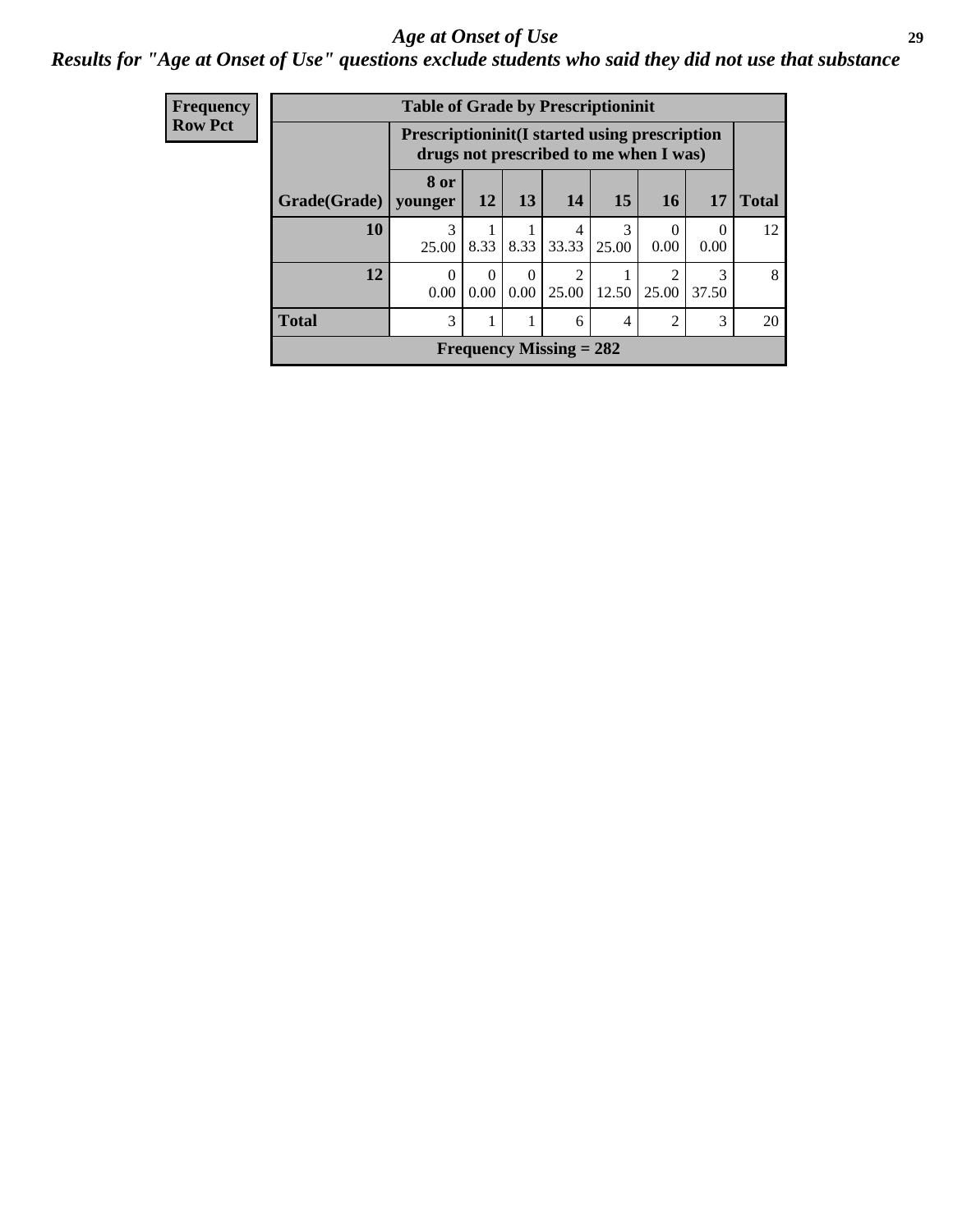## *Age at Onset of Use*

***Results for "Age at Onset of Use" questions exclude students who said they did not use that substance***

| Frequency Row Pct | | | | | | | | |
|---|---|---|---|---|---|---|---|---|
| **Table of Grade by Prescriptioninit** | | | | | | | | |
| | **Prescriptioninit(I started using prescription drugs not prescribed to me when I was)** | | | | | | | |
| **Grade(Grade)** | **8 or younger** | **12** | **13** | **14** | **15** | **16** | **17** | **Total** |
| **10** | 3<br>25.00 | 1<br>8.33 | 1<br>8.33 | 4<br>33.33 | 3<br>25.00 | 0<br>0.00 | 0<br>0.00 | 12 |
| **12** | 0<br>0.00 | 0<br>0.00 | 0<br>0.00 | 2<br>25.00 | 1<br>12.50 | 2<br>25.00 | 3<br>37.50 | 8 |
| **Total** | 3 | 1 | 1 | 6 | 4 | 2 | 3 | 20 |
| **Frequency Missing = 282** | | | | | | | | |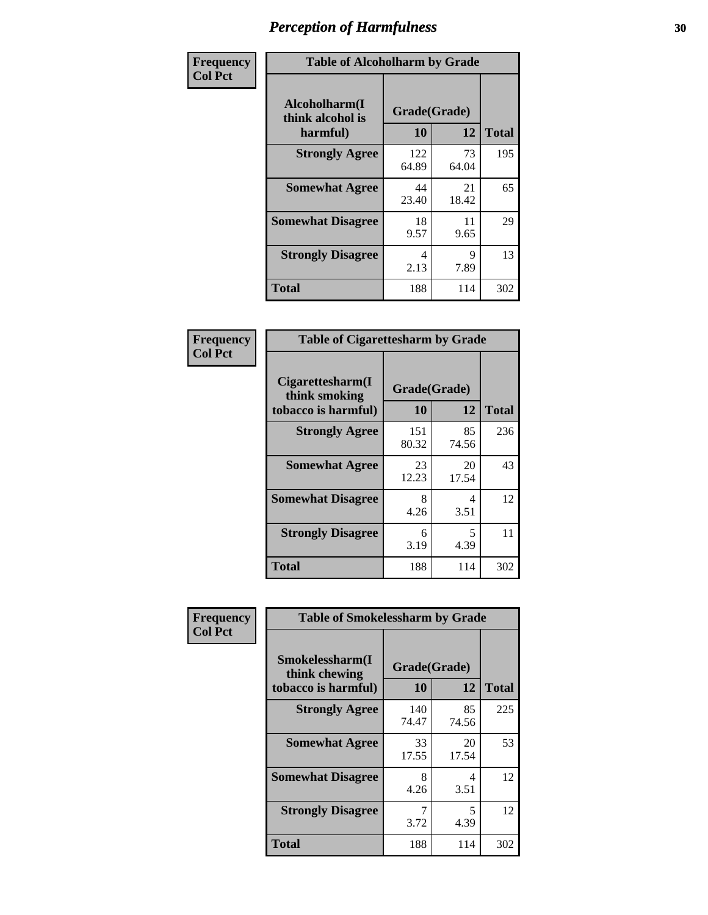# Perception of Harmfulness

**Frequency**
**Col Pct**

**Table of Alcoholharm by Grade**

| Alcoholharm(I think alcohol is harmful) | Grade(Grade) | | Total |
|---|---|---|---|
| | 10 | 12 | |
| Strongly Agree | 122<br>64.89 | 73<br>64.04 | 195 |
| Somewhat Agree | 44<br>23.40 | 21<br>18.42 | 65 |
| Somewhat Disagree | 18<br>9.57 | 11<br>9.65 | 29 |
| Strongly Disagree | 4<br>2.13 | 9<br>7.89 | 13 |
| Total | 188 | 114 | 302 |

**Frequency**
**Col Pct**

**Table of Cigarettesharm by Grade**

| Cigarettesharm(I think smoking tobacco is harmful) | Grade(Grade) | | Total |
|---|---|---|---|
| | 10 | 12 | |
| Strongly Agree | 151<br>80.32 | 85<br>74.56 | 236 |
| Somewhat Agree | 23<br>12.23 | 20<br>17.54 | 43 |
| Somewhat Disagree | 8<br>4.26 | 4<br>3.51 | 12 |
| Strongly Disagree | 6<br>3.19 | 5<br>4.39 | 11 |
| Total | 188 | 114 | 302 |

**Frequency**
**Col Pct**

**Table of Smokelessharm by Grade**

| Smokelessharm(I think chewing tobacco is harmful) | Grade(Grade) | | Total |
|---|---|---|---|
| | 10 | 12 | |
| Strongly Agree | 140<br>74.47 | 85<br>74.56 | 225 |
| Somewhat Agree | 33<br>17.55 | 20<br>17.54 | 53 |
| Somewhat Disagree | 8<br>4.26 | 4<br>3.51 | 12 |
| Strongly Disagree | 7<br>3.72 | 5<br>4.39 | 12 |
| Total | 188 | 114 | 302 |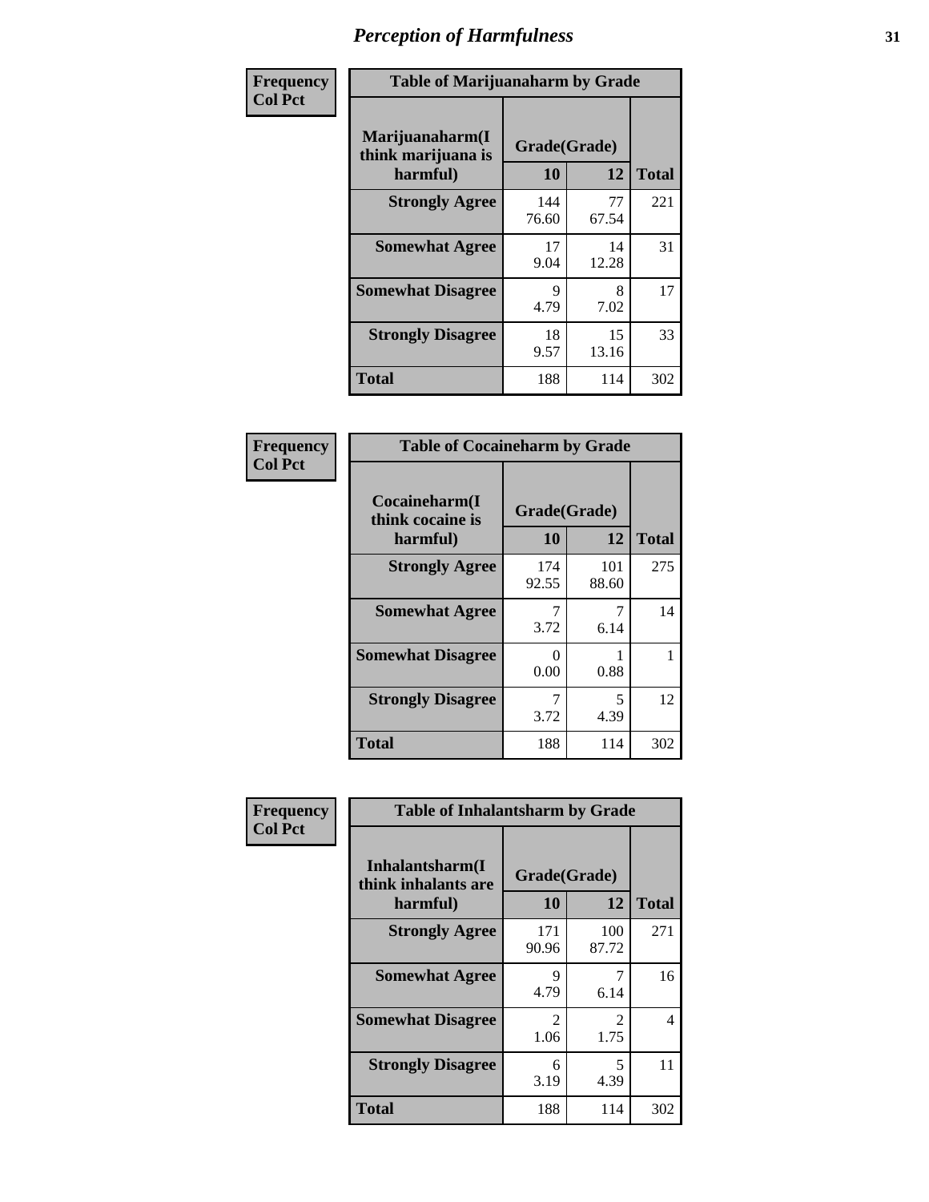# Perception of Harmfulness

| Frequency Col Pct | Table of Marijuanaharm by Grade | | |
|---|---|---|---|
| Marijuanaharm(I think marijuana is harmful) | Grade(Grade) | | |
| | 10 | 12 | Total |
| Strongly Agree | 144<br>76.60 | 77<br>67.54 | 221 |
| Somewhat Agree | 17<br>9.04 | 14<br>12.28 | 31 |
| Somewhat Disagree | 9<br>4.79 | 8<br>7.02 | 17 |
| Strongly Disagree | 18<br>9.57 | 15<br>13.16 | 33 |
| Total | 188 | 114 | 302 |

| Frequency Col Pct | Table of Cocaineharm by Grade | | |
|---|---|---|---|
| Cocaineharm(I think cocaine is harmful) | Grade(Grade) | | |
| | 10 | 12 | Total |
| Strongly Agree | 174<br>92.55 | 101<br>88.60 | 275 |
| Somewhat Agree | 7<br>3.72 | 7<br>6.14 | 14 |
| Somewhat Disagree | 0<br>0.00 | 1<br>0.88 | 1 |
| Strongly Disagree | 7<br>3.72 | 5<br>4.39 | 12 |
| Total | 188 | 114 | 302 |

| Frequency Col Pct | Table of Inhalantsharm by Grade | | |
|---|---|---|---|
| Inhalantsharm(I think inhalants are harmful) | Grade(Grade) | | |
| | 10 | 12 | Total |
| Strongly Agree | 171<br>90.96 | 100<br>87.72 | 271 |
| Somewhat Agree | 9<br>4.79 | 7<br>6.14 | 16 |
| Somewhat Disagree | 2<br>1.06 | 2<br>1.75 | 4 |
| Strongly Disagree | 6<br>3.19 | 5<br>4.39 | 11 |
| Total | 188 | 114 | 302 |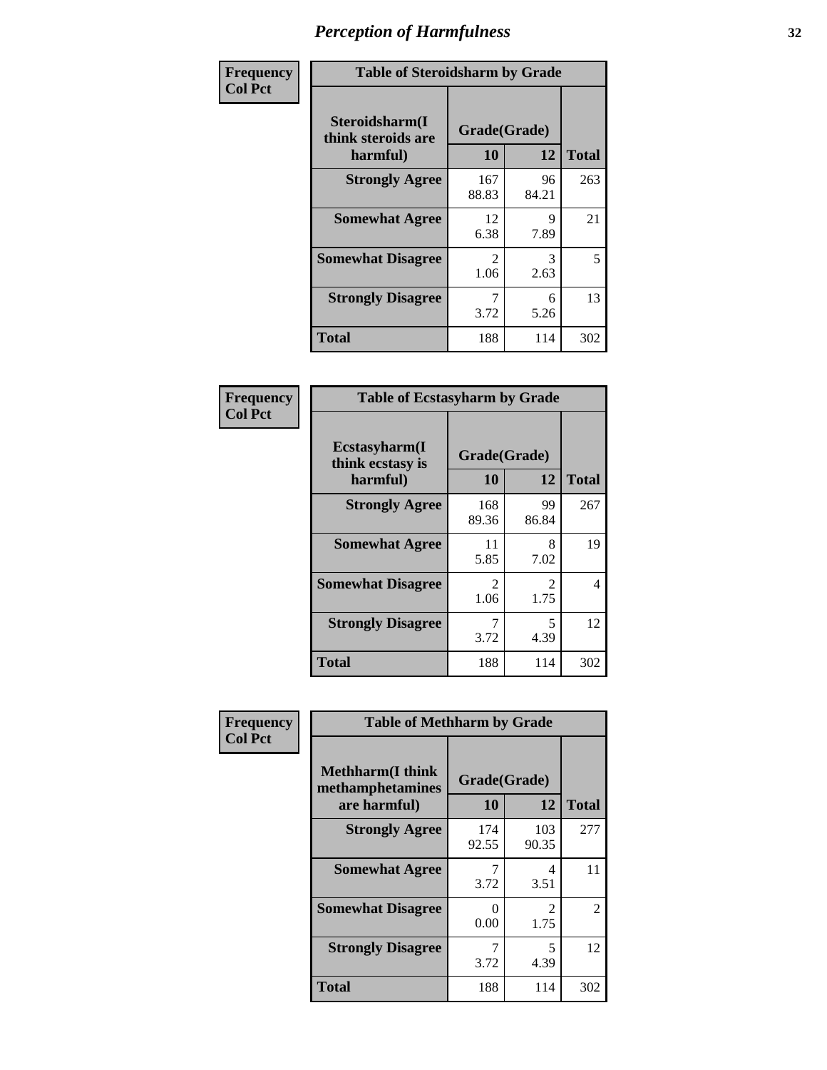# Perception of Harmfulness

**Frequency**
**Col Pct**

**Table of Steroidsharm by Grade**

| Steroidsharm(I think steroids are harmful) | Grade(Grade) 10 | 12 | Total |
|---|---|---|---|
| **Strongly Agree** | 167<br>88.83 | 96<br>84.21 | 263 |
| **Somewhat Agree** | 12<br>6.38 | 9<br>7.89 | 21 |
| **Somewhat Disagree** | 2<br>1.06 | 3<br>2.63 | 5 |
| **Strongly Disagree** | 7<br>3.72 | 6<br>5.26 | 13 |
| **Total** | 188 | 114 | 302 |

**Frequency**
**Col Pct**

**Table of Ecstasyharm by Grade**

| Ecstasyharm(I think ecstasy is harmful) | Grade(Grade) 10 | 12 | Total |
|---|---|---|---|
| **Strongly Agree** | 168<br>89.36 | 99<br>86.84 | 267 |
| **Somewhat Agree** | 11<br>5.85 | 8<br>7.02 | 19 |
| **Somewhat Disagree** | 2<br>1.06 | 2<br>1.75 | 4 |
| **Strongly Disagree** | 7<br>3.72 | 5<br>4.39 | 12 |
| **Total** | 188 | 114 | 302 |

**Frequency**
**Col Pct**

**Table of Methharm by Grade**

| Methharm(I think methamphetamines are harmful) | Grade(Grade) 10 | 12 | Total |
|---|---|---|---|
| **Strongly Agree** | 174<br>92.55 | 103<br>90.35 | 277 |
| **Somewhat Agree** | 7<br>3.72 | 4<br>3.51 | 11 |
| **Somewhat Disagree** | 0<br>0.00 | 2<br>1.75 | 2 |
| **Strongly Disagree** | 7<br>3.72 | 5<br>4.39 | 12 |
| **Total** | 188 | 114 | 302 |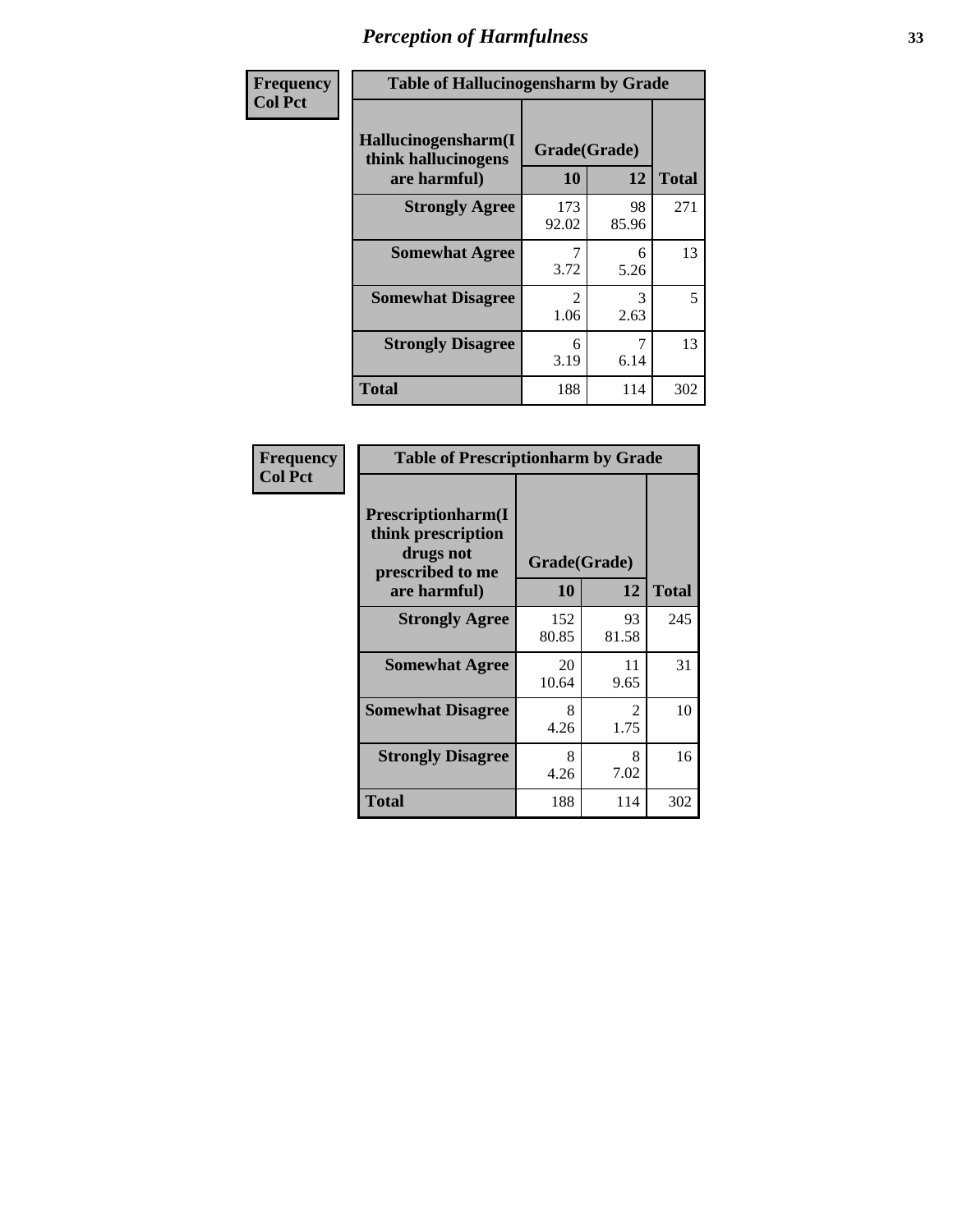# Perception of Harmfulness

| Frequency Col Pct | Table of Hallucinogensharm by Grade | | |
|---|---|---|---|
| **Hallucinogensharm(I think hallucinogens are harmful)** | **Grade(Grade)** | | |
| | **10** | **12** | **Total** |
| **Strongly Agree** | 173<br>92.02 | 98<br>85.96 | 271 |
| **Somewhat Agree** | 7<br>3.72 | 6<br>5.26 | 13 |
| **Somewhat Disagree** | 2<br>1.06 | 3<br>2.63 | 5 |
| **Strongly Disagree** | 6<br>3.19 | 7<br>6.14 | 13 |
| **Total** | 188 | 114 | 302 |

| Frequency Col Pct | Table of Prescriptionharm by Grade | | |
|---|---|---|---|
| **Prescriptionharm(I think prescription drugs not prescribed to me are harmful)** | **Grade(Grade)** | | |
| | **10** | **12** | **Total** |
| **Strongly Agree** | 152<br>80.85 | 93<br>81.58 | 245 |
| **Somewhat Agree** | 20<br>10.64 | 11<br>9.65 | 31 |
| **Somewhat Disagree** | 8<br>4.26 | 2<br>1.75 | 10 |
| **Strongly Disagree** | 8<br>4.26 | 8<br>7.02 | 16 |
| **Total** | 188 | 114 | 302 |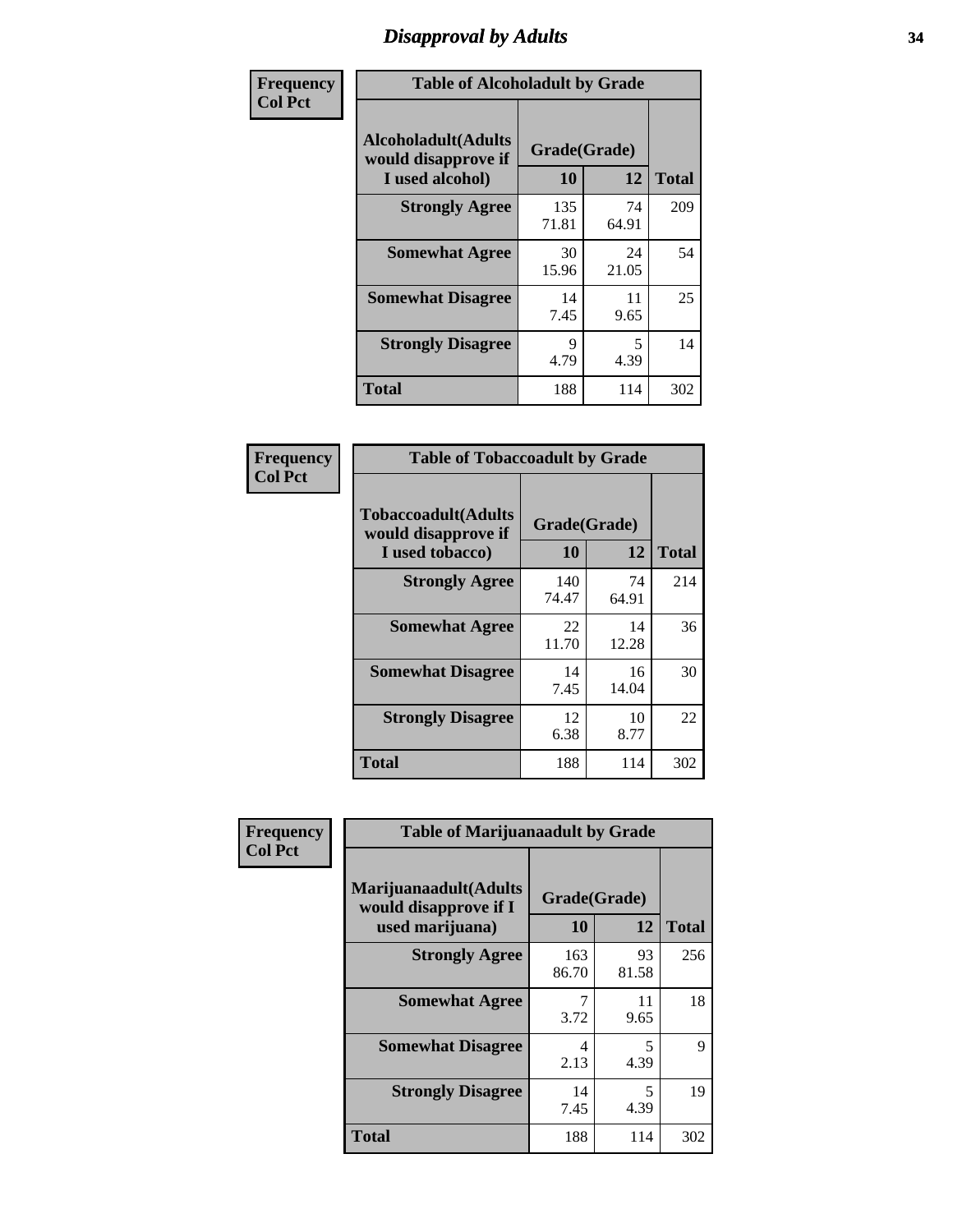# Disapproval by Adults

**Frequency**
**Col Pct**

**Table of Alcoholadult by Grade**

| Alcoholadult(Adults would disapprove if I used alcohol) | Grade(Grade) | | Total |
|---|---|---|---|
| | 10 | 12 | |
| Strongly Agree | 135<br>71.81 | 74<br>64.91 | 209 |
| Somewhat Agree | 30<br>15.96 | 24<br>21.05 | 54 |
| Somewhat Disagree | 14<br>7.45 | 11<br>9.65 | 25 |
| Strongly Disagree | 9<br>4.79 | 5<br>4.39 | 14 |
| Total | 188 | 114 | 302 |

**Frequency**
**Col Pct**

**Table of Tobaccoadult by Grade**

| Tobaccoadult(Adults would disapprove if I used tobacco) | Grade(Grade) | | Total |
|---|---|---|---|
| | 10 | 12 | |
| Strongly Agree | 140<br>74.47 | 74<br>64.91 | 214 |
| Somewhat Agree | 22<br>11.70 | 14<br>12.28 | 36 |
| Somewhat Disagree | 14<br>7.45 | 16<br>14.04 | 30 |
| Strongly Disagree | 12<br>6.38 | 10<br>8.77 | 22 |
| Total | 188 | 114 | 302 |

**Frequency**
**Col Pct**

**Table of Marijuanaadult by Grade**

| Marijuanaadult(Adults would disapprove if I used marijuana) | Grade(Grade) | | Total |
|---|---|---|---|
| | 10 | 12 | |
| Strongly Agree | 163<br>86.70 | 93<br>81.58 | 256 |
| Somewhat Agree | 7<br>3.72 | 11<br>9.65 | 18 |
| Somewhat Disagree | 4<br>2.13 | 5<br>4.39 | 9 |
| Strongly Disagree | 14<br>7.45 | 5<br>4.39 | 19 |
| Total | 188 | 114 | 302 |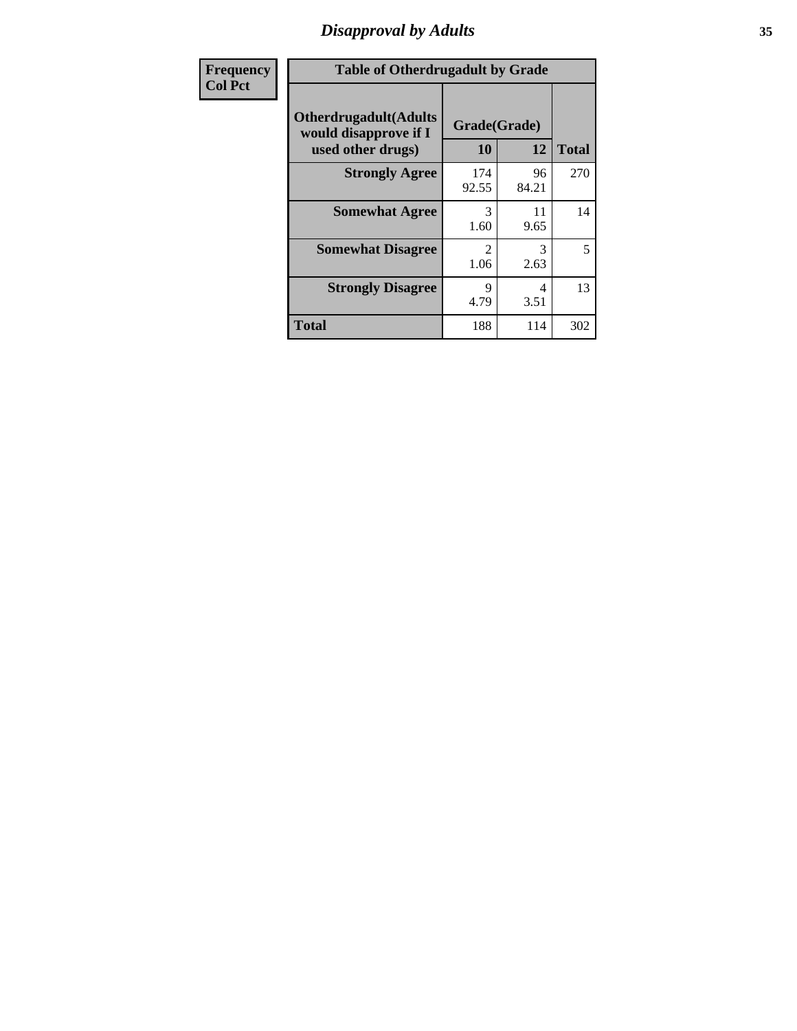# Disapproval by Adults

| Frequency Col Pct | Table of Otherdrugadult by Grade | | | |
|---|---|---|---|---|
| | Otherdrugadult(Adults would disapprove if I used other drugs) | Grade(Grade) | | |
| | | 10 | 12 | Total |
| | Strongly Agree | 174 92.55 | 96 84.21 | 270 |
| | Somewhat Agree | 3 1.60 | 11 9.65 | 14 |
| | Somewhat Disagree | 2 1.06 | 3 2.63 | 5 |
| | Strongly Disagree | 9 4.79 | 4 3.51 | 13 |
| | Total | 188 | 114 | 302 |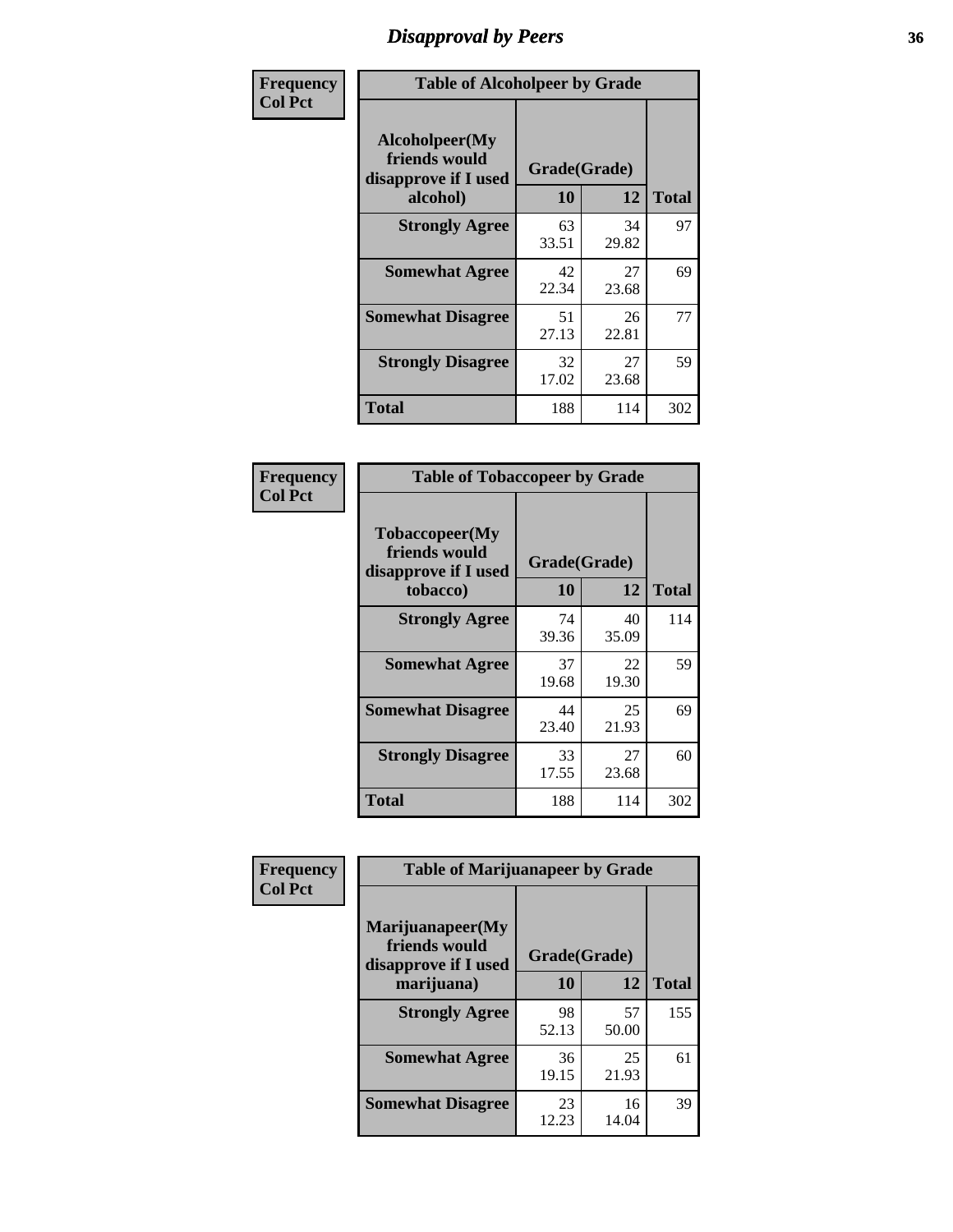# Disapproval by Peers

| Frequency Col Pct | | | |
|---|---|---|---|

**Table of Alcoholpeer by Grade**

| Alcoholpeer(My friends would disapprove if I used alcohol) | Grade(Grade) 10 | 12 | Total |
|---|---|---|---|
| Strongly Agree | 63<br>33.51 | 34<br>29.82 | 97 |
| Somewhat Agree | 42<br>22.34 | 27<br>23.68 | 69 |
| Somewhat Disagree | 51<br>27.13 | 26<br>22.81 | 77 |
| Strongly Disagree | 32<br>17.02 | 27<br>23.68 | 59 |
| Total | 188 | 114 | 302 |

| Frequency Col Pct | | | |
|---|---|---|---|

**Table of Tobaccopeer by Grade**

| Tobaccopeer(My friends would disapprove if I used tobacco) | Grade(Grade) 10 | 12 | Total |
|---|---|---|---|
| Strongly Agree | 74<br>39.36 | 40<br>35.09 | 114 |
| Somewhat Agree | 37<br>19.68 | 22<br>19.30 | 59 |
| Somewhat Disagree | 44<br>23.40 | 25<br>21.93 | 69 |
| Strongly Disagree | 33<br>17.55 | 27<br>23.68 | 60 |
| Total | 188 | 114 | 302 |

| Frequency Col Pct | | | |
|---|---|---|---|

**Table of Marijuanapeer by Grade**

| Marijuanapeer(My friends would disapprove if I used marijuana) | Grade(Grade) 10 | 12 | Total |
|---|---|---|---|
| Strongly Agree | 98<br>52.13 | 57<br>50.00 | 155 |
| Somewhat Agree | 36<br>19.15 | 25<br>21.93 | 61 |
| Somewhat Disagree | 23<br>12.23 | 16<br>14.04 | 39 |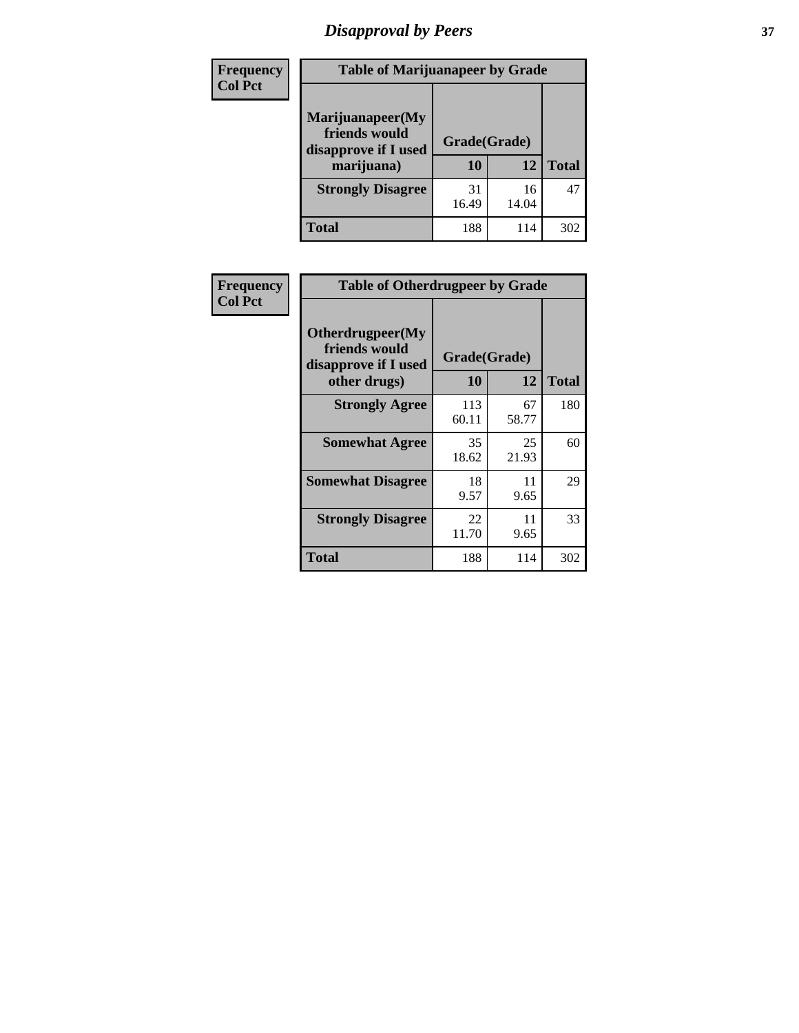# Disapproval by Peers

| Frequency<br>Col Pct | Table of Marijuanapeer by Grade | | |
|---|---|---|---|
| Marijuanapeer(My friends would disapprove if I used marijuana) | Grade(Grade) | | |
| | 10 | 12 | Total |
| Strongly Disagree | 31<br>16.49 | 16<br>14.04 | 47 |
| Total | 188 | 114 | 302 |

| Frequency<br>Col Pct | Table of Otherdrugpeer by Grade | | |
|---|---|---|---|
| Otherdrugpeer(My friends would disapprove if I used other drugs) | Grade(Grade) | | |
| | 10 | 12 | Total |
| Strongly Agree | 113<br>60.11 | 67<br>58.77 | 180 |
| Somewhat Agree | 35<br>18.62 | 25<br>21.93 | 60 |
| Somewhat Disagree | 18<br>9.57 | 11<br>9.65 | 29 |
| Strongly Disagree | 22<br>11.70 | 11<br>9.65 | 33 |
| Total | 188 | 114 | 302 |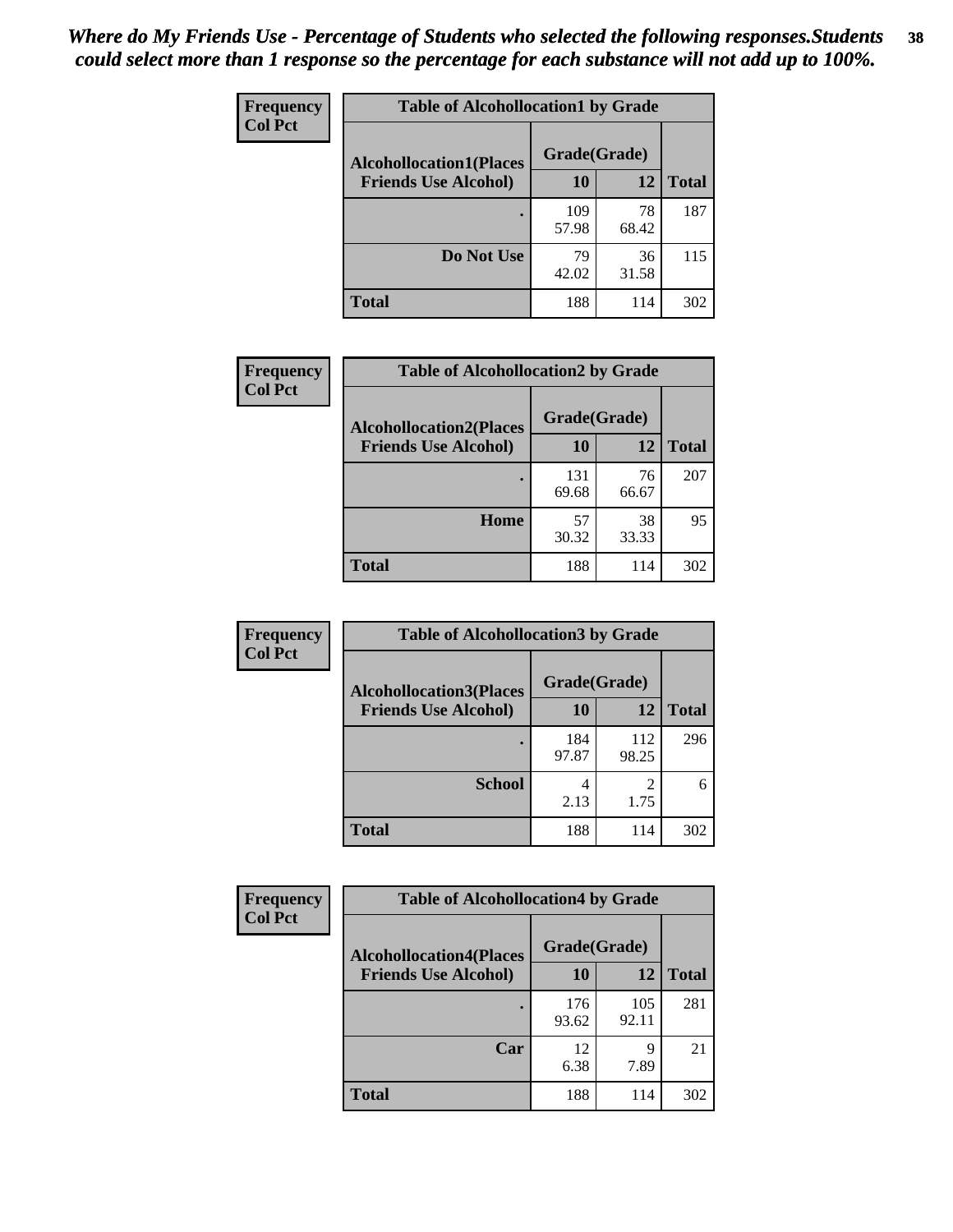*Where do My Friends Use - Percentage of Students who selected the following responses.Students could select more than 1 response so the percentage for each substance will not add up to 100%.*

**Frequency**
**Col Pct**

**Table of Alcohollocation1 by Grade**

| Alcohollocation1(Places Friends Use Alcohol) | Grade(Grade) 10 | 12 | Total |
|---|---|---|---|
| . | 109<br>57.98 | 78<br>68.42 | 187 |
| Do Not Use | 79<br>42.02 | 36<br>31.58 | 115 |
| Total | 188 | 114 | 302 |

**Frequency**
**Col Pct**

**Table of Alcohollocation2 by Grade**

| Alcohollocation2(Places Friends Use Alcohol) | Grade(Grade) 10 | 12 | Total |
|---|---|---|---|
| . | 131<br>69.68 | 76<br>66.67 | 207 |
| Home | 57<br>30.32 | 38<br>33.33 | 95 |
| Total | 188 | 114 | 302 |

**Frequency**
**Col Pct**

**Table of Alcohollocation3 by Grade**

| Alcohollocation3(Places Friends Use Alcohol) | Grade(Grade) 10 | 12 | Total |
|---|---|---|---|
| . | 184<br>97.87 | 112<br>98.25 | 296 |
| School | 4<br>2.13 | 2<br>1.75 | 6 |
| Total | 188 | 114 | 302 |

**Frequency**
**Col Pct**

**Table of Alcohollocation4 by Grade**

| Alcohollocation4(Places Friends Use Alcohol) | Grade(Grade) 10 | 12 | Total |
|---|---|---|---|
| . | 176<br>93.62 | 105<br>92.11 | 281 |
| Car | 12<br>6.38 | 9<br>7.89 | 21 |
| Total | 188 | 114 | 302 |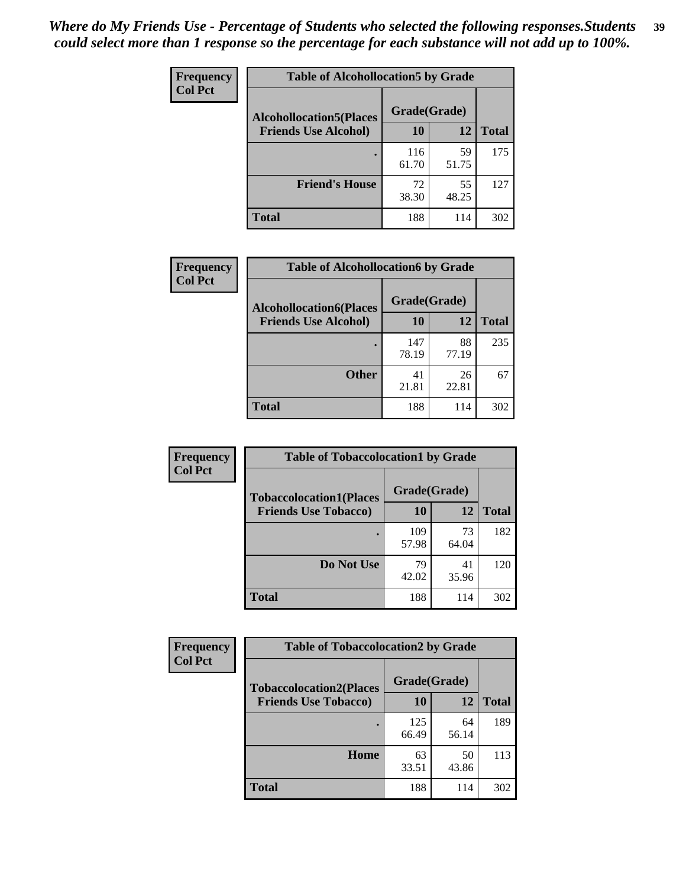*Where do My Friends Use - Percentage of Students who selected the following responses.Students could select more than 1 response so the percentage for each substance will not add up to 100%.*

**Frequency**
**Col Pct**

| Table of Alcohollocation5 by Grade | | | |
|---|---|---|---|
| **Alcohollocation5(Places Friends Use Alcohol)** | **Grade(Grade)** | | **Total** |
| | **10** | **12** | |
| **.** | 116<br>61.70 | 59<br>51.75 | 175 |
| **Friend's House** | 72<br>38.30 | 55<br>48.25 | 127 |
| **Total** | 188 | 114 | 302 |

**Frequency**
**Col Pct**

| Table of Alcohollocation6 by Grade | | | |
|---|---|---|---|
| **Alcohollocation6(Places Friends Use Alcohol)** | **Grade(Grade)** | | **Total** |
| | **10** | **12** | |
| **.** | 147<br>78.19 | 88<br>77.19 | 235 |
| **Other** | 41<br>21.81 | 26<br>22.81 | 67 |
| **Total** | 188 | 114 | 302 |

**Frequency**
**Col Pct**

| Table of Tobaccolocation1 by Grade | | | |
|---|---|---|---|
| **Tobaccolocation1(Places Friends Use Tobacco)** | **Grade(Grade)** | | **Total** |
| | **10** | **12** | |
| **.** | 109<br>57.98 | 73<br>64.04 | 182 |
| **Do Not Use** | 79<br>42.02 | 41<br>35.96 | 120 |
| **Total** | 188 | 114 | 302 |

**Frequency**
**Col Pct**

| Table of Tobaccolocation2 by Grade | | | |
|---|---|---|---|
| **Tobaccolocation2(Places Friends Use Tobacco)** | **Grade(Grade)** | | **Total** |
| | **10** | **12** | |
| **.** | 125<br>66.49 | 64<br>56.14 | 189 |
| **Home** | 63<br>33.51 | 50<br>43.86 | 113 |
| **Total** | 188 | 114 | 302 |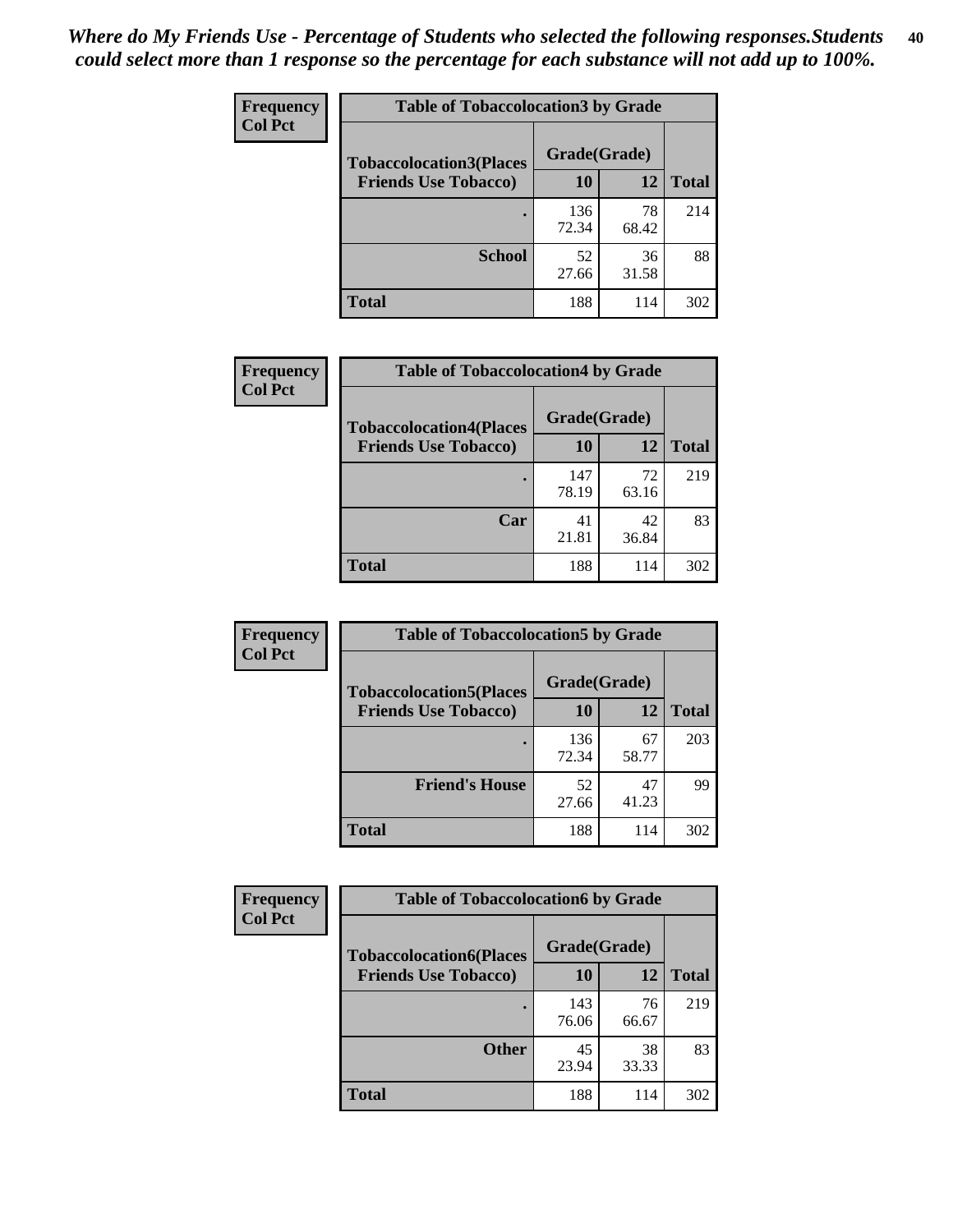*Where do My Friends Use - Percentage of Students who selected the following responses.Students could select more than 1 response so the percentage for each substance will not add up to 100%.*

**Frequency**
**Col Pct**

**Table of Tobaccolocation3 by Grade**

| Tobaccolocation3(Places Friends Use Tobacco) | Grade(Grade) 10 | 12 | Total |
|---|---|---|---|
| . | 136<br>72.34 | 78<br>68.42 | 214 |
| School | 52<br>27.66 | 36<br>31.58 | 88 |
| Total | 188 | 114 | 302 |

**Frequency**
**Col Pct**

**Table of Tobaccolocation4 by Grade**

| Tobaccolocation4(Places Friends Use Tobacco) | Grade(Grade) 10 | 12 | Total |
|---|---|---|---|
| . | 147<br>78.19 | 72<br>63.16 | 219 |
| Car | 41<br>21.81 | 42<br>36.84 | 83 |
| Total | 188 | 114 | 302 |

**Frequency**
**Col Pct**

**Table of Tobaccolocation5 by Grade**

| Tobaccolocation5(Places Friends Use Tobacco) | Grade(Grade) 10 | 12 | Total |
|---|---|---|---|
| . | 136<br>72.34 | 67<br>58.77 | 203 |
| Friend's House | 52<br>27.66 | 47<br>41.23 | 99 |
| Total | 188 | 114 | 302 |

**Frequency**
**Col Pct**

**Table of Tobaccolocation6 by Grade**

| Tobaccolocation6(Places Friends Use Tobacco) | Grade(Grade) 10 | 12 | Total |
|---|---|---|---|
| . | 143<br>76.06 | 76<br>66.67 | 219 |
| Other | 45<br>23.94 | 38<br>33.33 | 83 |
| Total | 188 | 114 | 302 |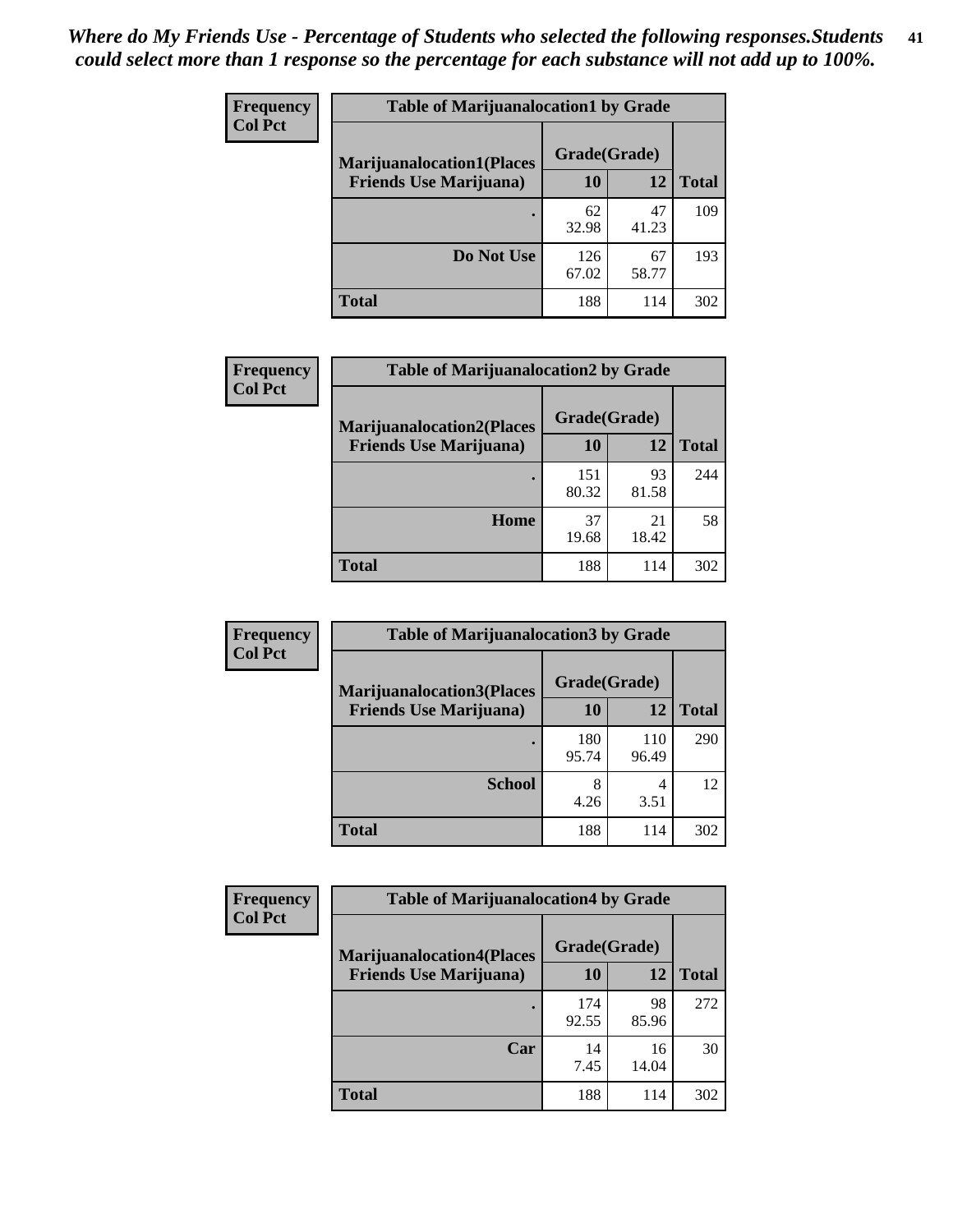*Where do My Friends Use - Percentage of Students who selected the following responses.Students could select more than 1 response so the percentage for each substance will not add up to 100%.*

**Frequency**
**Col Pct**

| Table of Marijuanalocation1 by Grade | | | |
|---|---|---|---|
| **Marijuanalocation1(Places Friends Use Marijuana)** | **Grade(Grade)** | | |
| | **10** | **12** | **Total** |
| **.** | 62<br>32.98 | 47<br>41.23 | 109 |
| **Do Not Use** | 126<br>67.02 | 67<br>58.77 | 193 |
| **Total** | 188 | 114 | 302 |

**Frequency**
**Col Pct**

| Table of Marijuanalocation2 by Grade | | | |
|---|---|---|---|
| **Marijuanalocation2(Places Friends Use Marijuana)** | **Grade(Grade)** | | |
| | **10** | **12** | **Total** |
| **.** | 151<br>80.32 | 93<br>81.58 | 244 |
| **Home** | 37<br>19.68 | 21<br>18.42 | 58 |
| **Total** | 188 | 114 | 302 |

**Frequency**
**Col Pct**

| Table of Marijuanalocation3 by Grade | | | |
|---|---|---|---|
| **Marijuanalocation3(Places Friends Use Marijuana)** | **Grade(Grade)** | | |
| | **10** | **12** | **Total** |
| **.** | 180<br>95.74 | 110<br>96.49 | 290 |
| **School** | 8<br>4.26 | 4<br>3.51 | 12 |
| **Total** | 188 | 114 | 302 |

**Frequency**
**Col Pct**

| Table of Marijuanalocation4 by Grade | | | |
|---|---|---|---|
| **Marijuanalocation4(Places Friends Use Marijuana)** | **Grade(Grade)** | | |
| | **10** | **12** | **Total** |
| **.** | 174<br>92.55 | 98<br>85.96 | 272 |
| **Car** | 14<br>7.45 | 16<br>14.04 | 30 |
| **Total** | 188 | 114 | 302 |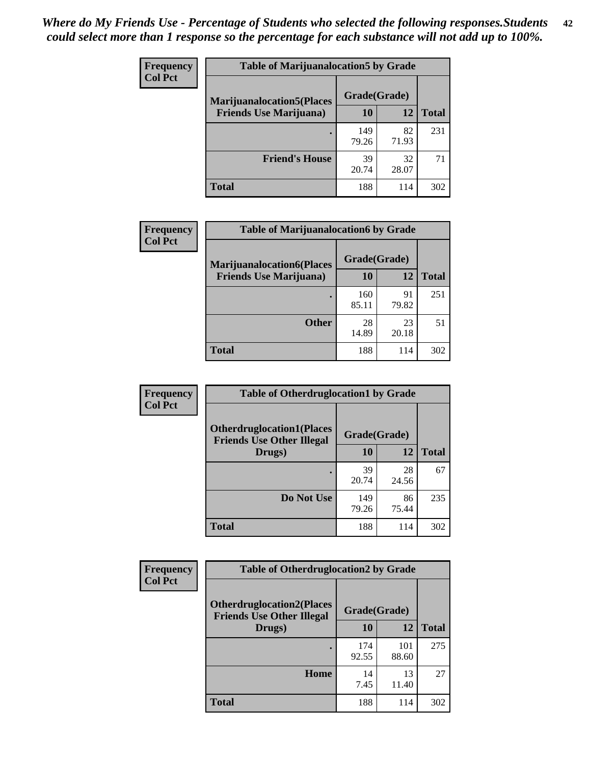*Where do My Friends Use - Percentage of Students who selected the following responses.Students could select more than 1 response so the percentage for each substance will not add up to 100%.*

**Frequency / Col Pct**

| Table of Marijuanalocation5 by Grade | | | |
|---|---|---|---|
| Marijuanalocation5(Places Friends Use Marijuana) | Grade(Grade) | | Total |
| | 10 | 12 | |
| . | 149<br>79.26 | 82<br>71.93 | 231 |
| Friend's House | 39<br>20.74 | 32<br>28.07 | 71 |
| Total | 188 | 114 | 302 |

**Frequency / Col Pct**

| Table of Marijuanalocation6 by Grade | | | |
|---|---|---|---|
| Marijuanalocation6(Places Friends Use Marijuana) | Grade(Grade) | | Total |
| | 10 | 12 | |
| . | 160<br>85.11 | 91<br>79.82 | 251 |
| Other | 28<br>14.89 | 23<br>20.18 | 51 |
| Total | 188 | 114 | 302 |

**Frequency / Col Pct**

| Table of Otherdruglocation1 by Grade | | | |
|---|---|---|---|
| Otherdruglocation1(Places Friends Use Other Illegal Drugs) | Grade(Grade) | | Total |
| | 10 | 12 | |
| . | 39<br>20.74 | 28<br>24.56 | 67 |
| Do Not Use | 149<br>79.26 | 86<br>75.44 | 235 |
| Total | 188 | 114 | 302 |

**Frequency / Col Pct**

| Table of Otherdruglocation2 by Grade | | | |
|---|---|---|---|
| Otherdruglocation2(Places Friends Use Other Illegal Drugs) | Grade(Grade) | | Total |
| | 10 | 12 | |
| . | 174<br>92.55 | 101<br>88.60 | 275 |
| Home | 14<br>7.45 | 13<br>11.40 | 27 |
| Total | 188 | 114 | 302 |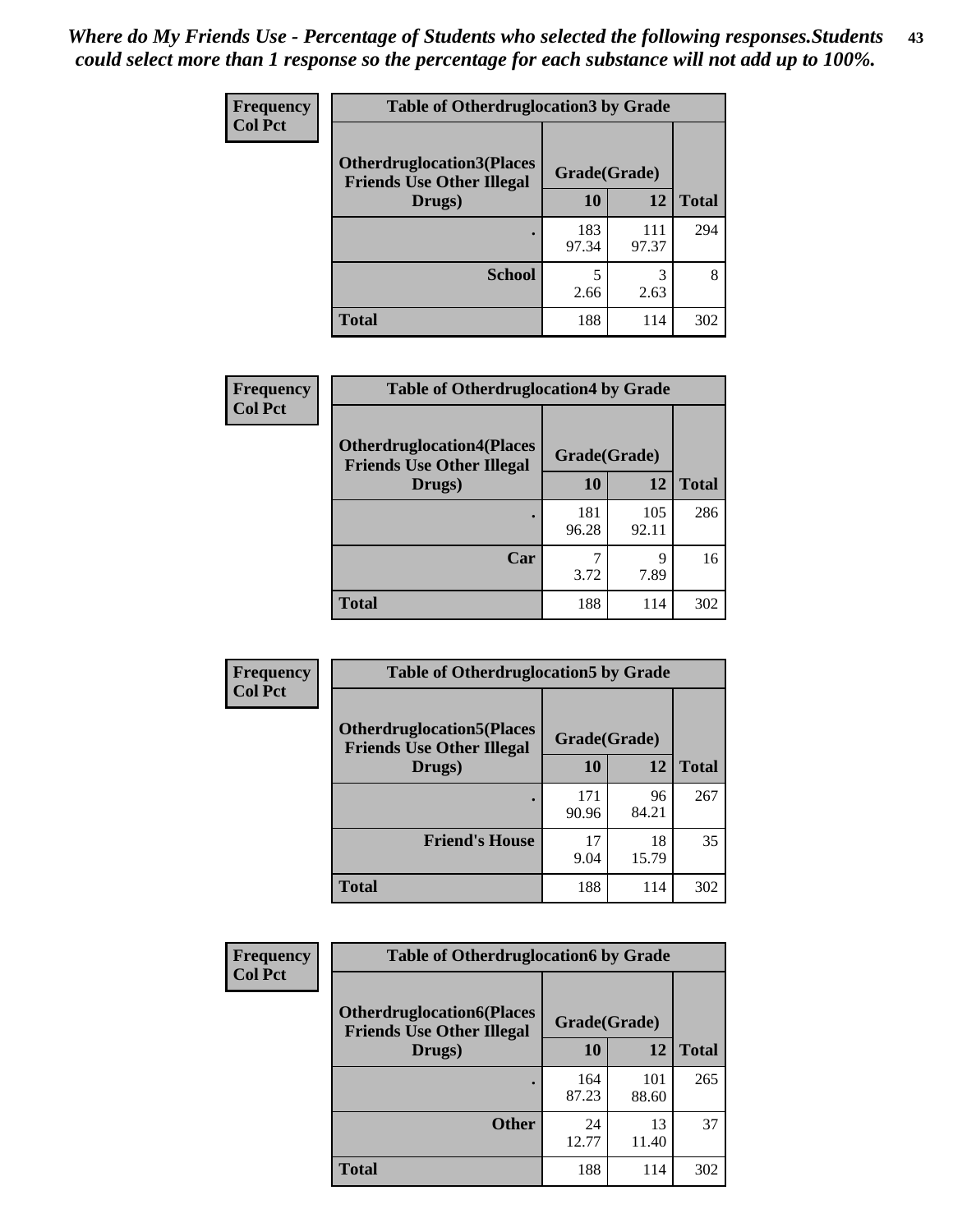*Where do My Friends Use - Percentage of Students who selected the following responses.Students could select more than 1 response so the percentage for each substance will not add up to 100%.*

**Frequency**
**Col Pct**

| Table of Otherdruglocation3 by Grade | | | |
|---|---|---|---|
| Otherdruglocation3(Places Friends Use Other Illegal Drugs) | Grade(Grade) | | |
| | 10 | 12 | Total |
| . | 183<br>97.34 | 111<br>97.37 | 294 |
| School | 5<br>2.66 | 3<br>2.63 | 8 |
| Total | 188 | 114 | 302 |

**Frequency**
**Col Pct**

| Table of Otherdruglocation4 by Grade | | | |
|---|---|---|---|
| Otherdruglocation4(Places Friends Use Other Illegal Drugs) | Grade(Grade) | | |
| | 10 | 12 | Total |
| . | 181<br>96.28 | 105<br>92.11 | 286 |
| Car | 7<br>3.72 | 9<br>7.89 | 16 |
| Total | 188 | 114 | 302 |

**Frequency**
**Col Pct**

| Table of Otherdruglocation5 by Grade | | | |
|---|---|---|---|
| Otherdruglocation5(Places Friends Use Other Illegal Drugs) | Grade(Grade) | | |
| | 10 | 12 | Total |
| . | 171<br>90.96 | 96<br>84.21 | 267 |
| Friend's House | 17<br>9.04 | 18<br>15.79 | 35 |
| Total | 188 | 114 | 302 |

**Frequency**
**Col Pct**

| Table of Otherdruglocation6 by Grade | | | |
|---|---|---|---|
| Otherdruglocation6(Places Friends Use Other Illegal Drugs) | Grade(Grade) | | |
| | 10 | 12 | Total |
| . | 164<br>87.23 | 101<br>88.60 | 265 |
| Other | 24<br>12.77 | 13<br>11.40 | 37 |
| Total | 188 | 114 | 302 |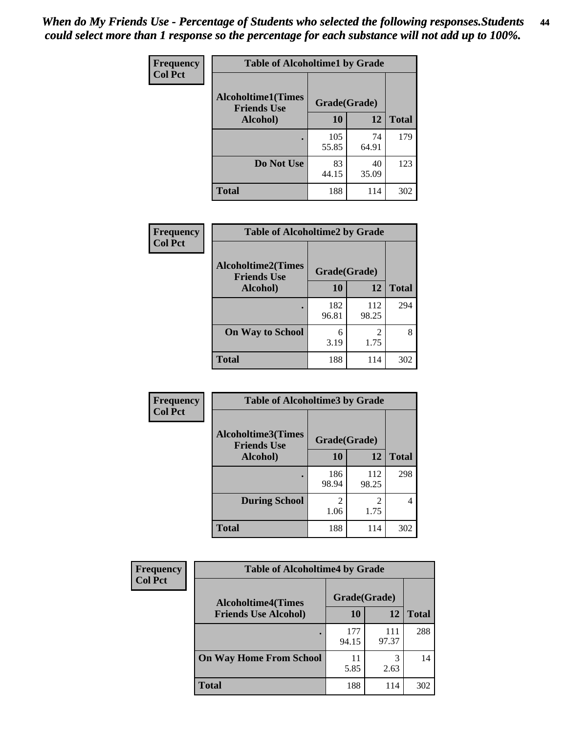*When do My Friends Use - Percentage of Students who selected the following responses.Students could select more than 1 response so the percentage for each substance will not add up to 100%.*

**Frequency**
**Col Pct**

| Table of Alcoholtime1 by Grade | | | |
|---|---|---|---|
| Alcoholtime1(Times Friends Use Alcohol) | Grade(Grade) | | |
| | 10 | 12 | Total |
| . | 105<br>55.85 | 74<br>64.91 | 179 |
| Do Not Use | 83<br>44.15 | 40<br>35.09 | 123 |
| Total | 188 | 114 | 302 |

**Frequency**
**Col Pct**

| Table of Alcoholtime2 by Grade | | | |
|---|---|---|---|
| Alcoholtime2(Times Friends Use Alcohol) | Grade(Grade) | | |
| | 10 | 12 | Total |
| . | 182<br>96.81 | 112<br>98.25 | 294 |
| On Way to School | 6<br>3.19 | 2<br>1.75 | 8 |
| Total | 188 | 114 | 302 |

**Frequency**
**Col Pct**

| Table of Alcoholtime3 by Grade | | | |
|---|---|---|---|
| Alcoholtime3(Times Friends Use Alcohol) | Grade(Grade) | | |
| | 10 | 12 | Total |
| . | 186<br>98.94 | 112<br>98.25 | 298 |
| During School | 2<br>1.06 | 2<br>1.75 | 4 |
| Total | 188 | 114 | 302 |

**Frequency**
**Col Pct**

| Table of Alcoholtime4 by Grade | | | |
|---|---|---|---|
| Alcoholtime4(Times Friends Use Alcohol) | Grade(Grade) | | |
| | 10 | 12 | Total |
| . | 177<br>94.15 | 111<br>97.37 | 288 |
| On Way Home From School | 11<br>5.85 | 3<br>2.63 | 14 |
| Total | 188 | 114 | 302 |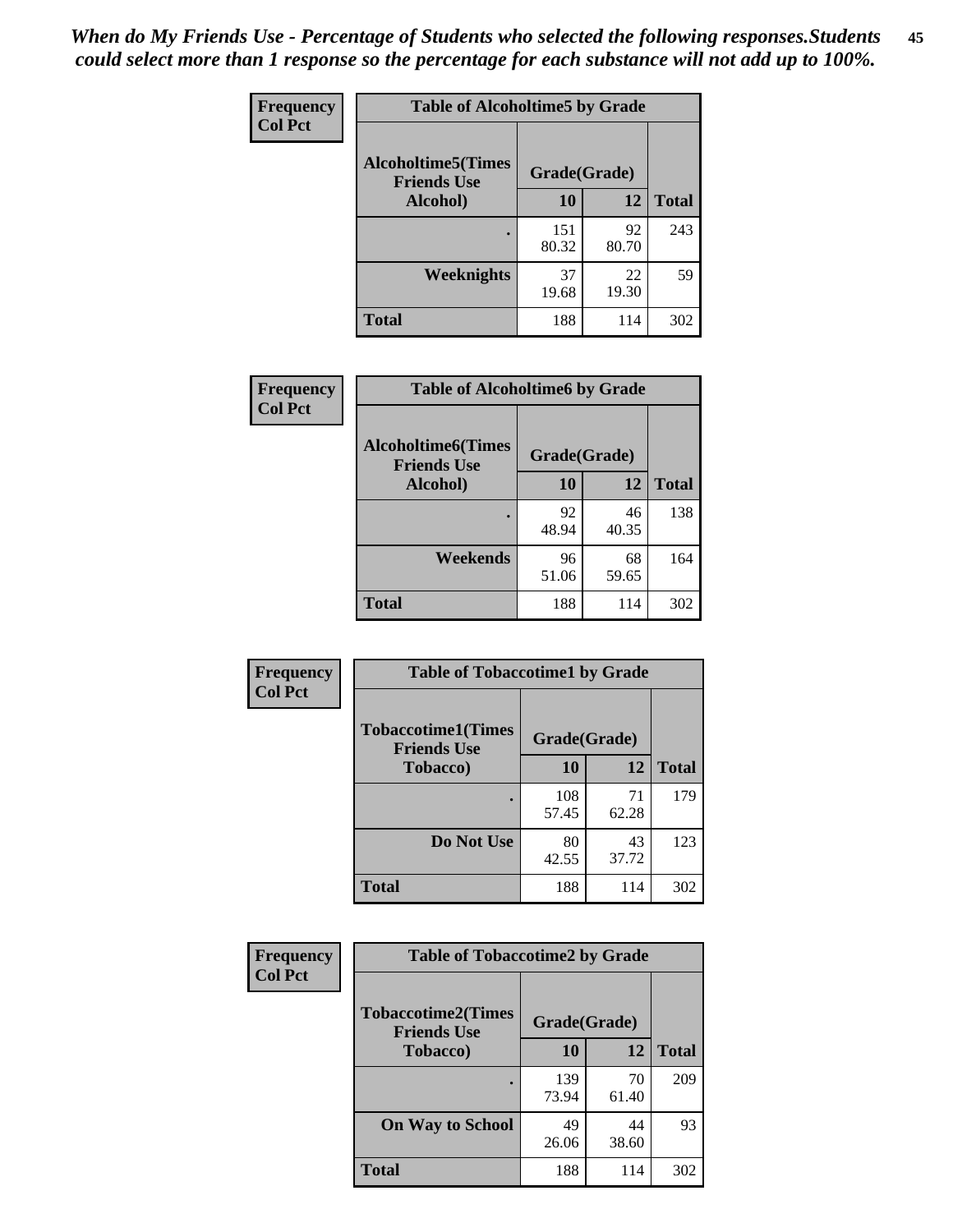*When do My Friends Use - Percentage of Students who selected the following responses.Students could select more than 1 response so the percentage for each substance will not add up to 100%.*

**Frequency**
**Col Pct**

| Table of Alcoholtime5 by Grade | | | |
|---|---|---|---|
| **Alcoholtime5(Times Friends Use Alcohol)** | **Grade(Grade)** | | **Total** |
| | **10** | **12** | |
| **.** | 151<br>80.32 | 92<br>80.70 | 243 |
| **Weeknights** | 37<br>19.68 | 22<br>19.30 | 59 |
| **Total** | 188 | 114 | 302 |

**Frequency**
**Col Pct**

| Table of Alcoholtime6 by Grade | | | |
|---|---|---|---|
| **Alcoholtime6(Times Friends Use Alcohol)** | **Grade(Grade)** | | **Total** |
| | **10** | **12** | |
| **.** | 92<br>48.94 | 46<br>40.35 | 138 |
| **Weekends** | 96<br>51.06 | 68<br>59.65 | 164 |
| **Total** | 188 | 114 | 302 |

**Frequency**
**Col Pct**

| Table of Tobaccotime1 by Grade | | | |
|---|---|---|---|
| **Tobaccotime1(Times Friends Use Tobacco)** | **Grade(Grade)** | | **Total** |
| | **10** | **12** | |
| **.** | 108<br>57.45 | 71<br>62.28 | 179 |
| **Do Not Use** | 80<br>42.55 | 43<br>37.72 | 123 |
| **Total** | 188 | 114 | 302 |

**Frequency**
**Col Pct**

| Table of Tobaccotime2 by Grade | | | |
|---|---|---|---|
| **Tobaccotime2(Times Friends Use Tobacco)** | **Grade(Grade)** | | **Total** |
| | **10** | **12** | |
| **.** | 139<br>73.94 | 70<br>61.40 | 209 |
| **On Way to School** | 49<br>26.06 | 44<br>38.60 | 93 |
| **Total** | 188 | 114 | 302 |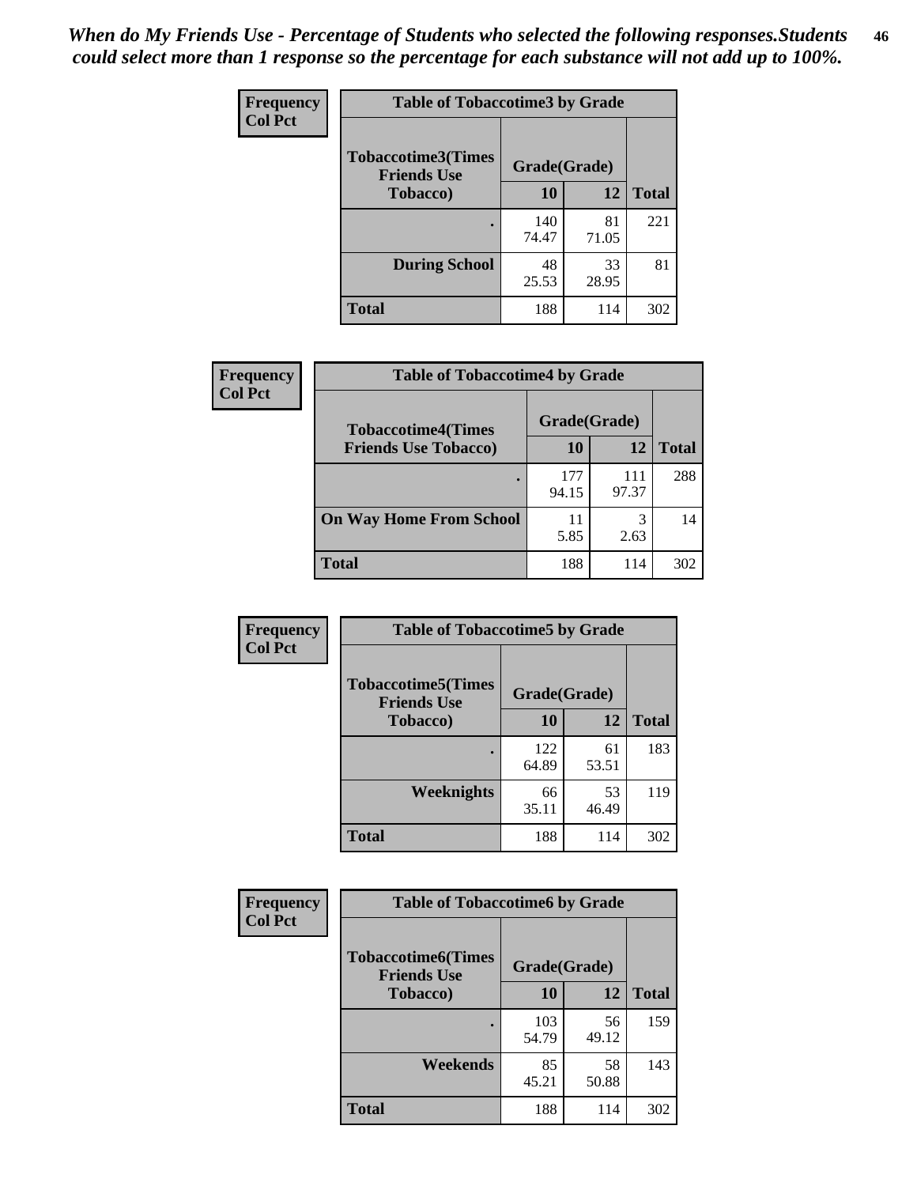*When do My Friends Use - Percentage of Students who selected the following responses.Students could select more than 1 response so the percentage for each substance will not add up to 100%.*

**Frequency**
**Col Pct**

**Table of Tobaccotime3 by Grade**

| Tobaccotime3(Times Friends Use Tobacco) | Grade(Grade) | | Total |
|---|---|---|---|
| | 10 | 12 | |
| . | 140<br>74.47 | 81<br>71.05 | 221 |
| During School | 48<br>25.53 | 33<br>28.95 | 81 |
| Total | 188 | 114 | 302 |

**Frequency**
**Col Pct**

**Table of Tobaccotime4 by Grade**

| Tobaccotime4(Times Friends Use Tobacco) | Grade(Grade) | | Total |
|---|---|---|---|
| | 10 | 12 | |
| . | 177<br>94.15 | 111<br>97.37 | 288 |
| On Way Home From School | 11<br>5.85 | 3<br>2.63 | 14 |
| Total | 188 | 114 | 302 |

**Frequency**
**Col Pct**

**Table of Tobaccotime5 by Grade**

| Tobaccotime5(Times Friends Use Tobacco) | Grade(Grade) | | Total |
|---|---|---|---|
| | 10 | 12 | |
| . | 122<br>64.89 | 61<br>53.51 | 183 |
| Weeknights | 66<br>35.11 | 53<br>46.49 | 119 |
| Total | 188 | 114 | 302 |

**Frequency**
**Col Pct**

**Table of Tobaccotime6 by Grade**

| Tobaccotime6(Times Friends Use Tobacco) | Grade(Grade) | | Total |
|---|---|---|---|
| | 10 | 12 | |
| . | 103<br>54.79 | 56<br>49.12 | 159 |
| Weekends | 85<br>45.21 | 58<br>50.88 | 143 |
| Total | 188 | 114 | 302 |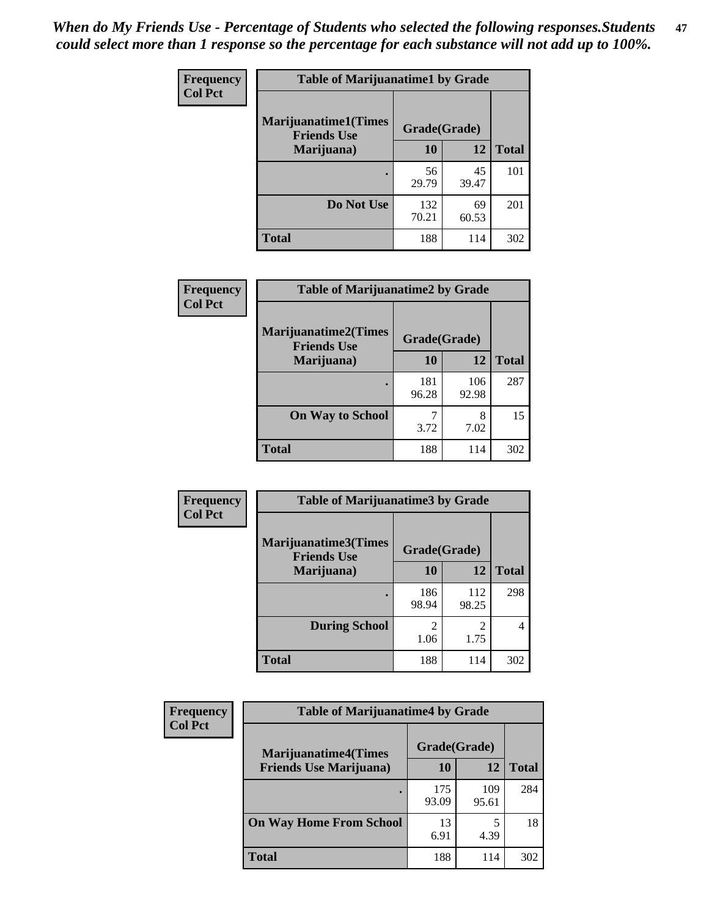*When do My Friends Use - Percentage of Students who selected the following responses.Students could select more than 1 response so the percentage for each substance will not add up to 100%.*

**Frequency**
**Col Pct**

| Table of Marijuanatime1 by Grade | | | |
|---|---|---|---|
| **Marijuanatime1(Times Friends Use Marijuana)** | **Grade(Grade)** | | |
| | **10** | **12** | **Total** |
| **.** | 56<br>29.79 | 45<br>39.47 | 101 |
| **Do Not Use** | 132<br>70.21 | 69<br>60.53 | 201 |
| **Total** | 188 | 114 | 302 |

**Frequency**
**Col Pct**

| Table of Marijuanatime2 by Grade | | | |
|---|---|---|---|
| **Marijuanatime2(Times Friends Use Marijuana)** | **Grade(Grade)** | | |
| | **10** | **12** | **Total** |
| **.** | 181<br>96.28 | 106<br>92.98 | 287 |
| **On Way to School** | 7<br>3.72 | 8<br>7.02 | 15 |
| **Total** | 188 | 114 | 302 |

**Frequency**
**Col Pct**

| Table of Marijuanatime3 by Grade | | | |
|---|---|---|---|
| **Marijuanatime3(Times Friends Use Marijuana)** | **Grade(Grade)** | | |
| | **10** | **12** | **Total** |
| **.** | 186<br>98.94 | 112<br>98.25 | 298 |
| **During School** | 2<br>1.06 | 2<br>1.75 | 4 |
| **Total** | 188 | 114 | 302 |

**Frequency**
**Col Pct**

| Table of Marijuanatime4 by Grade | | | |
|---|---|---|---|
| **Marijuanatime4(Times Friends Use Marijuana)** | **Grade(Grade)** | | |
| | **10** | **12** | **Total** |
| **.** | 175<br>93.09 | 109<br>95.61 | 284 |
| **On Way Home From School** | 13<br>6.91 | 5<br>4.39 | 18 |
| **Total** | 188 | 114 | 302 |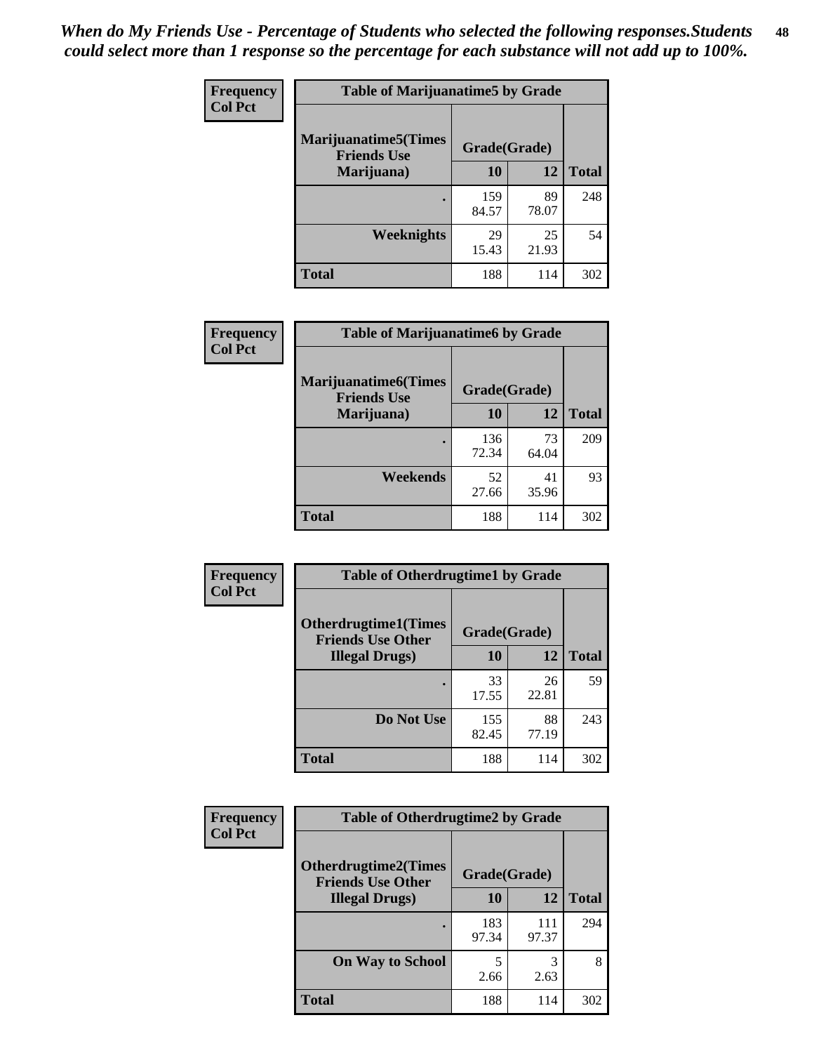*When do My Friends Use - Percentage of Students who selected the following responses.Students could select more than 1 response so the percentage for each substance will not add up to 100%.*

**Frequency**
**Col Pct**

| Table of Marijuanatime5 by Grade | | | |
|---|---|---|---|
| **Marijuanatime5(Times Friends Use Marijuana)** | **Grade(Grade)** | | **Total** |
| | **10** | **12** | |
| **.** | 159<br>84.57 | 89<br>78.07 | 248 |
| **Weeknights** | 29<br>15.43 | 25<br>21.93 | 54 |
| **Total** | 188 | 114 | 302 |

**Frequency**
**Col Pct**

| Table of Marijuanatime6 by Grade | | | |
|---|---|---|---|
| **Marijuanatime6(Times Friends Use Marijuana)** | **Grade(Grade)** | | **Total** |
| | **10** | **12** | |
| **.** | 136<br>72.34 | 73<br>64.04 | 209 |
| **Weekends** | 52<br>27.66 | 41<br>35.96 | 93 |
| **Total** | 188 | 114 | 302 |

**Frequency**
**Col Pct**

| Table of Otherdrugtime1 by Grade | | | |
|---|---|---|---|
| **Otherdrugtime1(Times Friends Use Other Illegal Drugs)** | **Grade(Grade)** | | **Total** |
| | **10** | **12** | |
| **.** | 33<br>17.55 | 26<br>22.81 | 59 |
| **Do Not Use** | 155<br>82.45 | 88<br>77.19 | 243 |
| **Total** | 188 | 114 | 302 |

**Frequency**
**Col Pct**

| Table of Otherdrugtime2 by Grade | | | |
|---|---|---|---|
| **Otherdrugtime2(Times Friends Use Other Illegal Drugs)** | **Grade(Grade)** | | **Total** |
| | **10** | **12** | |
| **.** | 183<br>97.34 | 111<br>97.37 | 294 |
| **On Way to School** | 5<br>2.66 | 3<br>2.63 | 8 |
| **Total** | 188 | 114 | 302 |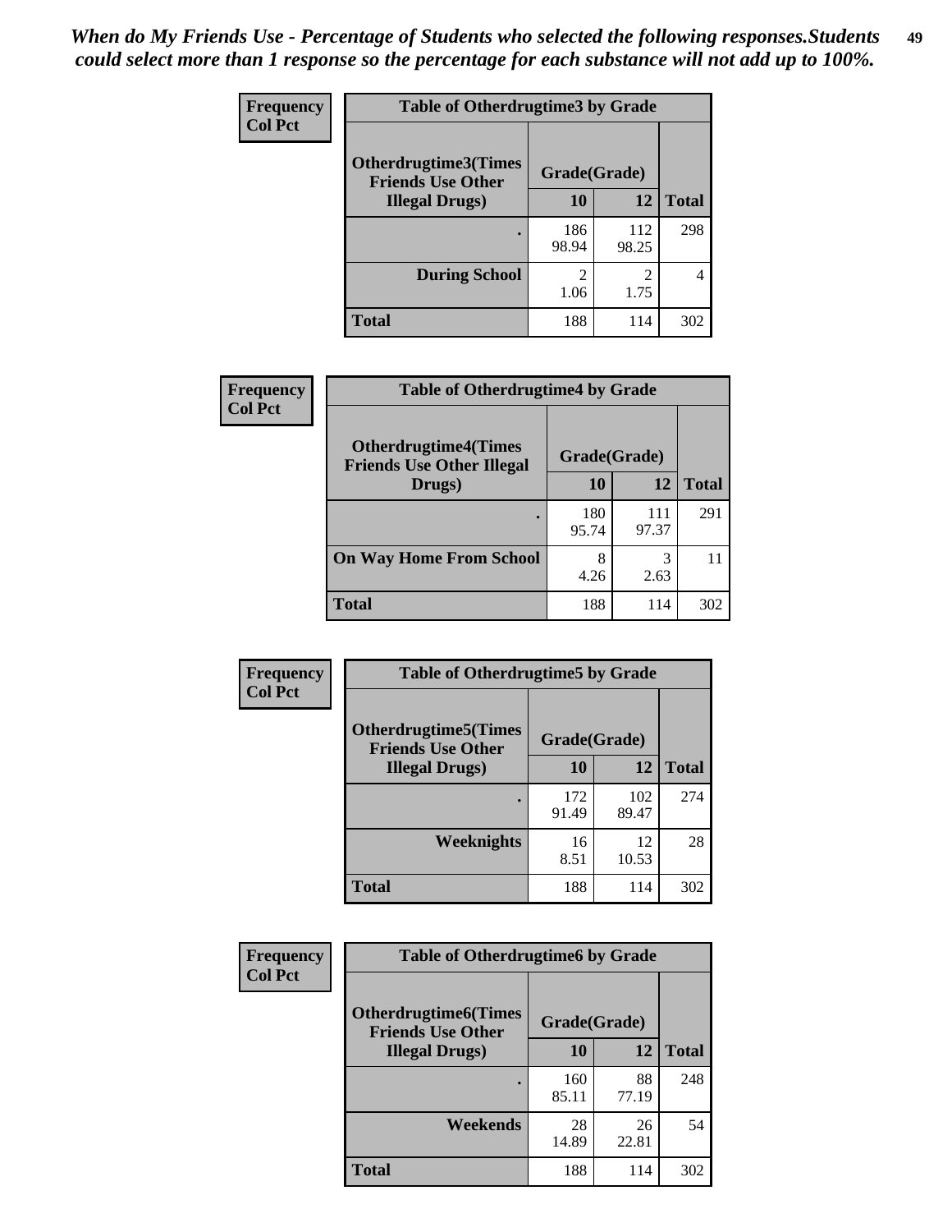*When do My Friends Use - Percentage of Students who selected the following responses.Students could select more than 1 response so the percentage for each substance will not add up to 100%.*

**Frequency**
**Col Pct**

| Table of Otherdrugtime3 by Grade | | | |
|---|---|---|---|
| **Otherdrugtime3(Times Friends Use Other Illegal Drugs)** | **Grade(Grade)** | | |
| | **10** | **12** | **Total** |
| . | 186<br>98.94 | 112<br>98.25 | 298 |
| **During School** | 2<br>1.06 | 2<br>1.75 | 4 |
| **Total** | 188 | 114 | 302 |

**Frequency**
**Col Pct**

| Table of Otherdrugtime4 by Grade | | | |
|---|---|---|---|
| **Otherdrugtime4(Times Friends Use Other Illegal Drugs)** | **Grade(Grade)** | | |
| | **10** | **12** | **Total** |
| . | 180<br>95.74 | 111<br>97.37 | 291 |
| **On Way Home From School** | 8<br>4.26 | 3<br>2.63 | 11 |
| **Total** | 188 | 114 | 302 |

**Frequency**
**Col Pct**

| Table of Otherdrugtime5 by Grade | | | |
|---|---|---|---|
| **Otherdrugtime5(Times Friends Use Other Illegal Drugs)** | **Grade(Grade)** | | |
| | **10** | **12** | **Total** |
| . | 172<br>91.49 | 102<br>89.47 | 274 |
| **Weeknights** | 16<br>8.51 | 12<br>10.53 | 28 |
| **Total** | 188 | 114 | 302 |

**Frequency**
**Col Pct**

| Table of Otherdrugtime6 by Grade | | | |
|---|---|---|---|
| **Otherdrugtime6(Times Friends Use Other Illegal Drugs)** | **Grade(Grade)** | | |
| | **10** | **12** | **Total** |
| . | 160<br>85.11 | 88<br>77.19 | 248 |
| **Weekends** | 28<br>14.89 | 26<br>22.81 | 54 |
| **Total** | 188 | 114 | 302 |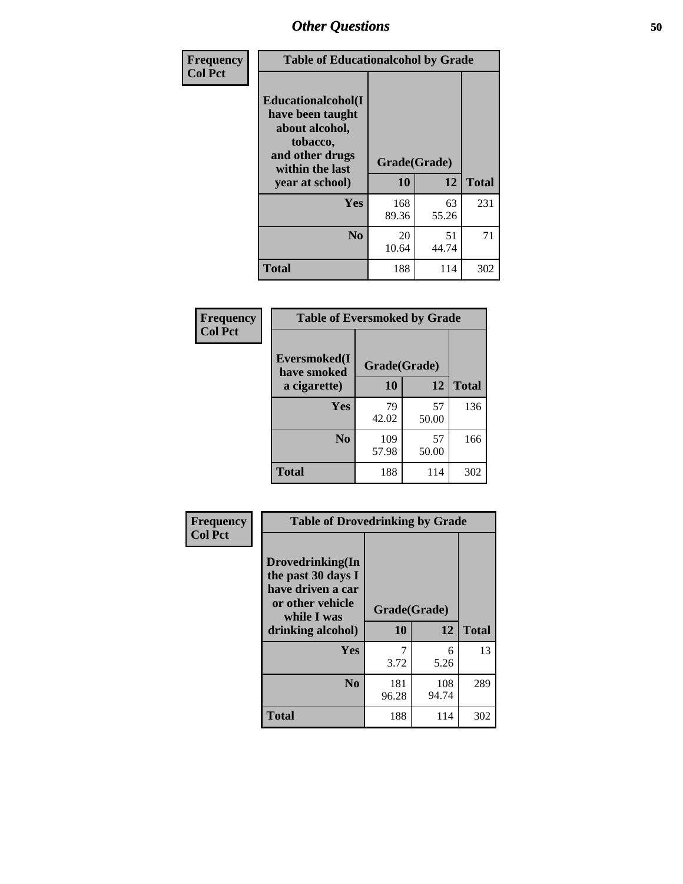| Frequency<br>Col Pct | Table of Educationalalcohol by Grade | | |
|---|---|---|---|
| Educationalalcohol(I have been taught about alcohol, tobacco, and other drugs within the last year at school) | Grade(Grade) | | |
| | 10 | 12 | Total |
| Yes | 168<br>89.36 | 63<br>55.26 | 231 |
| No | 20<br>10.64 | 51<br>44.74 | 71 |
| Total | 188 | 114 | 302 |

| Frequency<br>Col Pct | Table of Eversmoked by Grade | | |
|---|---|---|---|
| Eversmoked(I have smoked a cigarette) | Grade(Grade) | | |
| | 10 | 12 | Total |
| Yes | 79<br>42.02 | 57<br>50.00 | 136 |
| No | 109<br>57.98 | 57<br>50.00 | 166 |
| Total | 188 | 114 | 302 |

| Frequency<br>Col Pct | Table of Drovedrinking by Grade | | |
|---|---|---|---|
| Drovedrinking(In the past 30 days I have driven a car or other vehicle while I was drinking alcohol) | Grade(Grade) | | |
| | 10 | 12 | Total |
| Yes | 7<br>3.72 | 6<br>5.26 | 13 |
| No | 181<br>96.28 | 108<br>94.74 | 289 |
| Total | 188 | 114 | 302 |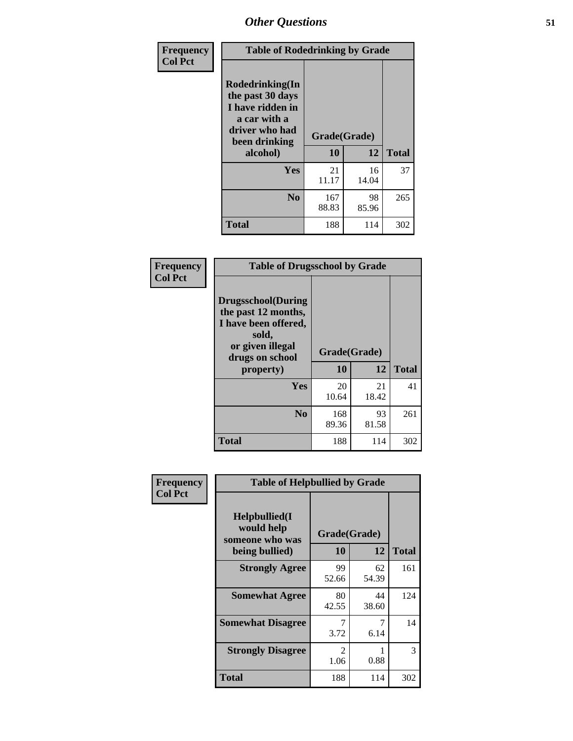## Other Questions

**Frequency**
**Col Pct**

| Table of Rodedrinking by Grade | | | |
|---|---|---|---|
| Rodedrinking(In the past 30 days I have ridden in a car with a driver who had been drinking alcohol) | Grade(Grade) | | |
| | 10 | 12 | Total |
| **Yes** | 21<br>11.17 | 16<br>14.04 | 37 |
| **No** | 167<br>88.83 | 98<br>85.96 | 265 |
| **Total** | 188 | 114 | 302 |

**Frequency**
**Col Pct**

| Table of Drugsschool by Grade | | | |
|---|---|---|---|
| Drugsschool(During the past 12 months, I have been offered, sold, or given illegal drugs on school property) | Grade(Grade) | | |
| | 10 | 12 | Total |
| **Yes** | 20<br>10.64 | 21<br>18.42 | 41 |
| **No** | 168<br>89.36 | 93<br>81.58 | 261 |
| **Total** | 188 | 114 | 302 |

**Frequency**
**Col Pct**

| Table of Helpbullied by Grade | | | |
|---|---|---|---|
| Helpbullied(I would help someone who was being bullied) | Grade(Grade) | | |
| | 10 | 12 | Total |
| **Strongly Agree** | 99<br>52.66 | 62<br>54.39 | 161 |
| **Somewhat Agree** | 80<br>42.55 | 44<br>38.60 | 124 |
| **Somewhat Disagree** | 7<br>3.72 | 7<br>6.14 | 14 |
| **Strongly Disagree** | 2<br>1.06 | 1<br>0.88 | 3 |
| **Total** | 188 | 114 | 302 |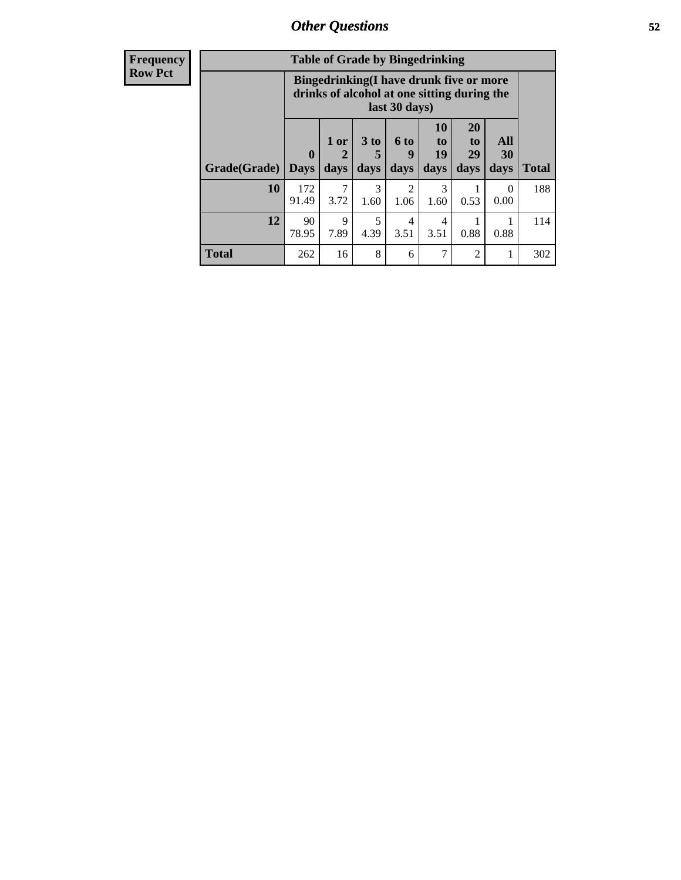**Frequency**
**Row Pct**

**Table of Grade by Bingedrinking**

| Grade(Grade) | Bingedrinking(I have drunk five or more drinks of alcohol at one sitting during the last 30 days) | | | | | | | Total |
|---|---|---|---|---|---|---|---|---|
| | 0 Days | 1 or 2 days | 3 to 5 days | 6 to 9 days | 10 to 19 days | 20 to 29 days | All 30 days | |
| **10** | 172<br>91.49 | 7<br>3.72 | 3<br>1.60 | 2<br>1.06 | 3<br>1.60 | 1<br>0.53 | 0<br>0.00 | 188 |
| **12** | 90<br>78.95 | 9<br>7.89 | 5<br>4.39 | 4<br>3.51 | 4<br>3.51 | 1<br>0.88 | 1<br>0.88 | 114 |
| **Total** | 262 | 16 | 8 | 6 | 7 | 2 | 1 | 302 |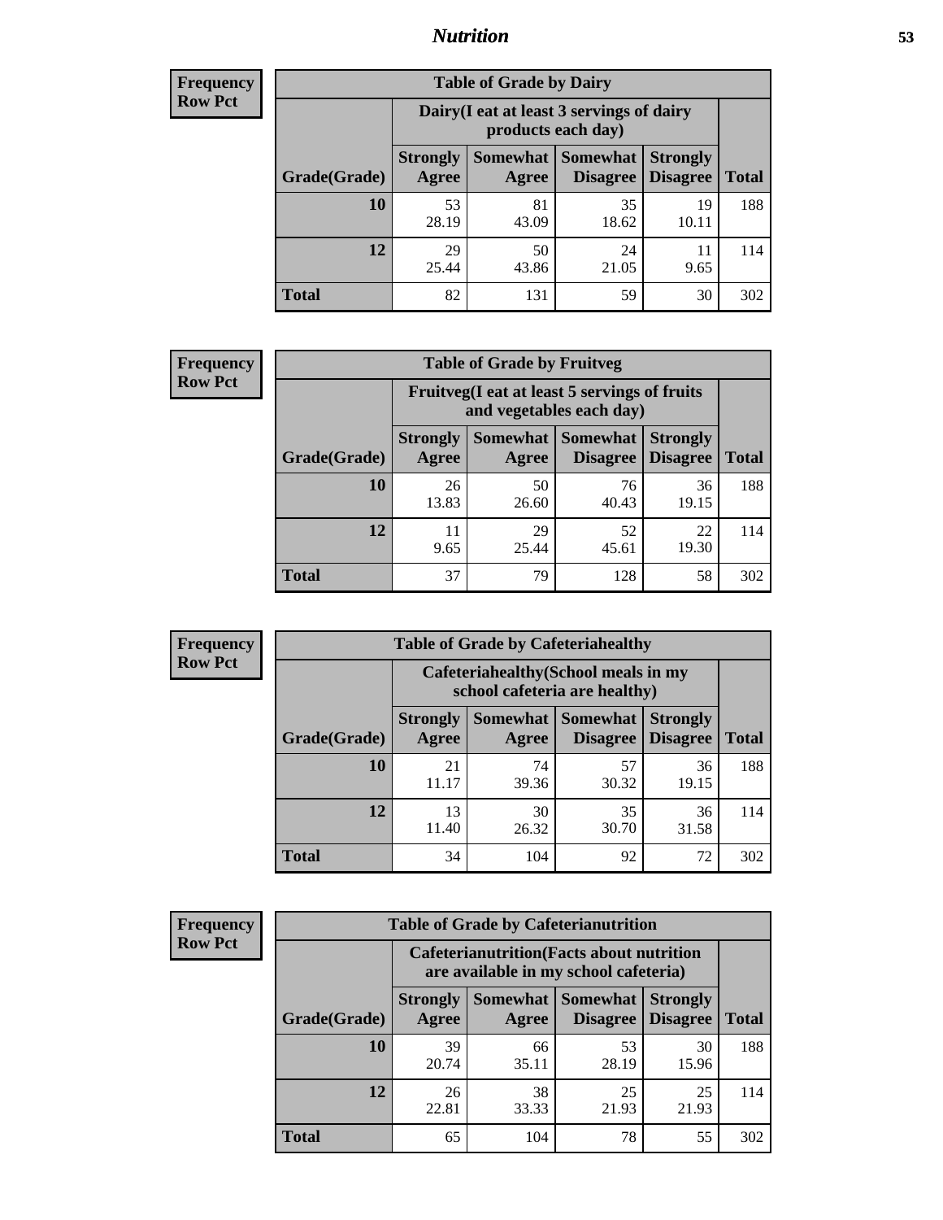# Nutrition

**Frequency**
**Row Pct**

| Table of Grade by Dairy | | | | | |
|---|---|---|---|---|---|
| | Dairy(I eat at least 3 servings of dairy products each day) | | | | |
| Grade(Grade) | Strongly Agree | Somewhat Agree | Somewhat Disagree | Strongly Disagree | Total |
| 10 | 53<br>28.19 | 81<br>43.09 | 35<br>18.62 | 19<br>10.11 | 188 |
| 12 | 29<br>25.44 | 50<br>43.86 | 24<br>21.05 | 11<br>9.65 | 114 |
| Total | 82 | 131 | 59 | 30 | 302 |

**Frequency**
**Row Pct**

| Table of Grade by Fruitveg | | | | | |
|---|---|---|---|---|---|
| | Fruitveg(I eat at least 5 servings of fruits and vegetables each day) | | | | |
| Grade(Grade) | Strongly Agree | Somewhat Agree | Somewhat Disagree | Strongly Disagree | Total |
| 10 | 26<br>13.83 | 50<br>26.60 | 76<br>40.43 | 36<br>19.15 | 188 |
| 12 | 11<br>9.65 | 29<br>25.44 | 52<br>45.61 | 22<br>19.30 | 114 |
| Total | 37 | 79 | 128 | 58 | 302 |

**Frequency**
**Row Pct**

| Table of Grade by Cafeteriahealthy | | | | | |
|---|---|---|---|---|---|
| | Cafeteriahealthy(School meals in my school cafeteria are healthy) | | | | |
| Grade(Grade) | Strongly Agree | Somewhat Agree | Somewhat Disagree | Strongly Disagree | Total |
| 10 | 21<br>11.17 | 74<br>39.36 | 57<br>30.32 | 36<br>19.15 | 188 |
| 12 | 13<br>11.40 | 30<br>26.32 | 35<br>30.70 | 36<br>31.58 | 114 |
| Total | 34 | 104 | 92 | 72 | 302 |

**Frequency**
**Row Pct**

| Table of Grade by Cafeterianutrition | | | | | |
|---|---|---|---|---|---|
| | Cafeterianutrition(Facts about nutrition are available in my school cafeteria) | | | | |
| Grade(Grade) | Strongly Agree | Somewhat Agree | Somewhat Disagree | Strongly Disagree | Total |
| 10 | 39<br>20.74 | 66<br>35.11 | 53<br>28.19 | 30<br>15.96 | 188 |
| 12 | 26<br>22.81 | 38<br>33.33 | 25<br>21.93 | 25<br>21.93 | 114 |
| Total | 65 | 104 | 78 | 55 | 302 |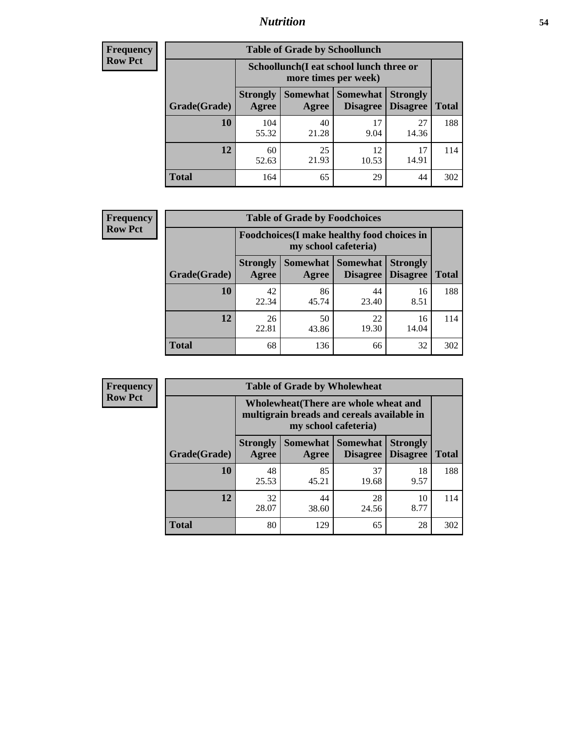| Frequency Row Pct |
|---|

| Table of Grade by Schoollunch | | | | | |
|---|---|---|---|---|---|
| | Schoollunch(I eat school lunch three or more times per week) | | | | |
| Grade(Grade) | Strongly Agree | Somewhat Agree | Somewhat Disagree | Strongly Disagree | Total |
| 10 | 104<br>55.32 | 40<br>21.28 | 17<br>9.04 | 27<br>14.36 | 188 |
| 12 | 60<br>52.63 | 25<br>21.93 | 12<br>10.53 | 17<br>14.91 | 114 |
| Total | 164 | 65 | 29 | 44 | 302 |

| Frequency Row Pct |
|---|

| Table of Grade by Foodchoices | | | | | |
|---|---|---|---|---|---|
| | Foodchoices(I make healthy food choices in my school cafeteria) | | | | |
| Grade(Grade) | Strongly Agree | Somewhat Agree | Somewhat Disagree | Strongly Disagree | Total |
| 10 | 42<br>22.34 | 86<br>45.74 | 44<br>23.40 | 16<br>8.51 | 188 |
| 12 | 26<br>22.81 | 50<br>43.86 | 22<br>19.30 | 16<br>14.04 | 114 |
| Total | 68 | 136 | 66 | 32 | 302 |

| Frequency Row Pct |
|---|

| Table of Grade by Wholewheat | | | | | |
|---|---|---|---|---|---|
| | Wholewheat(There are whole wheat and multigrain breads and cereals available in my school cafeteria) | | | | |
| Grade(Grade) | Strongly Agree | Somewhat Agree | Somewhat Disagree | Strongly Disagree | Total |
| 10 | 48<br>25.53 | 85<br>45.21 | 37<br>19.68 | 18<br>9.57 | 188 |
| 12 | 32<br>28.07 | 44<br>38.60 | 28<br>24.56 | 10<br>8.77 | 114 |
| Total | 80 | 129 | 65 | 28 | 302 |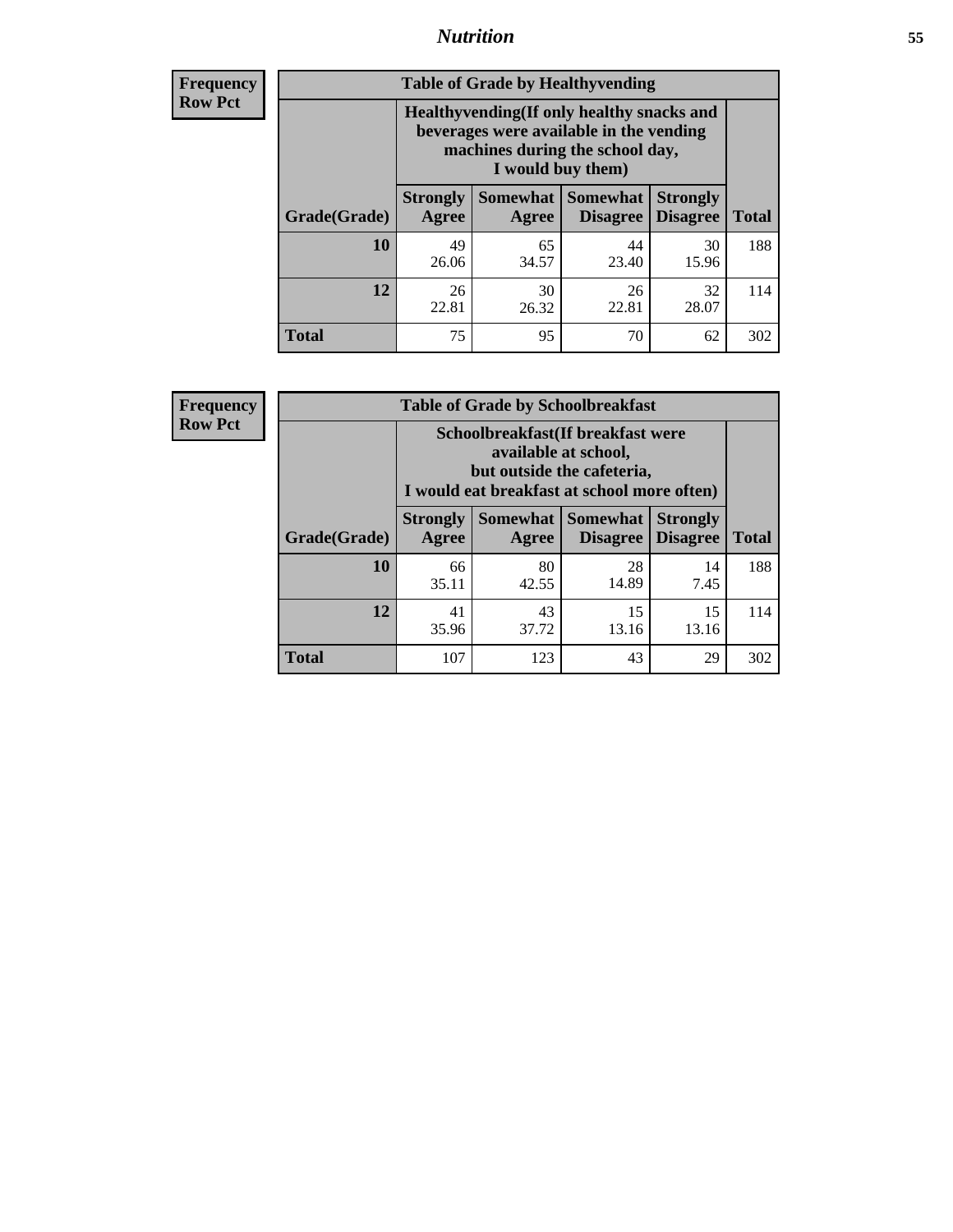## Nutrition

**Frequency**
**Row Pct**

**Table of Grade by Healthyvending**

| Grade(Grade) | Healthyvending(If only healthy snacks and beverages were available in the vending machines during the school day, I would buy them) | | | | Total |
|---|---|---|---|---|---|
| | Strongly Agree | Somewhat Agree | Somewhat Disagree | Strongly Disagree | |
| **10** | 49<br>26.06 | 65<br>34.57 | 44<br>23.40 | 30<br>15.96 | 188 |
| **12** | 26<br>22.81 | 30<br>26.32 | 26<br>22.81 | 32<br>28.07 | 114 |
| **Total** | 75 | 95 | 70 | 62 | 302 |

**Frequency**
**Row Pct**

**Table of Grade by Schoolbreakfast**

| Grade(Grade) | Schoolbreakfast(If breakfast were available at school, but outside the cafeteria, I would eat breakfast at school more often) | | | | Total |
|---|---|---|---|---|---|
| | Strongly Agree | Somewhat Agree | Somewhat Disagree | Strongly Disagree | |
| **10** | 66<br>35.11 | 80<br>42.55 | 28<br>14.89 | 14<br>7.45 | 188 |
| **12** | 41<br>35.96 | 43<br>37.72 | 15<br>13.16 | 15<br>13.16 | 114 |
| **Total** | 107 | 123 | 43 | 29 | 302 |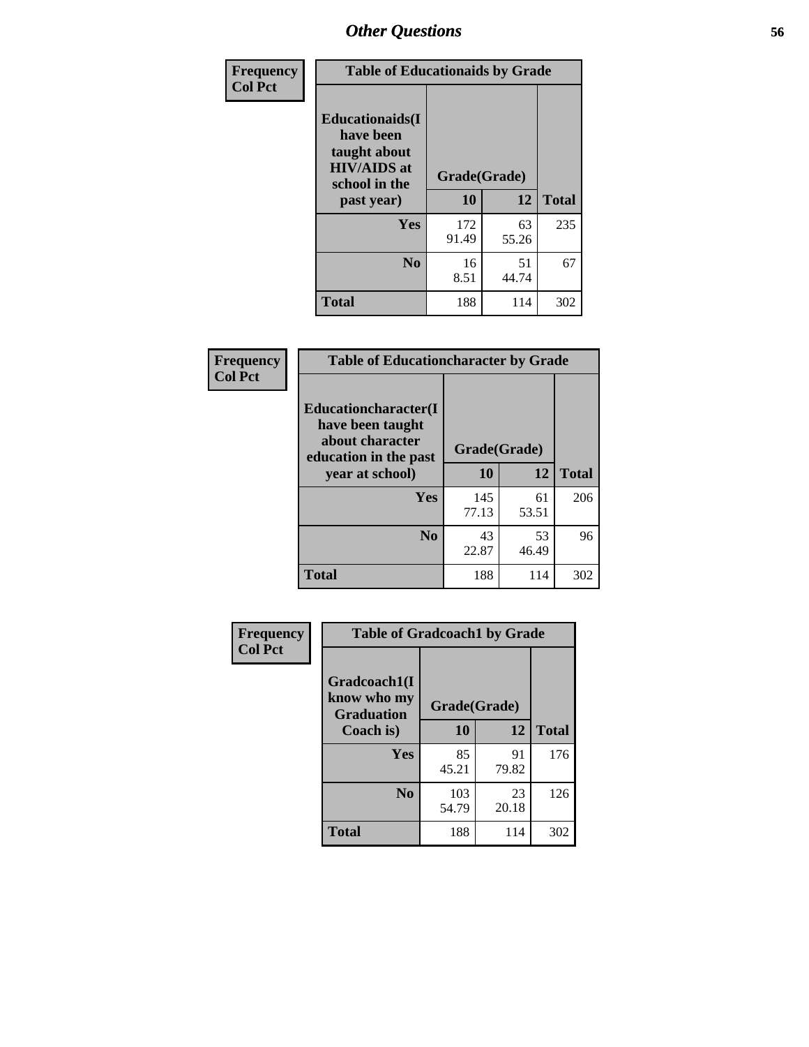## Other Questions

**Frequency**
**Col Pct**

| Table of Educationaids by Grade | | | |
|---|---|---|---|
| **Educationaids(I have been taught about HIV/AIDS at school in the past year)** | **Grade(Grade)** | | |
| | **10** | **12** | **Total** |
| **Yes** | 172<br>91.49 | 63<br>55.26 | 235 |
| **No** | 16<br>8.51 | 51<br>44.74 | 67 |
| **Total** | 188 | 114 | 302 |

**Frequency**
**Col Pct**

| Table of Educationcharacter by Grade | | | |
|---|---|---|---|
| **Educationcharacter(I have been taught about character education in the past year at school)** | **Grade(Grade)** | | |
| | **10** | **12** | **Total** |
| **Yes** | 145<br>77.13 | 61<br>53.51 | 206 |
| **No** | 43<br>22.87 | 53<br>46.49 | 96 |
| **Total** | 188 | 114 | 302 |

**Frequency**
**Col Pct**

| Table of Gradcoach1 by Grade | | | |
|---|---|---|---|
| **Gradcoach1(I know who my Graduation Coach is)** | **Grade(Grade)** | | |
| | **10** | **12** | **Total** |
| **Yes** | 85<br>45.21 | 91<br>79.82 | 176 |
| **No** | 103<br>54.79 | 23<br>20.18 | 126 |
| **Total** | 188 | 114 | 302 |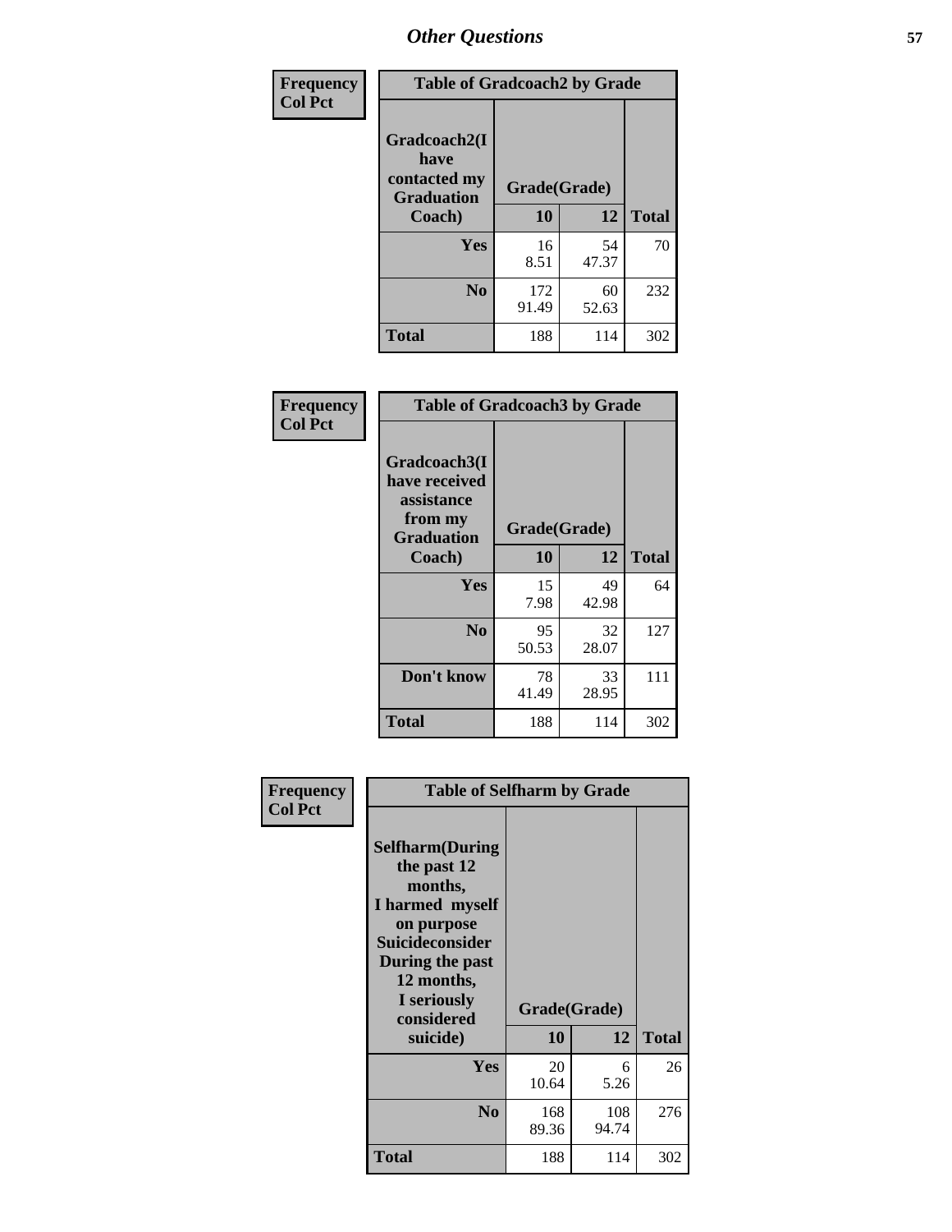# Other Questions

| Frequency Col Pct | Table of Gradcoach2 by Grade | | |
|---|---|---|---|
| Gradcoach2(I have contacted my Graduation Coach) | Grade(Grade) | | |
| | 10 | 12 | Total |
| Yes | 16<br>8.51 | 54<br>47.37 | 70 |
| No | 172<br>91.49 | 60<br>52.63 | 232 |
| Total | 188 | 114 | 302 |

| Frequency Col Pct | Table of Gradcoach3 by Grade | | |
|---|---|---|---|
| Gradcoach3(I have received assistance from my Graduation Coach) | Grade(Grade) | | |
| | 10 | 12 | Total |
| Yes | 15<br>7.98 | 49<br>42.98 | 64 |
| No | 95<br>50.53 | 32<br>28.07 | 127 |
| Don't know | 78<br>41.49 | 33<br>28.95 | 111 |
| Total | 188 | 114 | 302 |

| Frequency Col Pct | Table of Selfharm by Grade | | |
|---|---|---|---|
| Selfharm(During the past 12 months, I harmed myself on purpose Suicideconsider During the past 12 months, I seriously considered suicide) | Grade(Grade) | | |
| | 10 | 12 | Total |
| Yes | 20<br>10.64 | 6<br>5.26 | 26 |
| No | 168<br>89.36 | 108<br>94.74 | 276 |
| Total | 188 | 114 | 302 |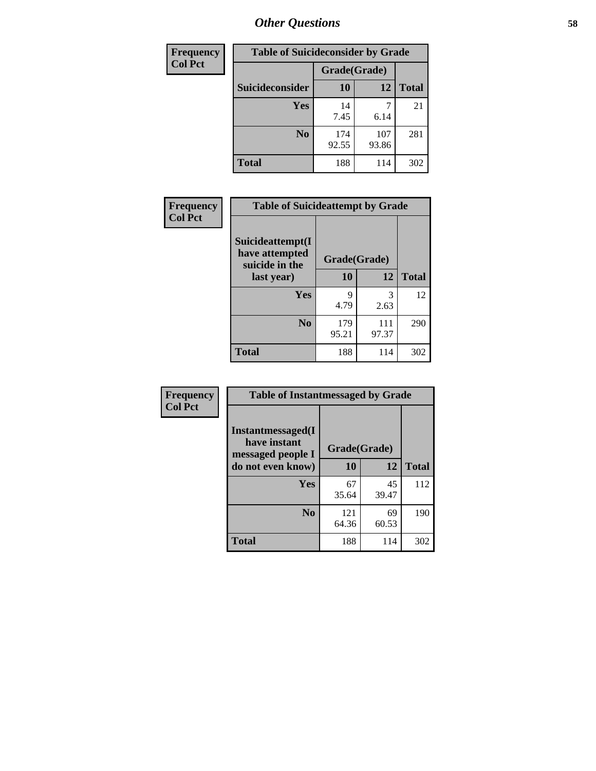# Other Questions

| Frequency Col Pct | Table of Suicideconsider by Grade | | |
|---|---|---|---|
| | Grade(Grade) | | |
| Suicideconsider | 10 | 12 | Total |
| Yes | 14<br>7.45 | 7<br>6.14 | 21 |
| No | 174<br>92.55 | 107<br>93.86 | 281 |
| Total | 188 | 114 | 302 |

| Frequency Col Pct | Table of Suicideattempt by Grade | | |
|---|---|---|---|
| Suicideattempt(I have attempted suicide in the last year) | Grade(Grade) | | |
| | 10 | 12 | Total |
| Yes | 9<br>4.79 | 3<br>2.63 | 12 |
| No | 179<br>95.21 | 111<br>97.37 | 290 |
| Total | 188 | 114 | 302 |

| Frequency Col Pct | Table of Instantmessaged by Grade | | |
|---|---|---|---|
| Instantmessaged(I have instant messaged people I do not even know) | Grade(Grade) | | |
| | 10 | 12 | Total |
| Yes | 67<br>35.64 | 45<br>39.47 | 112 |
| No | 121<br>64.36 | 69<br>60.53 | 190 |
| Total | 188 | 114 | 302 |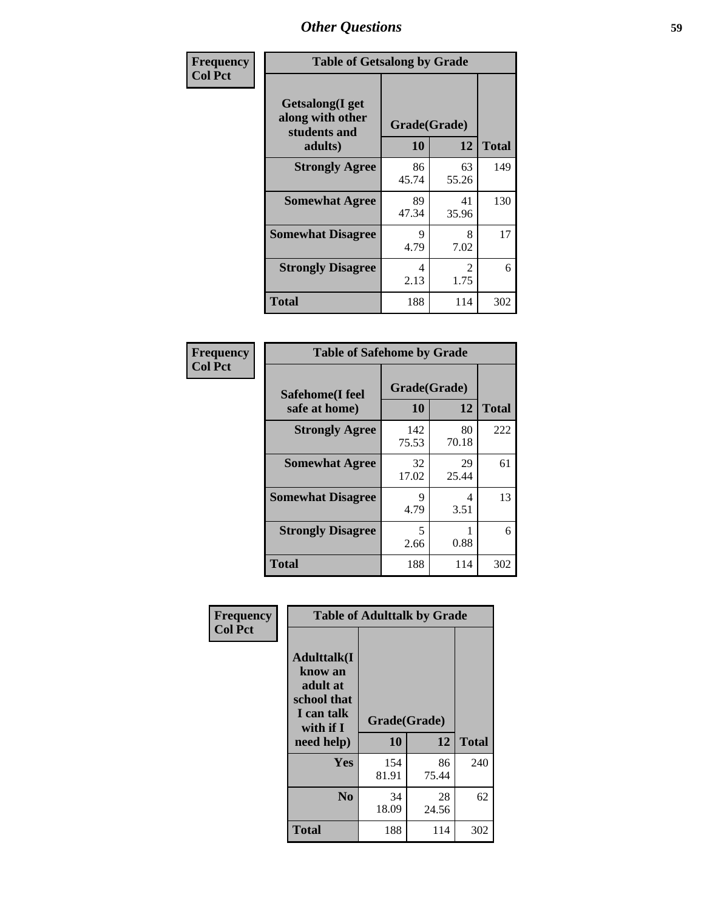# Other Questions

**Frequency**
**Col Pct**

| Getsalong(I get along with other students and adults) | Grade(Grade) 10 | 12 | Total |
|---|---|---|---|
| **Strongly Agree** | 86<br>45.74 | 63<br>55.26 | 149 |
| **Somewhat Agree** | 89<br>47.34 | 41<br>35.96 | 130 |
| **Somewhat Disagree** | 9<br>4.79 | 8<br>7.02 | 17 |
| **Strongly Disagree** | 4<br>2.13 | 2<br>1.75 | 6 |
| **Total** | 188 | 114 | 302 |

Table of Getsalong by Grade

**Frequency**
**Col Pct**

| Safehome(I feel safe at home) | Grade(Grade) 10 | 12 | Total |
|---|---|---|---|
| **Strongly Agree** | 142<br>75.53 | 80<br>70.18 | 222 |
| **Somewhat Agree** | 32<br>17.02 | 29<br>25.44 | 61 |
| **Somewhat Disagree** | 9<br>4.79 | 4<br>3.51 | 13 |
| **Strongly Disagree** | 5<br>2.66 | 1<br>0.88 | 6 |
| **Total** | 188 | 114 | 302 |

Table of Safehome by Grade

**Frequency**
**Col Pct**

| Adulttalk(I know an adult at school that I can talk with if I need help) | Grade(Grade) 10 | 12 | Total |
|---|---|---|---|
| **Yes** | 154<br>81.91 | 86<br>75.44 | 240 |
| **No** | 34<br>18.09 | 28<br>24.56 | 62 |
| **Total** | 188 | 114 | 302 |

Table of Adulttalk by Grade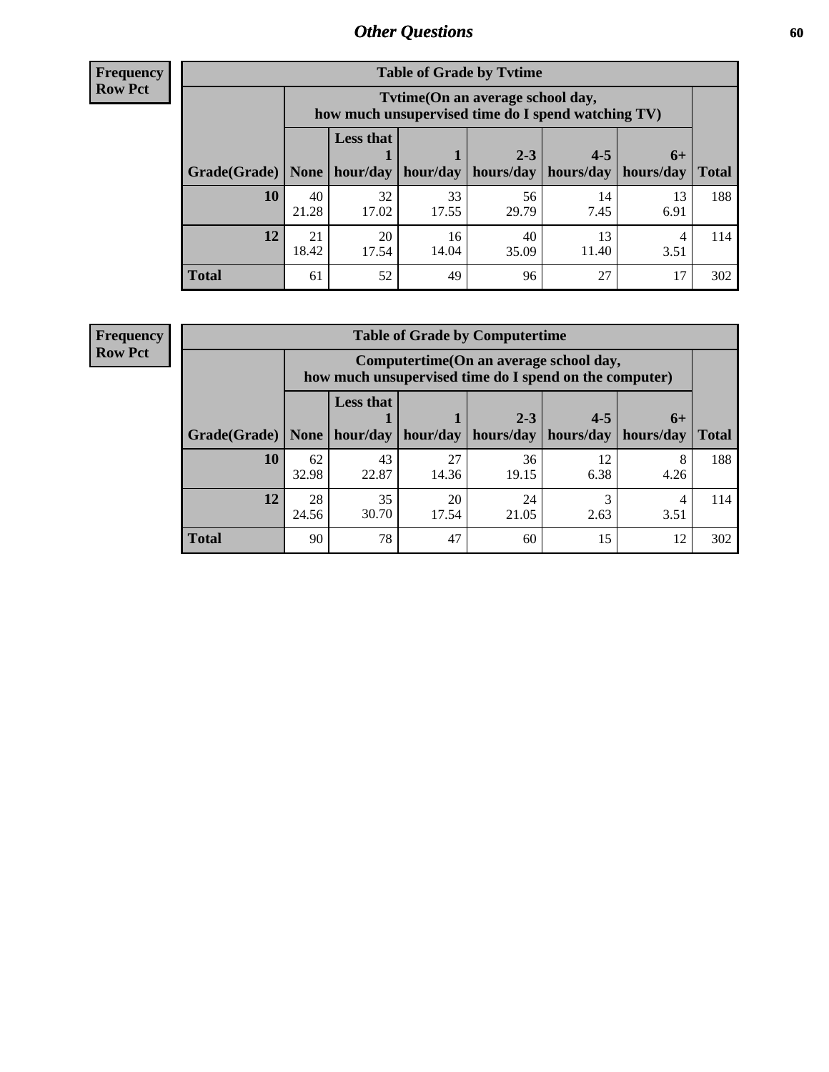## Other Questions

**Frequency**
**Row Pct**

| Table of Grade by Tvtime | | | | | | | |
|---|---|---|---|---|---|---|---|
| | Tvtime(On an average school day, how much unsupervised time do I spend watching TV) | | | | | | |
| Grade(Grade) | None | Less that 1 hour/day | 1 hour/day | 2-3 hours/day | 4-5 hours/day | 6+ hours/day | Total |
| **10** | 40<br>21.28 | 32<br>17.02 | 33<br>17.55 | 56<br>29.79 | 14<br>7.45 | 13<br>6.91 | 188 |
| **12** | 21<br>18.42 | 20<br>17.54 | 16<br>14.04 | 40<br>35.09 | 13<br>11.40 | 4<br>3.51 | 114 |
| **Total** | 61 | 52 | 49 | 96 | 27 | 17 | 302 |

**Frequency**
**Row Pct**

| Table of Grade by Computertime | | | | | | | |
|---|---|---|---|---|---|---|---|
| | Computertime(On an average school day, how much unsupervised time do I spend on the computer) | | | | | | |
| Grade(Grade) | None | Less that 1 hour/day | 1 hour/day | 2-3 hours/day | 4-5 hours/day | 6+ hours/day | Total |
| **10** | 62<br>32.98 | 43<br>22.87 | 27<br>14.36 | 36<br>19.15 | 12<br>6.38 | 8<br>4.26 | 188 |
| **12** | 28<br>24.56 | 35<br>30.70 | 20<br>17.54 | 24<br>21.05 | 3<br>2.63 | 4<br>3.51 | 114 |
| **Total** | 90 | 78 | 47 | 60 | 15 | 12 | 302 |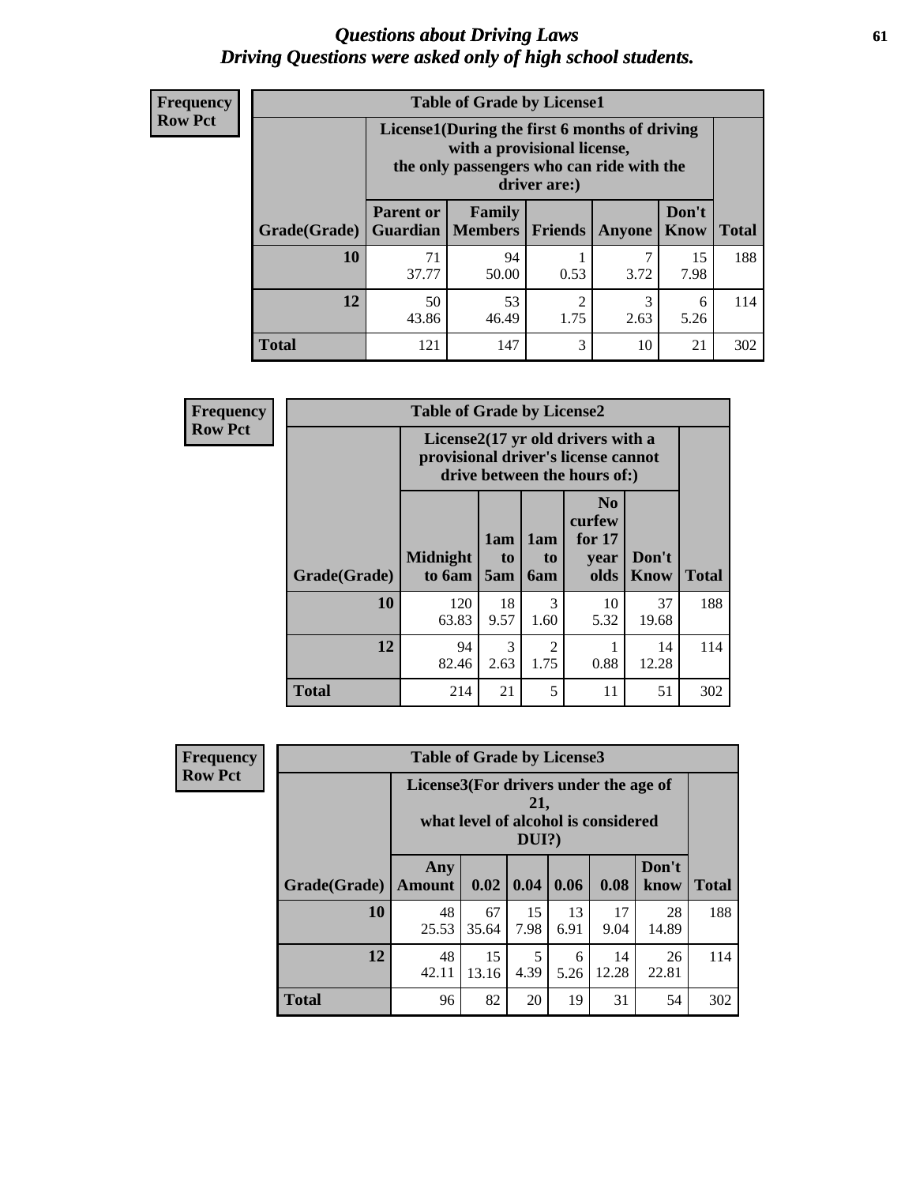# *Questions about Driving Laws*
# *Driving Questions were asked only of high school students.*

**Frequency**
**Row Pct**

**Table of Grade by License1**

| Grade(Grade) | License1(During the first 6 months of driving with a provisional license, the only passengers who can ride with the driver are:) Parent or Guardian | Family Members | Friends | Anyone | Don't Know | Total |
|---|---|---|---|---|---|---|
| 10 | 71<br>37.77 | 94<br>50.00 | 1<br>0.53 | 7<br>3.72 | 15<br>7.98 | 188 |
| 12 | 50<br>43.86 | 53<br>46.49 | 2<br>1.75 | 3<br>2.63 | 6<br>5.26 | 114 |
| Total | 121 | 147 | 3 | 10 | 21 | 302 |

**Frequency**
**Row Pct**

**Table of Grade by License2**

| Grade(Grade) | License2(17 yr old drivers with a provisional driver's license cannot drive between the hours of:) Midnight to 6am | 1am to 5am | 1am to 6am | No curfew for 17 year olds | Don't Know | Total |
|---|---|---|---|---|---|---|
| 10 | 120<br>63.83 | 18<br>9.57 | 3<br>1.60 | 10<br>5.32 | 37<br>19.68 | 188 |
| 12 | 94<br>82.46 | 3<br>2.63 | 2<br>1.75 | 1<br>0.88 | 14<br>12.28 | 114 |
| Total | 214 | 21 | 5 | 11 | 51 | 302 |

**Frequency**
**Row Pct**

**Table of Grade by License3**

| Grade(Grade) | License3(For drivers under the age of 21, what level of alcohol is considered DUI?) Any Amount | 0.02 | 0.04 | 0.06 | 0.08 | Don't know | Total |
|---|---|---|---|---|---|---|---|
| 10 | 48<br>25.53 | 67<br>35.64 | 15<br>7.98 | 13<br>6.91 | 17<br>9.04 | 28<br>14.89 | 188 |
| 12 | 48<br>42.11 | 15<br>13.16 | 5<br>4.39 | 6<br>5.26 | 14<br>12.28 | 26<br>22.81 | 114 |
| Total | 96 | 82 | 20 | 19 | 31 | 54 | 302 |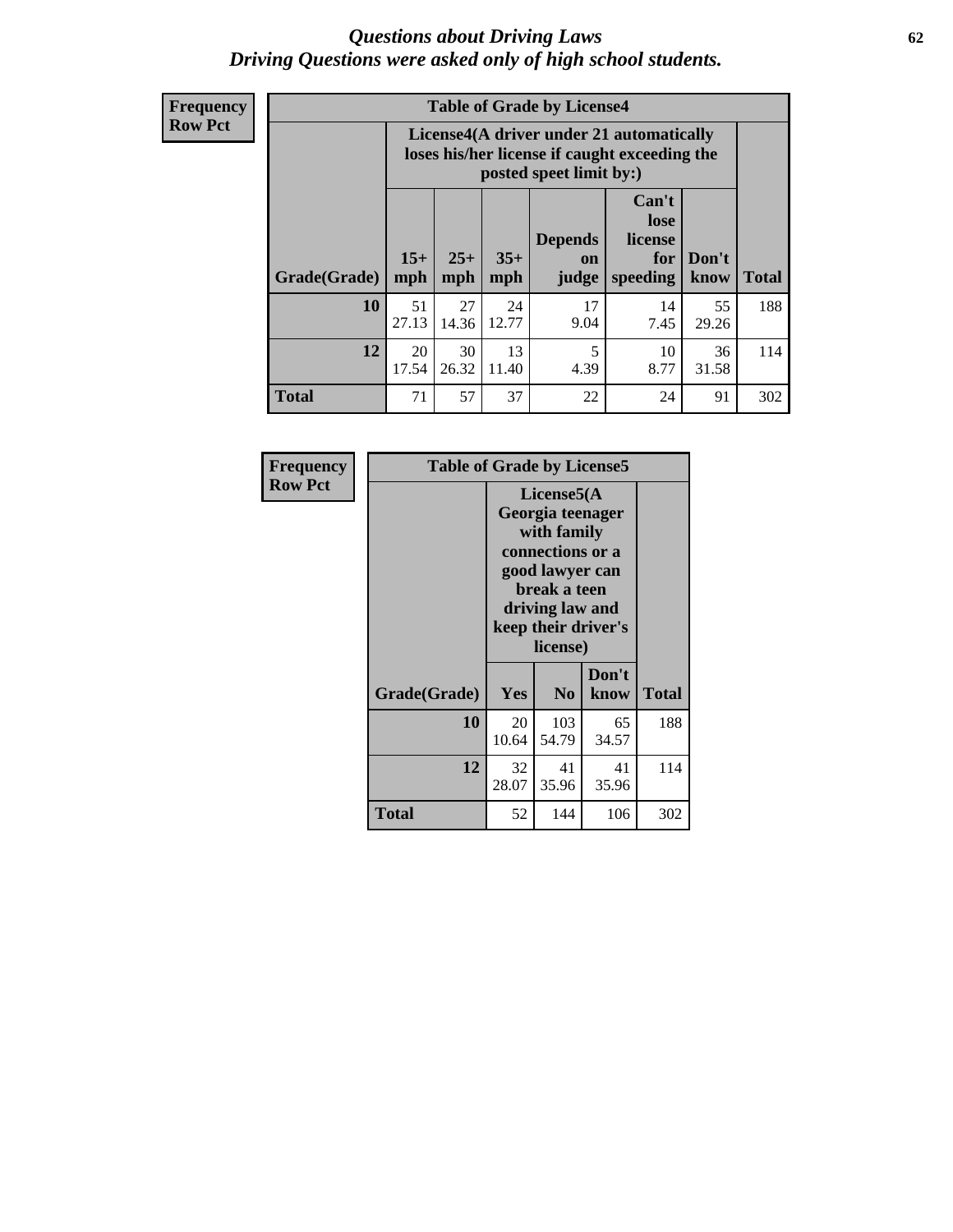# Questions about Driving Laws
## Driving Questions were asked only of high school students.

**Frequency**
**Row Pct**

**Table of Grade by License4**

| Grade(Grade) | License4(A driver under 21 automatically loses his/her license if caught exceeding the posted speet limit by:) 15+ mph | 25+ mph | 35+ mph | Depends on judge | Can't lose license for speeding | Don't know | Total |
|---|---|---|---|---|---|---|---|
| 10 | 51<br>27.13 | 27<br>14.36 | 24<br>12.77 | 17<br>9.04 | 14<br>7.45 | 55<br>29.26 | 188 |
| 12 | 20<br>17.54 | 30<br>26.32 | 13<br>11.40 | 5<br>4.39 | 10<br>8.77 | 36<br>31.58 | 114 |
| Total | 71 | 57 | 37 | 22 | 24 | 91 | 302 |

**Frequency**
**Row Pct**

**Table of Grade by License5**

| Grade(Grade) | License5(A Georgia teenager with family connections or a good lawyer can break a teen driving law and keep their driver's license) Yes | No | Don't know | Total |
|---|---|---|---|---|
| 10 | 20<br>10.64 | 103<br>54.79 | 65<br>34.57 | 188 |
| 12 | 32<br>28.07 | 41<br>35.96 | 41<br>35.96 | 114 |
| Total | 52 | 144 | 106 | 302 |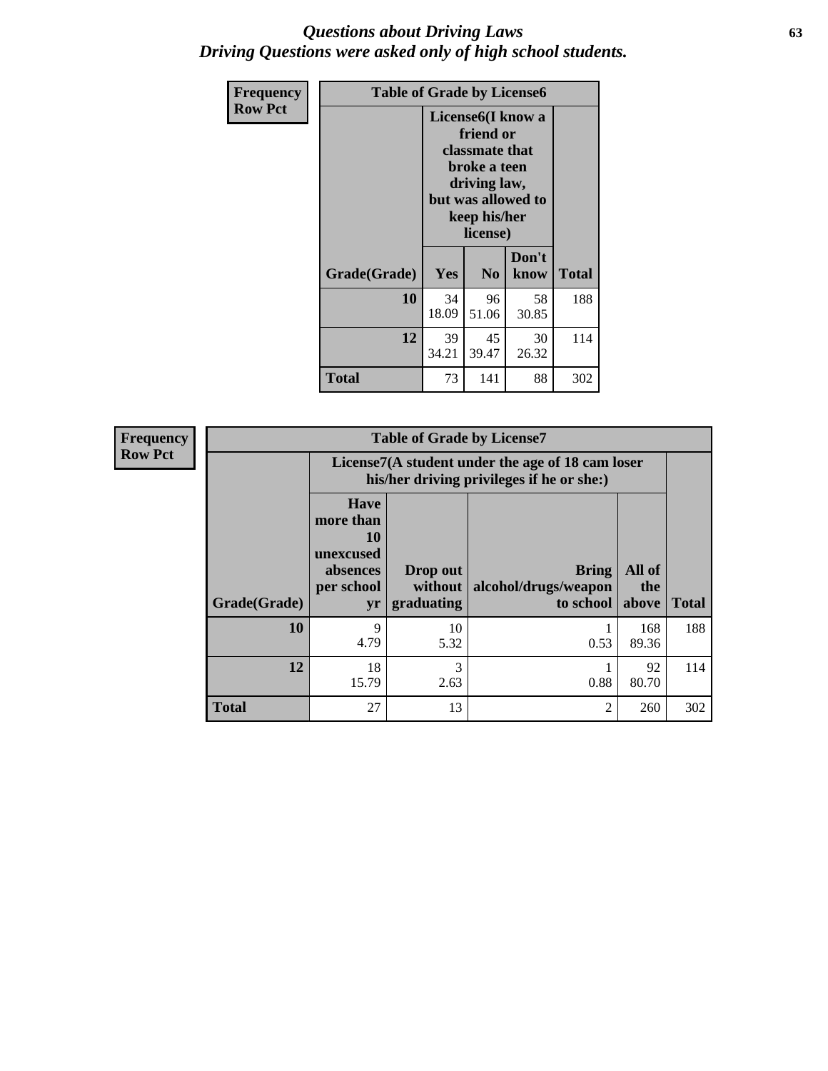# *Questions about Driving Laws*
## *Driving Questions were asked only of high school students.*

**Frequency**
**Row Pct**

| Table of Grade by License6 | | | | |
|---|---|---|---|---|
| | License6(I know a friend or classmate that broke a teen driving law, but was allowed to keep his/her license) | | | |
| Grade(Grade) | Yes | No | Don't know | Total |
| 10 | 34<br>18.09 | 96<br>51.06 | 58<br>30.85 | 188 |
| 12 | 39<br>34.21 | 45<br>39.47 | 30<br>26.32 | 114 |
| Total | 73 | 141 | 88 | 302 |

**Frequency**
**Row Pct**

| Table of Grade by License7 | | | | | |
|---|---|---|---|---|---|
| | License7(A student under the age of 18 cam loser his/her driving privileges if he or she:) | | | | |
| Grade(Grade) | Have more than 10 unexcused absences per school yr | Drop out without graduating | Bring alcohol/drugs/weapon to school | All of the above | Total |
| 10 | 9<br>4.79 | 10<br>5.32 | 1<br>0.53 | 168<br>89.36 | 188 |
| 12 | 18<br>15.79 | 3<br>2.63 | 1<br>0.88 | 92<br>80.70 | 114 |
| Total | 27 | 13 | 2 | 260 | 302 |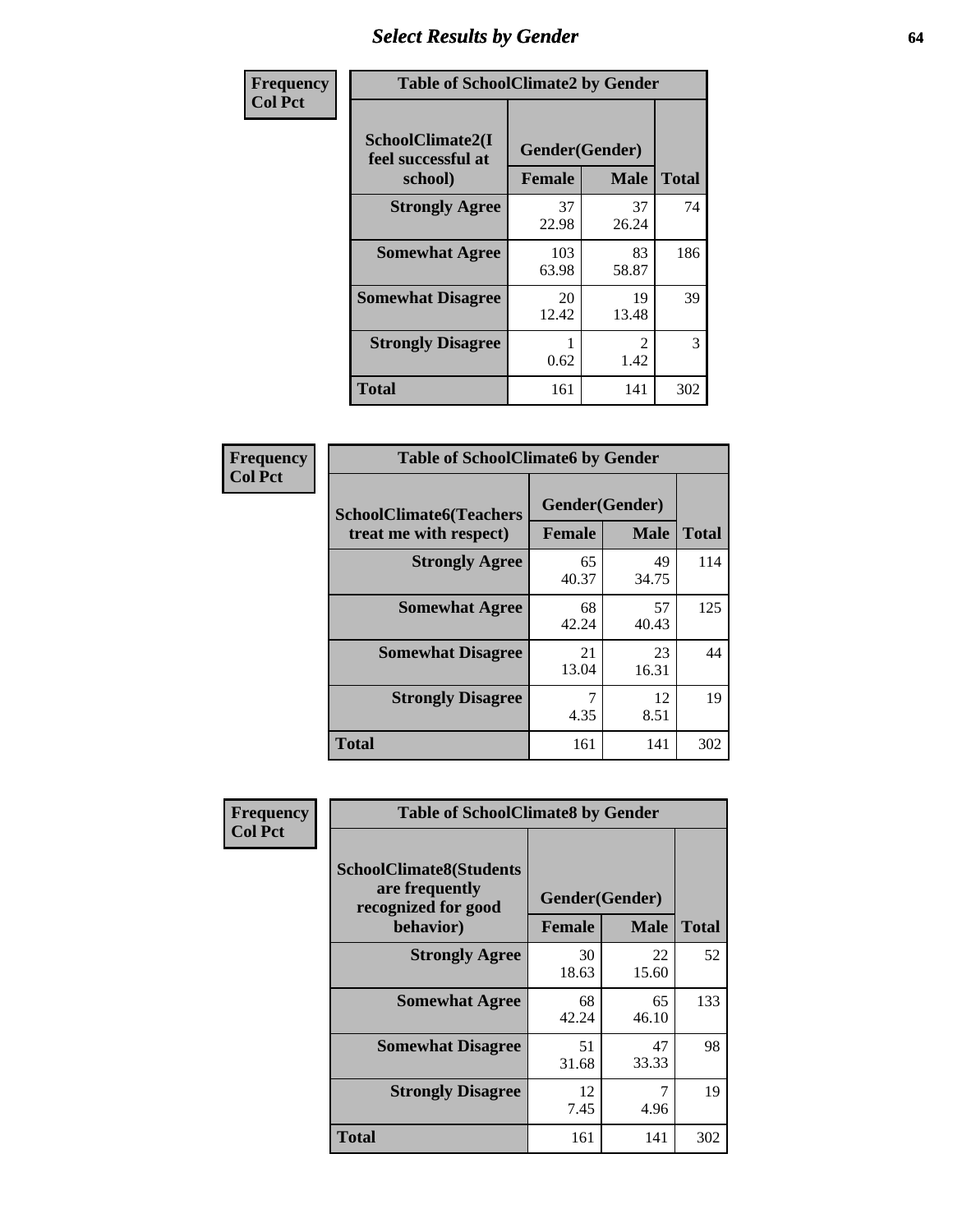# Select Results by Gender

**Frequency / Col Pct**

| Table of SchoolClimate2 by Gender | | | |
|---|---|---|---|
| SchoolClimate2(I feel successful at school) | Gender(Gender) | | |
| | Female | Male | Total |
| Strongly Agree | 37<br>22.98 | 37<br>26.24 | 74 |
| Somewhat Agree | 103<br>63.98 | 83<br>58.87 | 186 |
| Somewhat Disagree | 20<br>12.42 | 19<br>13.48 | 39 |
| Strongly Disagree | 1<br>0.62 | 2<br>1.42 | 3 |
| Total | 161 | 141 | 302 |

**Frequency / Col Pct**

| Table of SchoolClimate6 by Gender | | | |
|---|---|---|---|
| SchoolClimate6(Teachers treat me with respect) | Gender(Gender) | | |
| | Female | Male | Total |
| Strongly Agree | 65<br>40.37 | 49<br>34.75 | 114 |
| Somewhat Agree | 68<br>42.24 | 57<br>40.43 | 125 |
| Somewhat Disagree | 21<br>13.04 | 23<br>16.31 | 44 |
| Strongly Disagree | 7<br>4.35 | 12<br>8.51 | 19 |
| Total | 161 | 141 | 302 |

**Frequency / Col Pct**

| Table of SchoolClimate8 by Gender | | | |
|---|---|---|---|
| SchoolClimate8(Students are frequently recognized for good behavior) | Gender(Gender) | | |
| | Female | Male | Total |
| Strongly Agree | 30<br>18.63 | 22<br>15.60 | 52 |
| Somewhat Agree | 68<br>42.24 | 65<br>46.10 | 133 |
| Somewhat Disagree | 51<br>31.68 | 47<br>33.33 | 98 |
| Strongly Disagree | 12<br>7.45 | 7<br>4.96 | 19 |
| Total | 161 | 141 | 302 |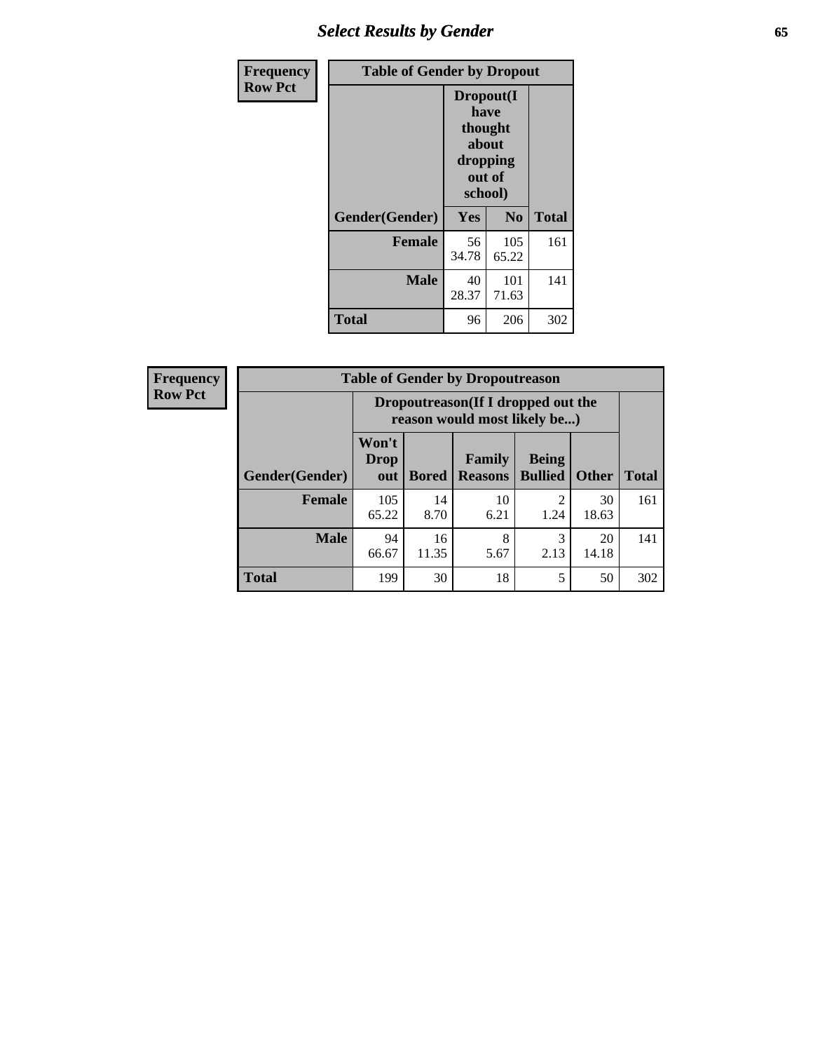| Frequency<br>Row Pct | Table of Gender by Dropout | | |
|---|---|---|---|
| | Dropout(I have thought about dropping out of school) | | |
| Gender(Gender) | Yes | No | Total |
| Female | 56<br>34.78 | 105<br>65.22 | 161 |
| Male | 40<br>28.37 | 101<br>71.63 | 141 |
| Total | 96 | 206 | 302 |

| Frequency<br>Row Pct | Table of Gender by Dropoutreason | | | | | |
|---|---|---|---|---|---|---|
| | Dropoutreason(If I dropped out the reason would most likely be...) | | | | | |
| Gender(Gender) | Won't Drop out | Bored | Family Reasons | Being Bullied | Other | Total |
| Female | 105<br>65.22 | 14<br>8.70 | 10<br>6.21 | 2<br>1.24 | 30<br>18.63 | 161 |
| Male | 94<br>66.67 | 16<br>11.35 | 8<br>5.67 | 3<br>2.13 | 20<br>14.18 | 141 |
| Total | 199 | 30 | 18 | 5 | 50 | 302 |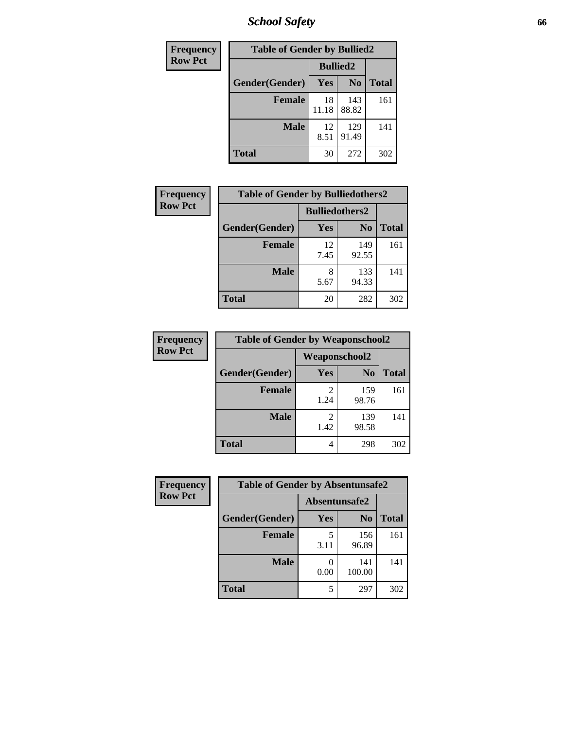| Frequency<br>Row Pct |
|---|

| Table of Gender by Bullied2 | | | |
|---|---|---|---|
| | Bullied2 | | |
| Gender(Gender) | Yes | No | Total |
| Female | 18<br>11.18 | 143<br>88.82 | 161 |
| Male | 12<br>8.51 | 129<br>91.49 | 141 |
| Total | 30 | 272 | 302 |

| Frequency<br>Row Pct |
|---|

| Table of Gender by Bulliedothers2 | | | |
|---|---|---|---|
| | Bulliedothers2 | | |
| Gender(Gender) | Yes | No | Total |
| Female | 12<br>7.45 | 149<br>92.55 | 161 |
| Male | 8<br>5.67 | 133<br>94.33 | 141 |
| Total | 20 | 282 | 302 |

| Frequency<br>Row Pct |
|---|

| Table of Gender by Weaponschool2 | | | |
|---|---|---|---|
| | Weaponschool2 | | |
| Gender(Gender) | Yes | No | Total |
| Female | 2<br>1.24 | 159<br>98.76 | 161 |
| Male | 2<br>1.42 | 139<br>98.58 | 141 |
| Total | 4 | 298 | 302 |

| Frequency<br>Row Pct |
|---|

| Table of Gender by Absentunsafe2 | | | |
|---|---|---|---|
| | Absentunsafe2 | | |
| Gender(Gender) | Yes | No | Total |
| Female | 5<br>3.11 | 156<br>96.89 | 161 |
| Male | 0<br>0.00 | 141<br>100.00 | 141 |
| Total | 5 | 297 | 302 |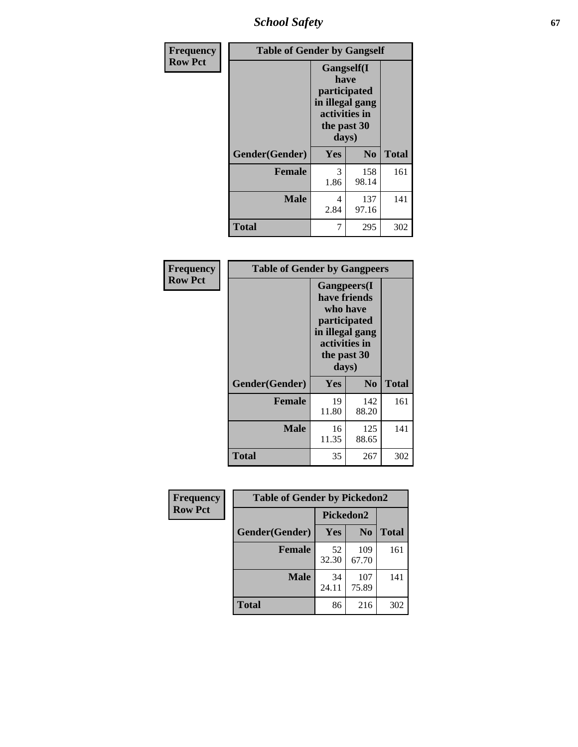| Frequency<br>Row Pct | Table of Gender by Gangself | | |
|---|---|---|---|
| | Gangself(I have participated in illegal gang activities in the past 30 days) | | |
| Gender(Gender) | Yes | No | Total |
| Female | 3<br>1.86 | 158<br>98.14 | 161 |
| Male | 4<br>2.84 | 137<br>97.16 | 141 |
| Total | 7 | 295 | 302 |

| Frequency<br>Row Pct | Table of Gender by Gangpeers | | |
|---|---|---|---|
| | Gangpeers(I have friends who have participated in illegal gang activities in the past 30 days) | | |
| Gender(Gender) | Yes | No | Total |
| Female | 19<br>11.80 | 142<br>88.20 | 161 |
| Male | 16<br>11.35 | 125<br>88.65 | 141 |
| Total | 35 | 267 | 302 |

| Frequency<br>Row Pct | Table of Gender by Pickedon2 | | |
|---|---|---|---|
| | Pickedon2 | | |
| Gender(Gender) | Yes | No | Total |
| Female | 52<br>32.30 | 109<br>67.70 | 161 |
| Male | 34<br>24.11 | 107<br>75.89 | 141 |
| Total | 86 | 216 | 302 |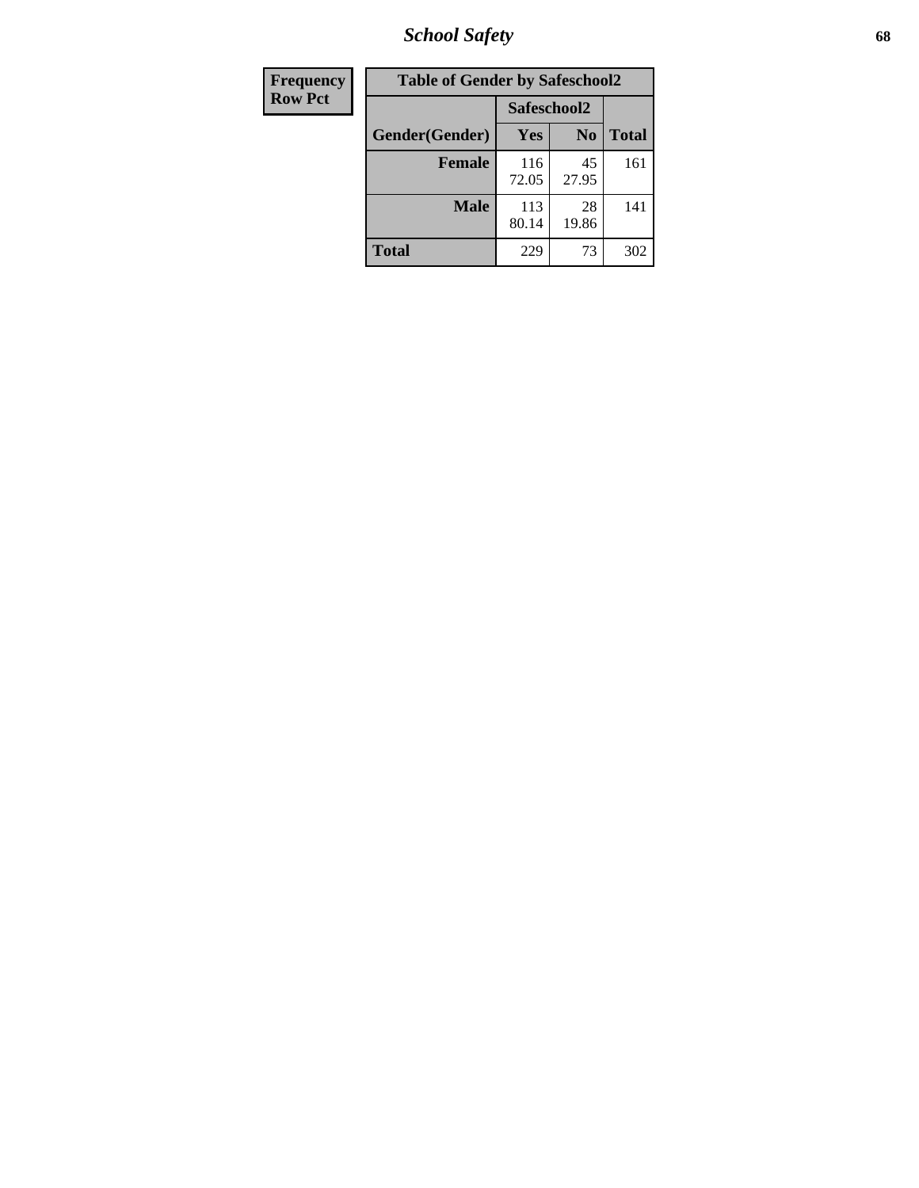| Frequency Row Pct |
|---|

| Table of Gender by Safeschool2 | | | |
|---|---|---|---|
| | Safeschool2 | | |
| Gender(Gender) | Yes | No | Total |
| Female | 116 72.05 | 45 27.95 | 161 |
| Male | 113 80.14 | 28 19.86 | 141 |
| Total | 229 | 73 | 302 |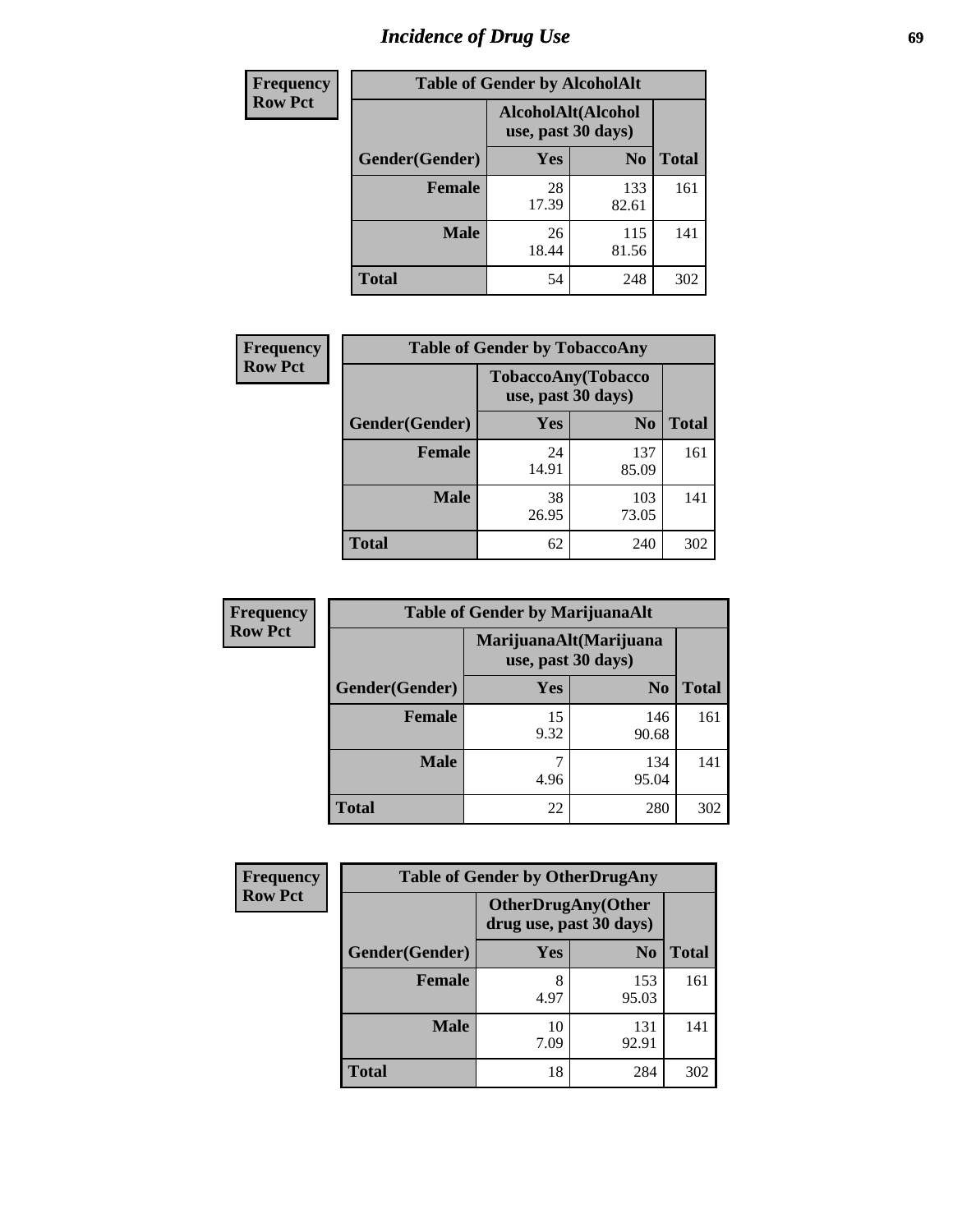# Incidence of Drug Use

| Frequency Row Pct | Table of Gender by AlcoholAlt | | |
|---|---|---|---|
| | AlcoholAlt(Alcohol use, past 30 days) | | |
| Gender(Gender) | Yes | No | Total |
| Female | 28<br>17.39 | 133<br>82.61 | 161 |
| Male | 26<br>18.44 | 115<br>81.56 | 141 |
| Total | 54 | 248 | 302 |

| Frequency Row Pct | Table of Gender by TobaccoAny | | |
|---|---|---|---|
| | TobaccoAny(Tobacco use, past 30 days) | | |
| Gender(Gender) | Yes | No | Total |
| Female | 24<br>14.91 | 137<br>85.09 | 161 |
| Male | 38<br>26.95 | 103<br>73.05 | 141 |
| Total | 62 | 240 | 302 |

| Frequency Row Pct | Table of Gender by MarijuanaAlt | | |
|---|---|---|---|
| | MarijuanaAlt(Marijuana use, past 30 days) | | |
| Gender(Gender) | Yes | No | Total |
| Female | 15<br>9.32 | 146<br>90.68 | 161 |
| Male | 7<br>4.96 | 134<br>95.04 | 141 |
| Total | 22 | 280 | 302 |

| Frequency Row Pct | Table of Gender by OtherDrugAny | | |
|---|---|---|---|
| | OtherDrugAny(Other drug use, past 30 days) | | |
| Gender(Gender) | Yes | No | Total |
| Female | 8<br>4.97 | 153<br>95.03 | 161 |
| Male | 10<br>7.09 | 131<br>92.91 | 141 |
| Total | 18 | 284 | 302 |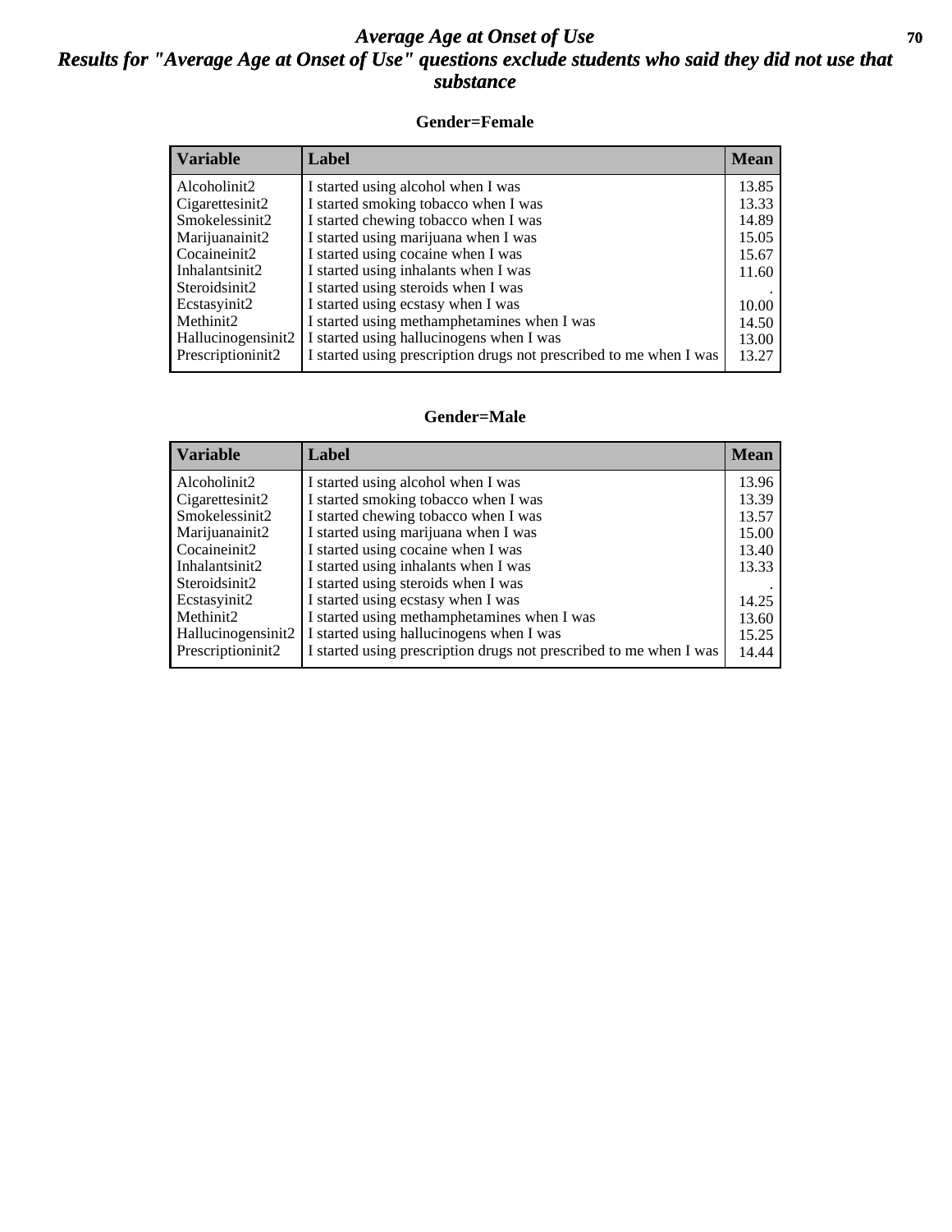# *Average Age at Onset of Use*
## *Results for "Average Age at Onset of Use" questions exclude students who said they did not use that substance*

### Gender=Female

| Variable | Label | Mean |
|---|---|---|
| Alcoholinit2 | I started using alcohol when I was | 13.85 |
| Cigarettesinit2 | I started smoking tobacco when I was | 13.33 |
| Smokelessinit2 | I started chewing tobacco when I was | 14.89 |
| Marijuanainit2 | I started using marijuana when I was | 15.05 |
| Cocaineinit2 | I started using cocaine when I was | 15.67 |
| Inhalantsinit2 | I started using inhalants when I was | 11.60 |
| Steroidsinit2 | I started using steroids when I was | . |
| Ecstasyinit2 | I started using ecstasy when I was | 10.00 |
| Methinit2 | I started using methamphetamines when I was | 14.50 |
| Hallucinogensinit2 | I started using hallucinogens when I was | 13.00 |
| Prescriptioninit2 | I started using prescription drugs not prescribed to me when I was | 13.27 |

### Gender=Male

| Variable | Label | Mean |
|---|---|---|
| Alcoholinit2 | I started using alcohol when I was | 13.96 |
| Cigarettesinit2 | I started smoking tobacco when I was | 13.39 |
| Smokelessinit2 | I started chewing tobacco when I was | 13.57 |
| Marijuanainit2 | I started using marijuana when I was | 15.00 |
| Cocaineinit2 | I started using cocaine when I was | 13.40 |
| Inhalantsinit2 | I started using inhalants when I was | 13.33 |
| Steroidsinit2 | I started using steroids when I was | . |
| Ecstasyinit2 | I started using ecstasy when I was | 14.25 |
| Methinit2 | I started using methamphetamines when I was | 13.60 |
| Hallucinogensinit2 | I started using hallucinogens when I was | 15.25 |
| Prescriptioninit2 | I started using prescription drugs not prescribed to me when I was | 14.44 |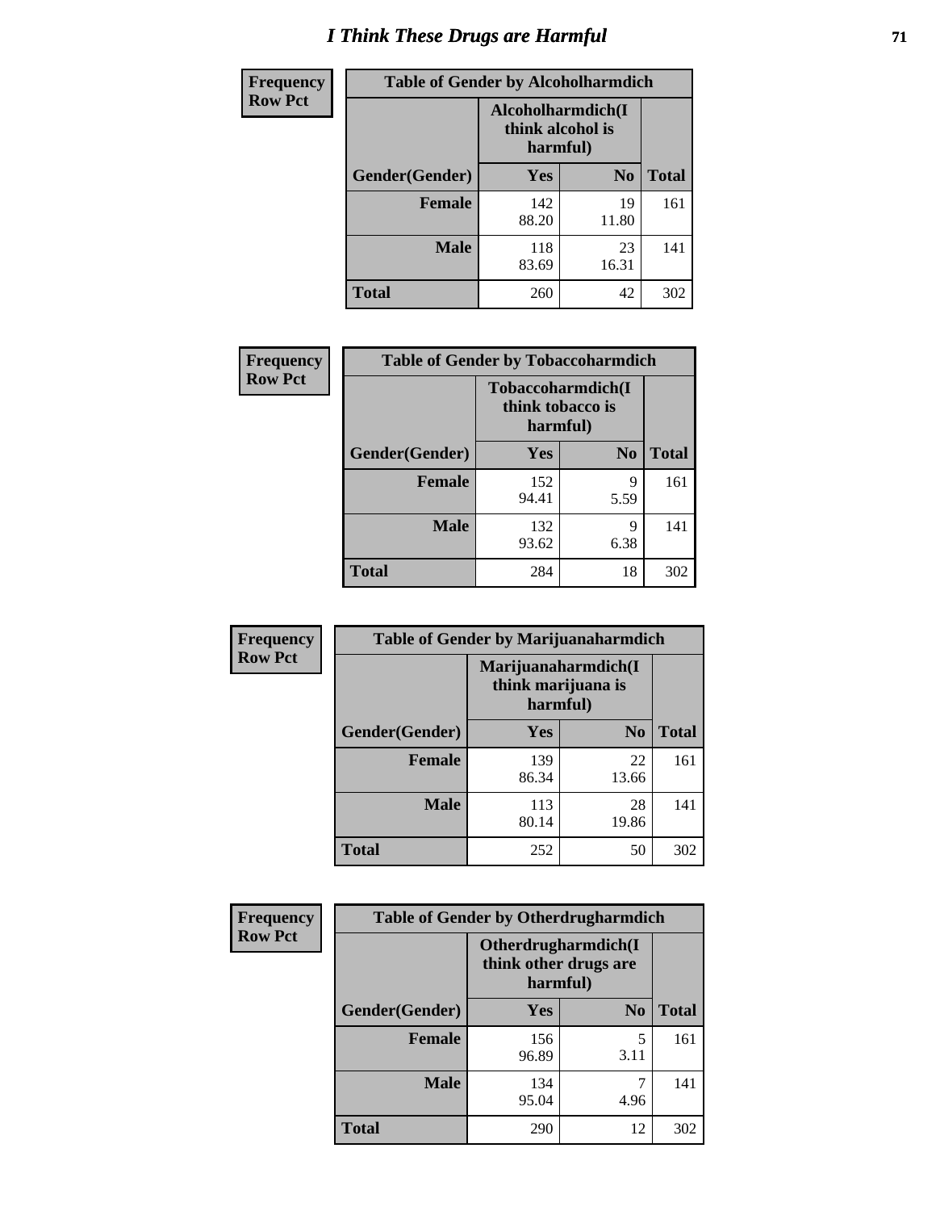# I Think These Drugs are Harmful

**Frequency**
**Row Pct**

| Table of Gender by Alcoholharmdich | | | |
|---|---|---|---|
| | Alcoholharmdich(I think alcohol is harmful) | | |
| Gender(Gender) | Yes | No | Total |
| **Female** | 142<br>88.20 | 19<br>11.80 | 161 |
| **Male** | 118<br>83.69 | 23<br>16.31 | 141 |
| **Total** | 260 | 42 | 302 |

**Frequency**
**Row Pct**

| Table of Gender by Tobaccoharmdich | | | |
|---|---|---|---|
| | Tobaccoharmdich(I think tobacco is harmful) | | |
| Gender(Gender) | Yes | No | Total |
| **Female** | 152<br>94.41 | 9<br>5.59 | 161 |
| **Male** | 132<br>93.62 | 9<br>6.38 | 141 |
| **Total** | 284 | 18 | 302 |

**Frequency**
**Row Pct**

| Table of Gender by Marijuanaharmdich | | | |
|---|---|---|---|
| | Marijuanaharmdich(I think marijuana is harmful) | | |
| Gender(Gender) | Yes | No | Total |
| **Female** | 139<br>86.34 | 22<br>13.66 | 161 |
| **Male** | 113<br>80.14 | 28<br>19.86 | 141 |
| **Total** | 252 | 50 | 302 |

**Frequency**
**Row Pct**

| Table of Gender by Otherdrugharmdich | | | |
|---|---|---|---|
| | Otherdrugharmdich(I think other drugs are harmful) | | |
| Gender(Gender) | Yes | No | Total |
| **Female** | 156<br>96.89 | 5<br>3.11 | 161 |
| **Male** | 134<br>95.04 | 7<br>4.96 | 141 |
| **Total** | 290 | 12 | 302 |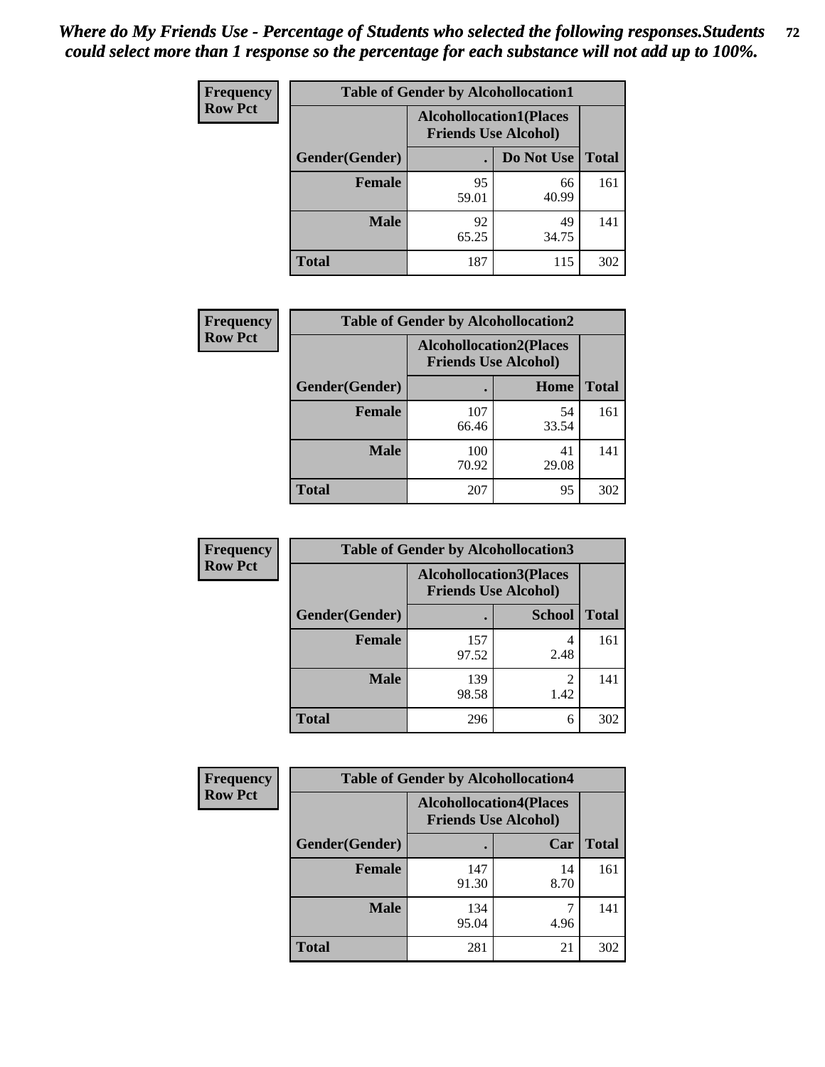*Where do My Friends Use - Percentage of Students who selected the following responses.Students could select more than 1 response so the percentage for each substance will not add up to 100%.*

**Frequency**
**Row Pct**

| Table of Gender by Alcohollocation1 | | | |
|---|---|---|---|
| | Alcohollocation1(Places Friends Use Alcohol) | | |
| Gender(Gender) | . | Do Not Use | Total |
| Female | 95<br>59.01 | 66<br>40.99 | 161 |
| Male | 92<br>65.25 | 49<br>34.75 | 141 |
| Total | 187 | 115 | 302 |

**Frequency**
**Row Pct**

| Table of Gender by Alcohollocation2 | | | |
|---|---|---|---|
| | Alcohollocation2(Places Friends Use Alcohol) | | |
| Gender(Gender) | . | Home | Total |
| Female | 107<br>66.46 | 54<br>33.54 | 161 |
| Male | 100<br>70.92 | 41<br>29.08 | 141 |
| Total | 207 | 95 | 302 |

**Frequency**
**Row Pct**

| Table of Gender by Alcohollocation3 | | | |
|---|---|---|---|
| | Alcohollocation3(Places Friends Use Alcohol) | | |
| Gender(Gender) | . | School | Total |
| Female | 157<br>97.52 | 4<br>2.48 | 161 |
| Male | 139<br>98.58 | 2<br>1.42 | 141 |
| Total | 296 | 6 | 302 |

**Frequency**
**Row Pct**

| Table of Gender by Alcohollocation4 | | | |
|---|---|---|---|
| | Alcohollocation4(Places Friends Use Alcohol) | | |
| Gender(Gender) | . | Car | Total |
| Female | 147<br>91.30 | 14<br>8.70 | 161 |
| Male | 134<br>95.04 | 7<br>4.96 | 141 |
| Total | 281 | 21 | 302 |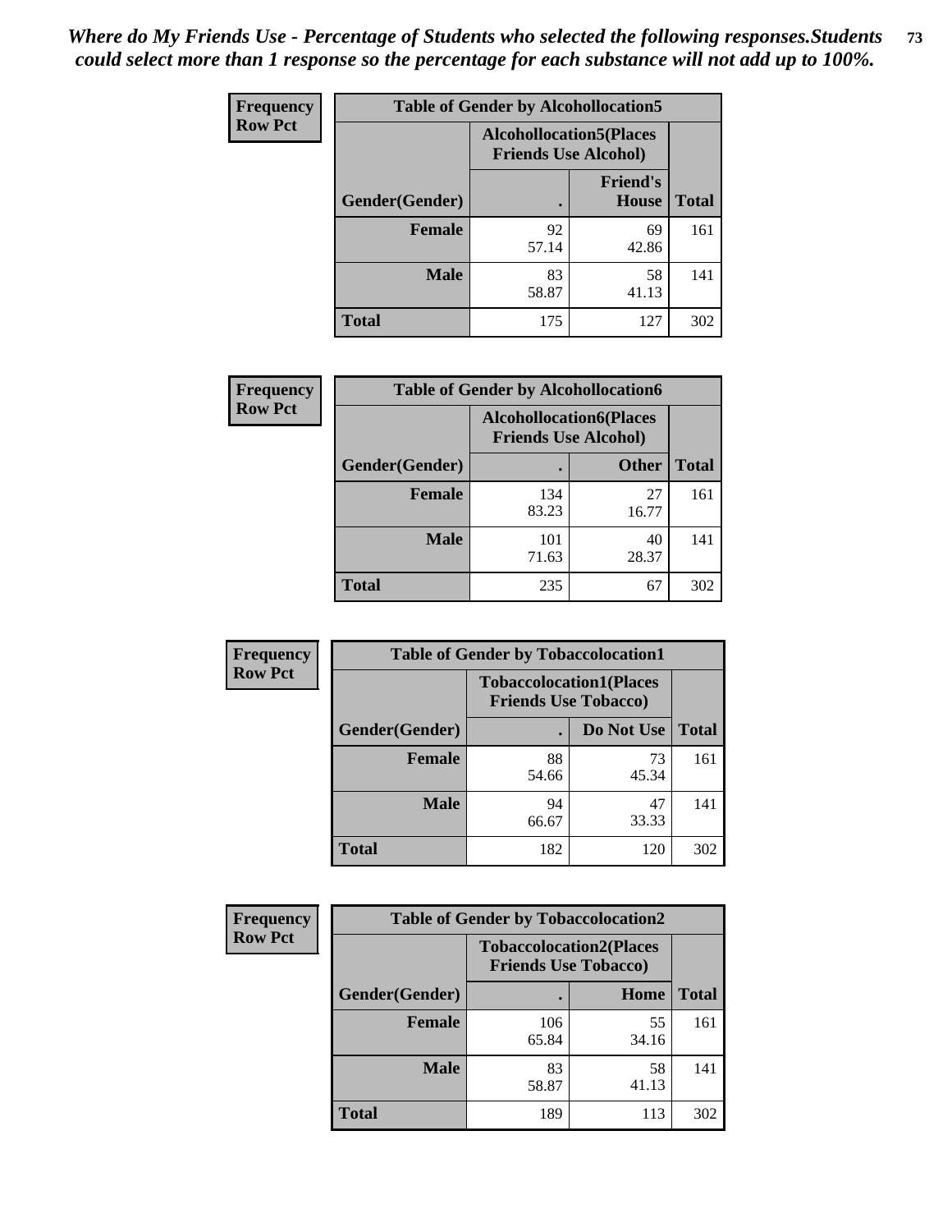*Where do My Friends Use - Percentage of Students who selected the following responses.Students could select more than 1 response so the percentage for each substance will not add up to 100%.*

**Frequency**
**Row Pct**

| Table of Gender by Alcohollocation5 | | | |
|---|---|---|---|
| | Alcohollocation5(Places Friends Use Alcohol) | | |
| Gender(Gender) | . | Friend's House | Total |
| **Female** | 92<br>57.14 | 69<br>42.86 | 161 |
| **Male** | 83<br>58.87 | 58<br>41.13 | 141 |
| **Total** | 175 | 127 | 302 |

**Frequency**
**Row Pct**

| Table of Gender by Alcohollocation6 | | | |
|---|---|---|---|
| | Alcohollocation6(Places Friends Use Alcohol) | | |
| Gender(Gender) | . | Other | Total |
| **Female** | 134<br>83.23 | 27<br>16.77 | 161 |
| **Male** | 101<br>71.63 | 40<br>28.37 | 141 |
| **Total** | 235 | 67 | 302 |

**Frequency**
**Row Pct**

| Table of Gender by Tobaccolocation1 | | | |
|---|---|---|---|
| | Tobaccolocation1(Places Friends Use Tobacco) | | |
| Gender(Gender) | . | Do Not Use | Total |
| **Female** | 88<br>54.66 | 73<br>45.34 | 161 |
| **Male** | 94<br>66.67 | 47<br>33.33 | 141 |
| **Total** | 182 | 120 | 302 |

**Frequency**
**Row Pct**

| Table of Gender by Tobaccolocation2 | | | |
|---|---|---|---|
| | Tobaccolocation2(Places Friends Use Tobacco) | | |
| Gender(Gender) | . | Home | Total |
| **Female** | 106<br>65.84 | 55<br>34.16 | 161 |
| **Male** | 83<br>58.87 | 58<br>41.13 | 141 |
| **Total** | 189 | 113 | 302 |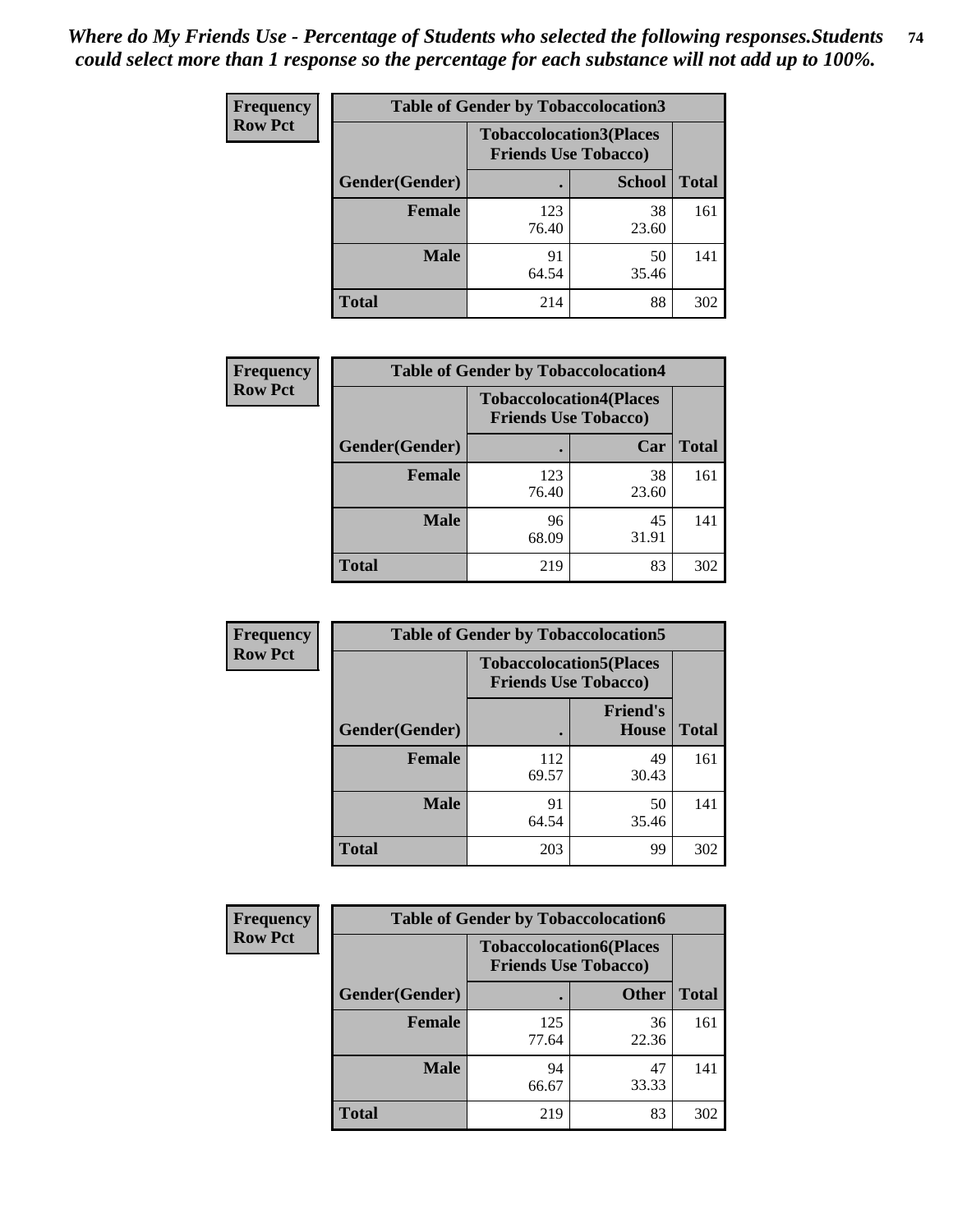*Where do My Friends Use - Percentage of Students who selected the following responses.Students could select more than 1 response so the percentage for each substance will not add up to 100%.*

**Frequency**
**Row Pct**

| Table of Gender by Tobaccolocation3 | | | |
|---|---|---|---|
| | Tobaccolocation3(Places Friends Use Tobacco) | | |
| Gender(Gender) | . | School | Total |
| Female | 123<br>76.40 | 38<br>23.60 | 161 |
| Male | 91<br>64.54 | 50<br>35.46 | 141 |
| Total | 214 | 88 | 302 |

**Frequency**
**Row Pct**

| Table of Gender by Tobaccolocation4 | | | |
|---|---|---|---|
| | Tobaccolocation4(Places Friends Use Tobacco) | | |
| Gender(Gender) | . | Car | Total |
| Female | 123<br>76.40 | 38<br>23.60 | 161 |
| Male | 96<br>68.09 | 45<br>31.91 | 141 |
| Total | 219 | 83 | 302 |

**Frequency**
**Row Pct**

| Table of Gender by Tobaccolocation5 | | | |
|---|---|---|---|
| | Tobaccolocation5(Places Friends Use Tobacco) | | |
| Gender(Gender) | . | Friend's House | Total |
| Female | 112<br>69.57 | 49<br>30.43 | 161 |
| Male | 91<br>64.54 | 50<br>35.46 | 141 |
| Total | 203 | 99 | 302 |

**Frequency**
**Row Pct**

| Table of Gender by Tobaccolocation6 | | | |
|---|---|---|---|
| | Tobaccolocation6(Places Friends Use Tobacco) | | |
| Gender(Gender) | . | Other | Total |
| Female | 125<br>77.64 | 36<br>22.36 | 161 |
| Male | 94<br>66.67 | 47<br>33.33 | 141 |
| Total | 219 | 83 | 302 |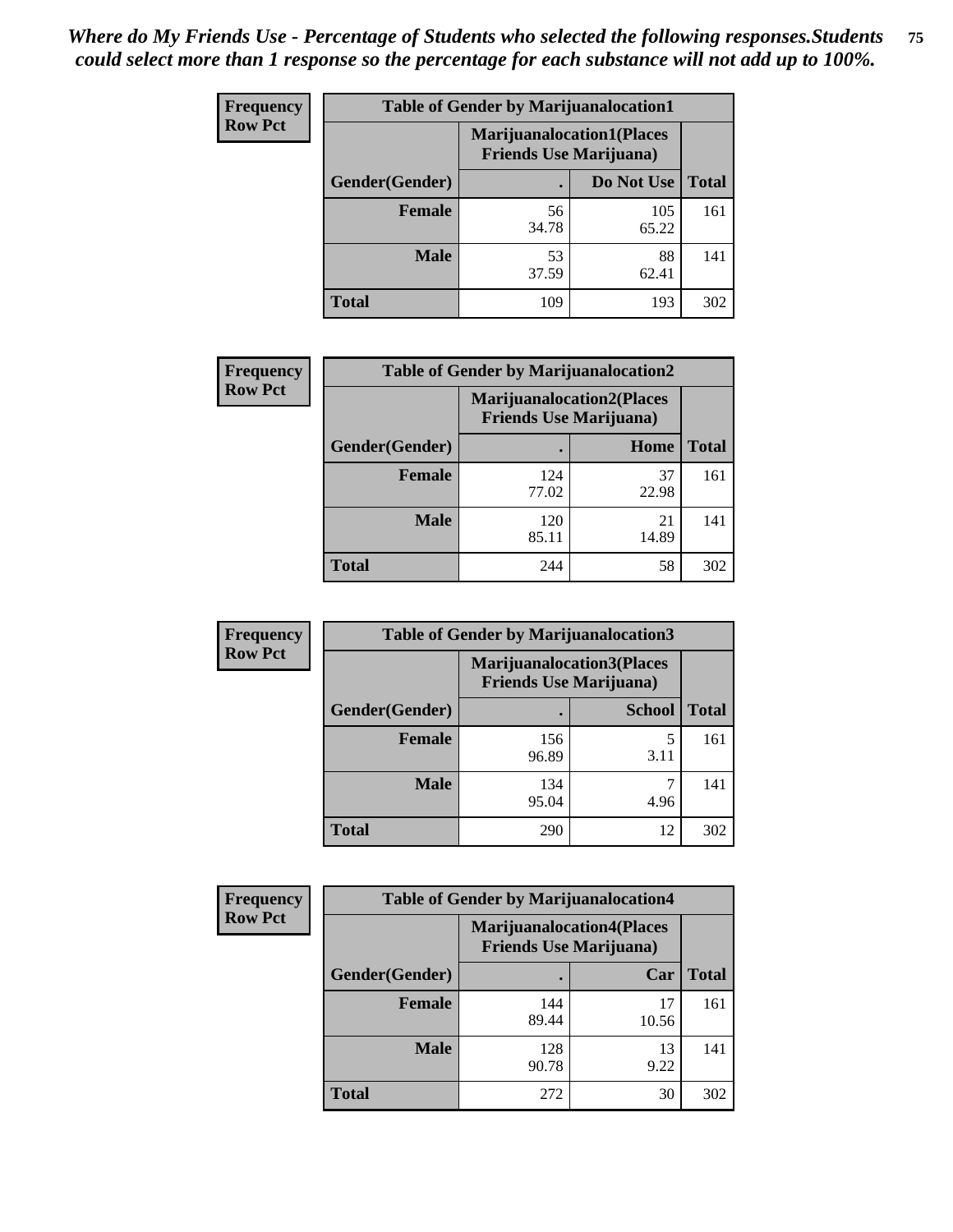*Where do My Friends Use - Percentage of Students who selected the following responses.Students could select more than 1 response so the percentage for each substance will not add up to 100%.*

**Frequency**
**Row Pct**

| Table of Gender by Marijuanalocation1 | | | |
|---|---|---|---|
| | Marijuanalocation1(Places Friends Use Marijuana) | | |
| Gender(Gender) | . | Do Not Use | Total |
| Female | 56<br>34.78 | 105<br>65.22 | 161 |
| Male | 53<br>37.59 | 88<br>62.41 | 141 |
| Total | 109 | 193 | 302 |

**Frequency**
**Row Pct**

| Table of Gender by Marijuanalocation2 | | | |
|---|---|---|---|
| | Marijuanalocation2(Places Friends Use Marijuana) | | |
| Gender(Gender) | . | Home | Total |
| Female | 124<br>77.02 | 37<br>22.98 | 161 |
| Male | 120<br>85.11 | 21<br>14.89 | 141 |
| Total | 244 | 58 | 302 |

**Frequency**
**Row Pct**

| Table of Gender by Marijuanalocation3 | | | |
|---|---|---|---|
| | Marijuanalocation3(Places Friends Use Marijuana) | | |
| Gender(Gender) | . | School | Total |
| Female | 156<br>96.89 | 5<br>3.11 | 161 |
| Male | 134<br>95.04 | 7<br>4.96 | 141 |
| Total | 290 | 12 | 302 |

**Frequency**
**Row Pct**

| Table of Gender by Marijuanalocation4 | | | |
|---|---|---|---|
| | Marijuanalocation4(Places Friends Use Marijuana) | | |
| Gender(Gender) | . | Car | Total |
| Female | 144<br>89.44 | 17<br>10.56 | 161 |
| Male | 128<br>90.78 | 13<br>9.22 | 141 |
| Total | 272 | 30 | 302 |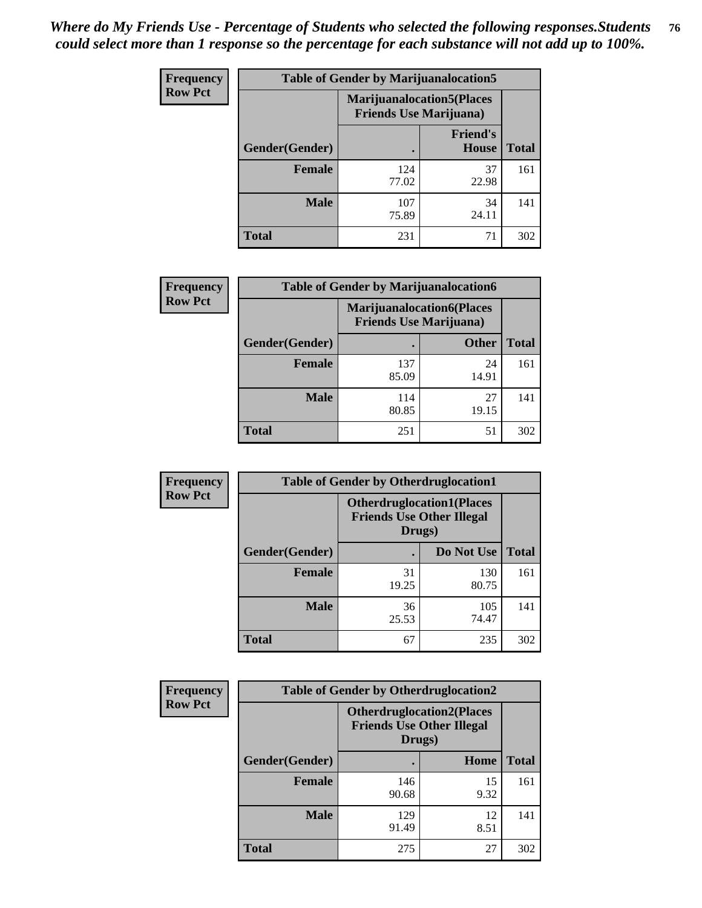*Where do My Friends Use - Percentage of Students who selected the following responses.Students could select more than 1 response so the percentage for each substance will not add up to 100%.*

**Frequency Row Pct**

| Table of Gender by Marijuanalocation5 | | | |
|---|---|---|---|
| | Marijuanalocation5(Places Friends Use Marijuana) | | |
| Gender(Gender) | . | Friend's House | Total |
| **Female** | 124<br>77.02 | 37<br>22.98 | 161 |
| **Male** | 107<br>75.89 | 34<br>24.11 | 141 |
| **Total** | 231 | 71 | 302 |

**Frequency Row Pct**

| Table of Gender by Marijuanalocation6 | | | |
|---|---|---|---|
| | Marijuanalocation6(Places Friends Use Marijuana) | | |
| Gender(Gender) | . | Other | Total |
| **Female** | 137<br>85.09 | 24<br>14.91 | 161 |
| **Male** | 114<br>80.85 | 27<br>19.15 | 141 |
| **Total** | 251 | 51 | 302 |

**Frequency Row Pct**

| Table of Gender by Otherdruglocation1 | | | |
|---|---|---|---|
| | Otherdruglocation1(Places Friends Use Other Illegal Drugs) | | |
| Gender(Gender) | . | Do Not Use | Total |
| **Female** | 31<br>19.25 | 130<br>80.75 | 161 |
| **Male** | 36<br>25.53 | 105<br>74.47 | 141 |
| **Total** | 67 | 235 | 302 |

**Frequency Row Pct**

| Table of Gender by Otherdruglocation2 | | | |
|---|---|---|---|
| | Otherdruglocation2(Places Friends Use Other Illegal Drugs) | | |
| Gender(Gender) | . | Home | Total |
| **Female** | 146<br>90.68 | 15<br>9.32 | 161 |
| **Male** | 129<br>91.49 | 12<br>8.51 | 141 |
| **Total** | 275 | 27 | 302 |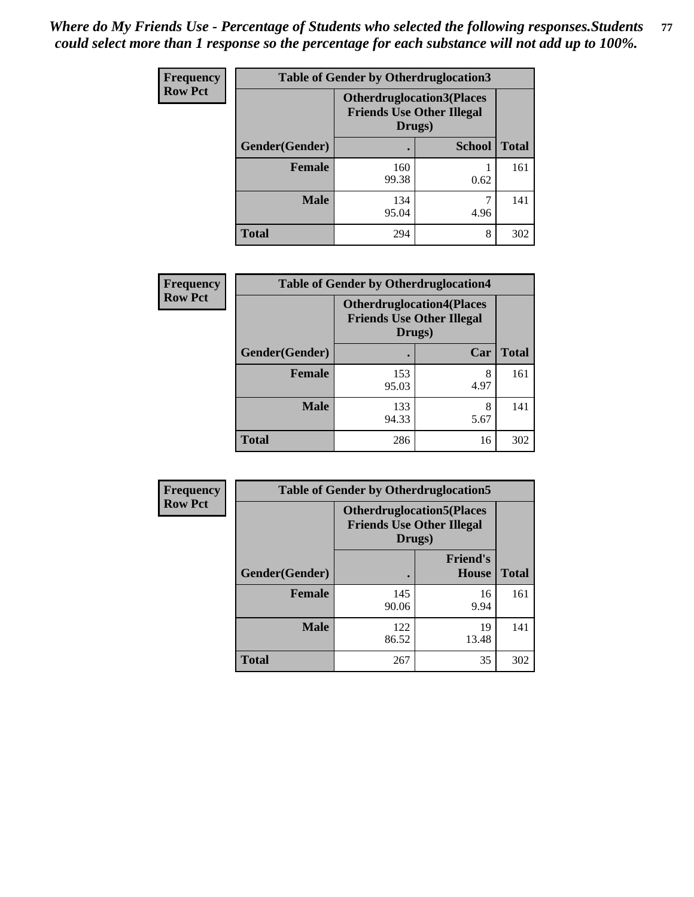*Where do My Friends Use - Percentage of Students who selected the following responses.Students could select more than 1 response so the percentage for each substance will not add up to 100%.*

**Frequency**
**Row Pct**

| Table of Gender by Otherdruglocation3 | | | |
|---|---|---|---|
| | **Otherdruglocation3(Places Friends Use Other Illegal Drugs)** | | |
| **Gender(Gender)** | **.** | **School** | **Total** |
| **Female** | 160<br>99.38 | 1<br>0.62 | 161 |
| **Male** | 134<br>95.04 | 7<br>4.96 | 141 |
| **Total** | 294 | 8 | 302 |

**Frequency**
**Row Pct**

| Table of Gender by Otherdruglocation4 | | | |
|---|---|---|---|
| | **Otherdruglocation4(Places Friends Use Other Illegal Drugs)** | | |
| **Gender(Gender)** | **.** | **Car** | **Total** |
| **Female** | 153<br>95.03 | 8<br>4.97 | 161 |
| **Male** | 133<br>94.33 | 8<br>5.67 | 141 |
| **Total** | 286 | 16 | 302 |

**Frequency**
**Row Pct**

| Table of Gender by Otherdruglocation5 | | | |
|---|---|---|---|
| | **Otherdruglocation5(Places Friends Use Other Illegal Drugs)** | | |
| **Gender(Gender)** | **.** | **Friend's House** | **Total** |
| **Female** | 145<br>90.06 | 16<br>9.94 | 161 |
| **Male** | 122<br>86.52 | 19<br>13.48 | 141 |
| **Total** | 267 | 35 | 302 |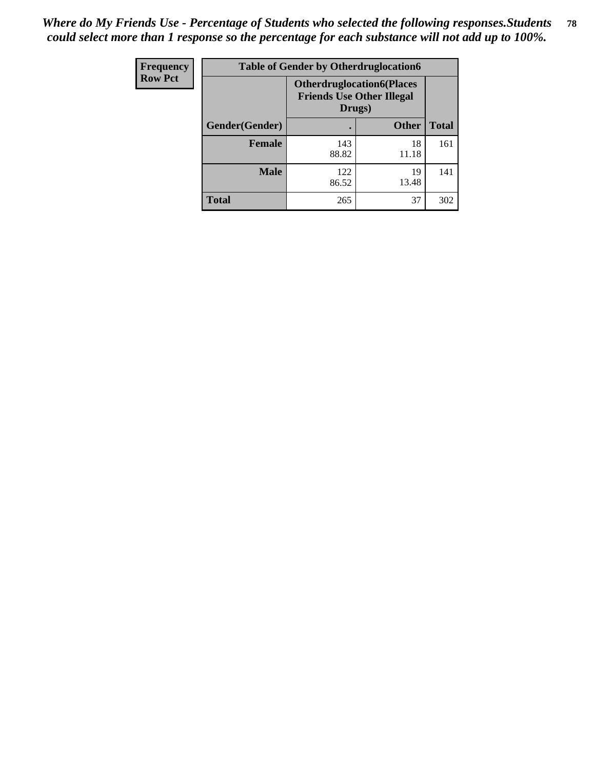*Where do My Friends Use - Percentage of Students who selected the following responses.Students could select more than 1 response so the percentage for each substance will not add up to 100%.*

| Frequency<br>Row Pct | Table of Gender by Otherdruglocation6 | | |
|---|---|---|---|
| | Otherdruglocation6(Places Friends Use Other Illegal Drugs) | | |
| Gender(Gender) | . | Other | Total |
| Female | 143<br>88.82 | 18<br>11.18 | 161 |
| Male | 122<br>86.52 | 19<br>13.48 | 141 |
| Total | 265 | 37 | 302 |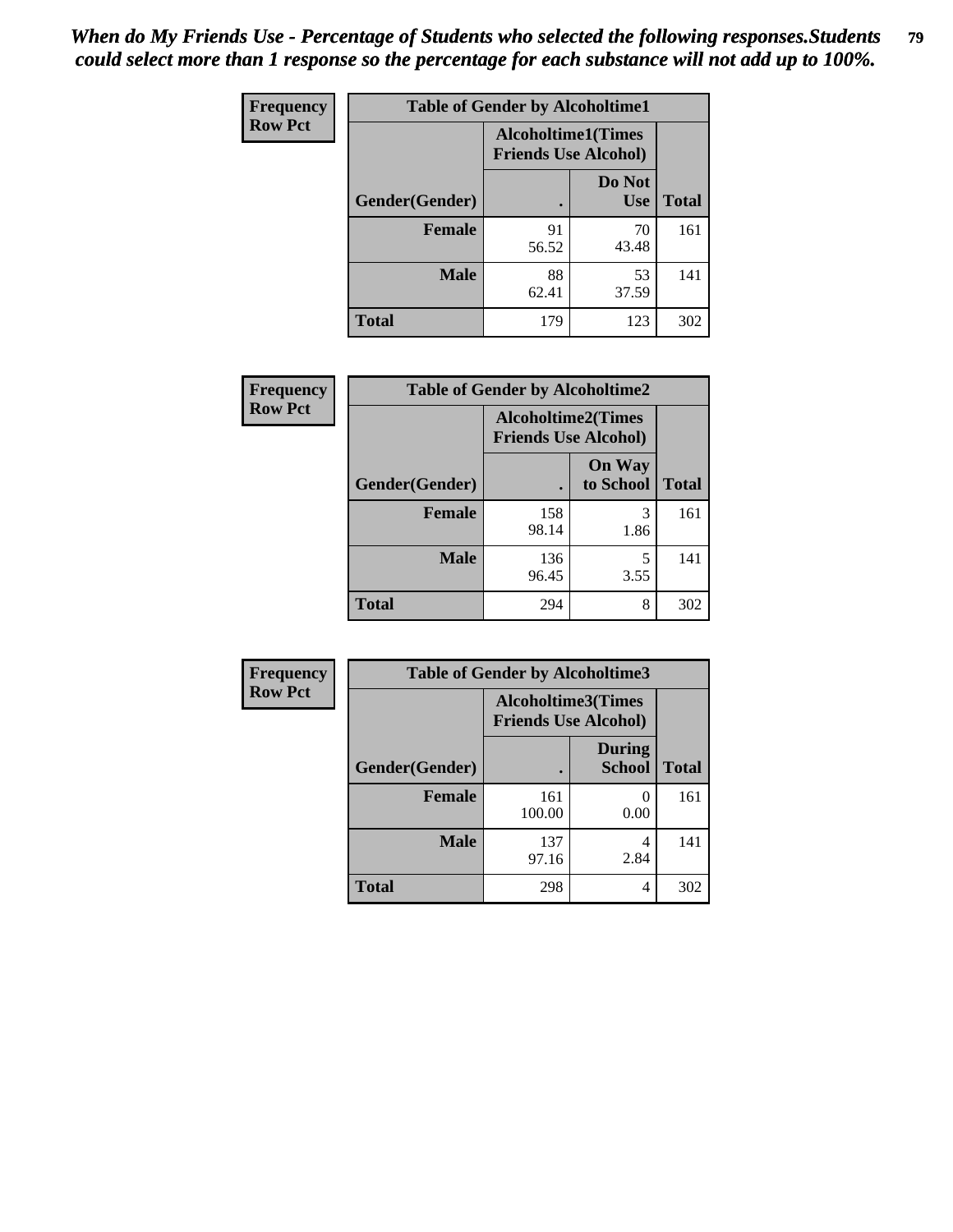*When do My Friends Use - Percentage of Students who selected the following responses.Students could select more than 1 response so the percentage for each substance will not add up to 100%.*

**Frequency**
**Row Pct**

| Table of Gender by Alcoholtime1 | | | |
|---|---|---|---|
| | Alcoholtime1(Times Friends Use Alcohol) | | |
| Gender(Gender) | . | Do Not Use | Total |
| **Female** | 91<br>56.52 | 70<br>43.48 | 161 |
| **Male** | 88<br>62.41 | 53<br>37.59 | 141 |
| **Total** | 179 | 123 | 302 |

**Frequency**
**Row Pct**

| Table of Gender by Alcoholtime2 | | | |
|---|---|---|---|
| | Alcoholtime2(Times Friends Use Alcohol) | | |
| Gender(Gender) | . | On Way to School | Total |
| **Female** | 158<br>98.14 | 3<br>1.86 | 161 |
| **Male** | 136<br>96.45 | 5<br>3.55 | 141 |
| **Total** | 294 | 8 | 302 |

**Frequency**
**Row Pct**

| Table of Gender by Alcoholtime3 | | | |
|---|---|---|---|
| | Alcoholtime3(Times Friends Use Alcohol) | | |
| Gender(Gender) | . | During School | Total |
| **Female** | 161<br>100.00 | 0<br>0.00 | 161 |
| **Male** | 137<br>97.16 | 4<br>2.84 | 141 |
| **Total** | 298 | 4 | 302 |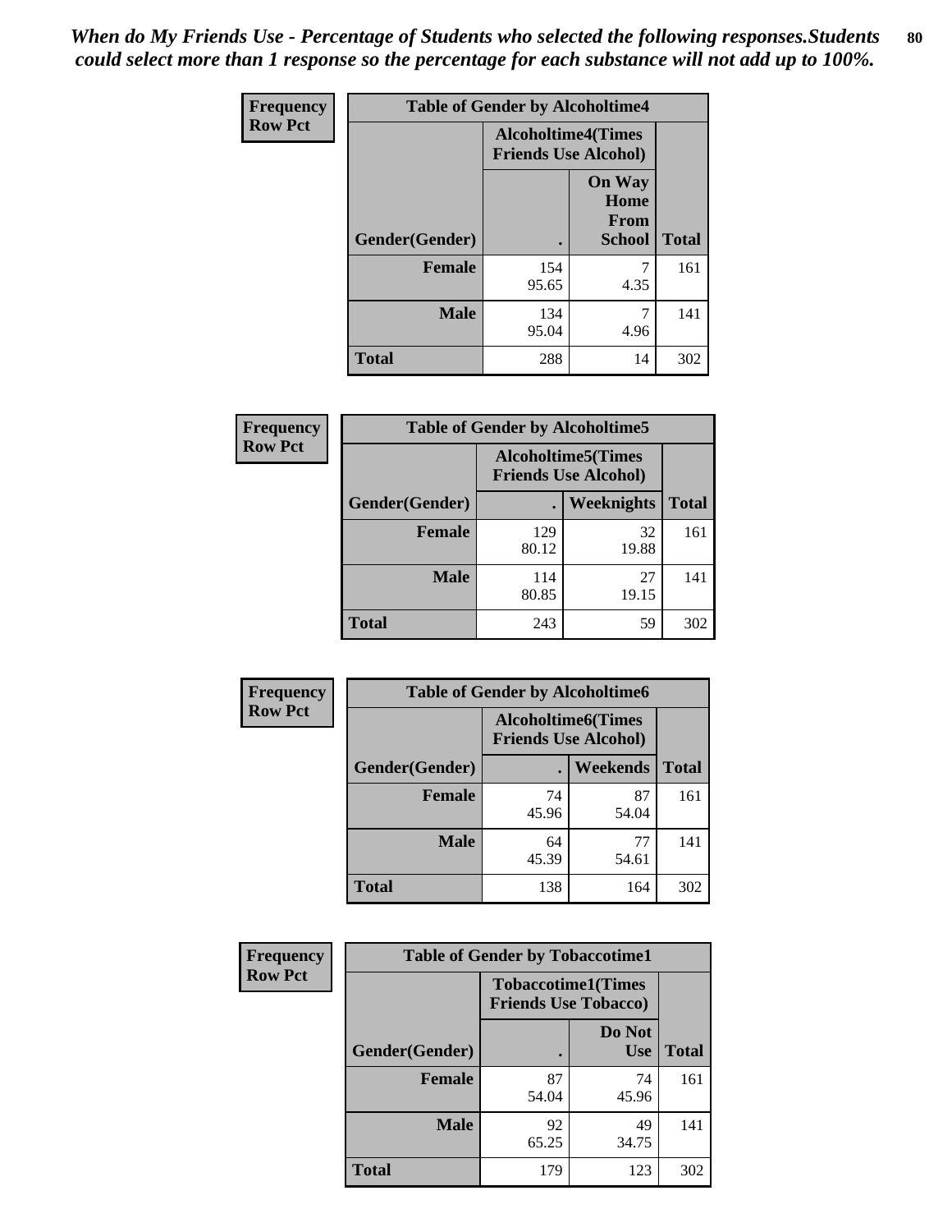*When do My Friends Use - Percentage of Students who selected the following responses.Students could select more than 1 response so the percentage for each substance will not add up to 100%.*

**Frequency**
**Row Pct**

| Table of Gender by Alcoholtime4 | | | |
|---|---|---|---|
| | Alcoholtime4(Times Friends Use Alcohol) | | |
| Gender(Gender) | . | On Way Home From School | Total |
| **Female** | 154<br>95.65 | 7<br>4.35 | 161 |
| **Male** | 134<br>95.04 | 7<br>4.96 | 141 |
| **Total** | 288 | 14 | 302 |

**Frequency**
**Row Pct**

| Table of Gender by Alcoholtime5 | | | |
|---|---|---|---|
| | Alcoholtime5(Times Friends Use Alcohol) | | |
| Gender(Gender) | . | Weeknights | Total |
| **Female** | 129<br>80.12 | 32<br>19.88 | 161 |
| **Male** | 114<br>80.85 | 27<br>19.15 | 141 |
| **Total** | 243 | 59 | 302 |

**Frequency**
**Row Pct**

| Table of Gender by Alcoholtime6 | | | |
|---|---|---|---|
| | Alcoholtime6(Times Friends Use Alcohol) | | |
| Gender(Gender) | . | Weekends | Total |
| **Female** | 74<br>45.96 | 87<br>54.04 | 161 |
| **Male** | 64<br>45.39 | 77<br>54.61 | 141 |
| **Total** | 138 | 164 | 302 |

**Frequency**
**Row Pct**

| Table of Gender by Tobaccotime1 | | | |
|---|---|---|---|
| | Tobaccotime1(Times Friends Use Tobacco) | | |
| Gender(Gender) | . | Do Not Use | Total |
| **Female** | 87<br>54.04 | 74<br>45.96 | 161 |
| **Male** | 92<br>65.25 | 49<br>34.75 | 141 |
| **Total** | 179 | 123 | 302 |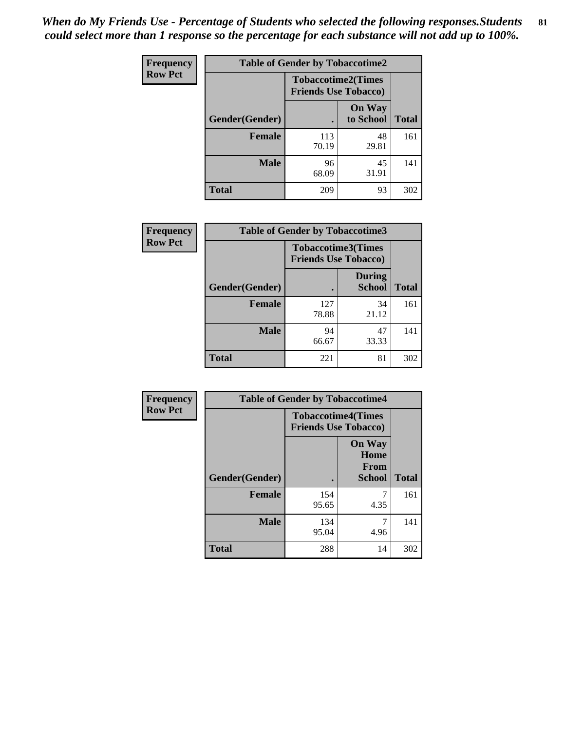*When do My Friends Use - Percentage of Students who selected the following responses.Students could select more than 1 response so the percentage for each substance will not add up to 100%.*

**Frequency**
**Row Pct**

**Table of Gender by Tobaccotime2**

| Gender(Gender) | Tobaccotime2(Times Friends Use Tobacco) | | Total |
|---|---|---|---|
| | . | On Way to School | |
| **Female** | 113<br>70.19 | 48<br>29.81 | 161 |
| **Male** | 96<br>68.09 | 45<br>31.91 | 141 |
| **Total** | 209 | 93 | 302 |

**Frequency**
**Row Pct**

**Table of Gender by Tobaccotime3**

| Gender(Gender) | Tobaccotime3(Times Friends Use Tobacco) | | Total |
|---|---|---|---|
| | . | During School | |
| **Female** | 127<br>78.88 | 34<br>21.12 | 161 |
| **Male** | 94<br>66.67 | 47<br>33.33 | 141 |
| **Total** | 221 | 81 | 302 |

**Frequency**
**Row Pct**

**Table of Gender by Tobaccotime4**

| Gender(Gender) | Tobaccotime4(Times Friends Use Tobacco) | | Total |
|---|---|---|---|
| | . | On Way Home From School | |
| **Female** | 154<br>95.65 | 7<br>4.35 | 161 |
| **Male** | 134<br>95.04 | 7<br>4.96 | 141 |
| **Total** | 288 | 14 | 302 |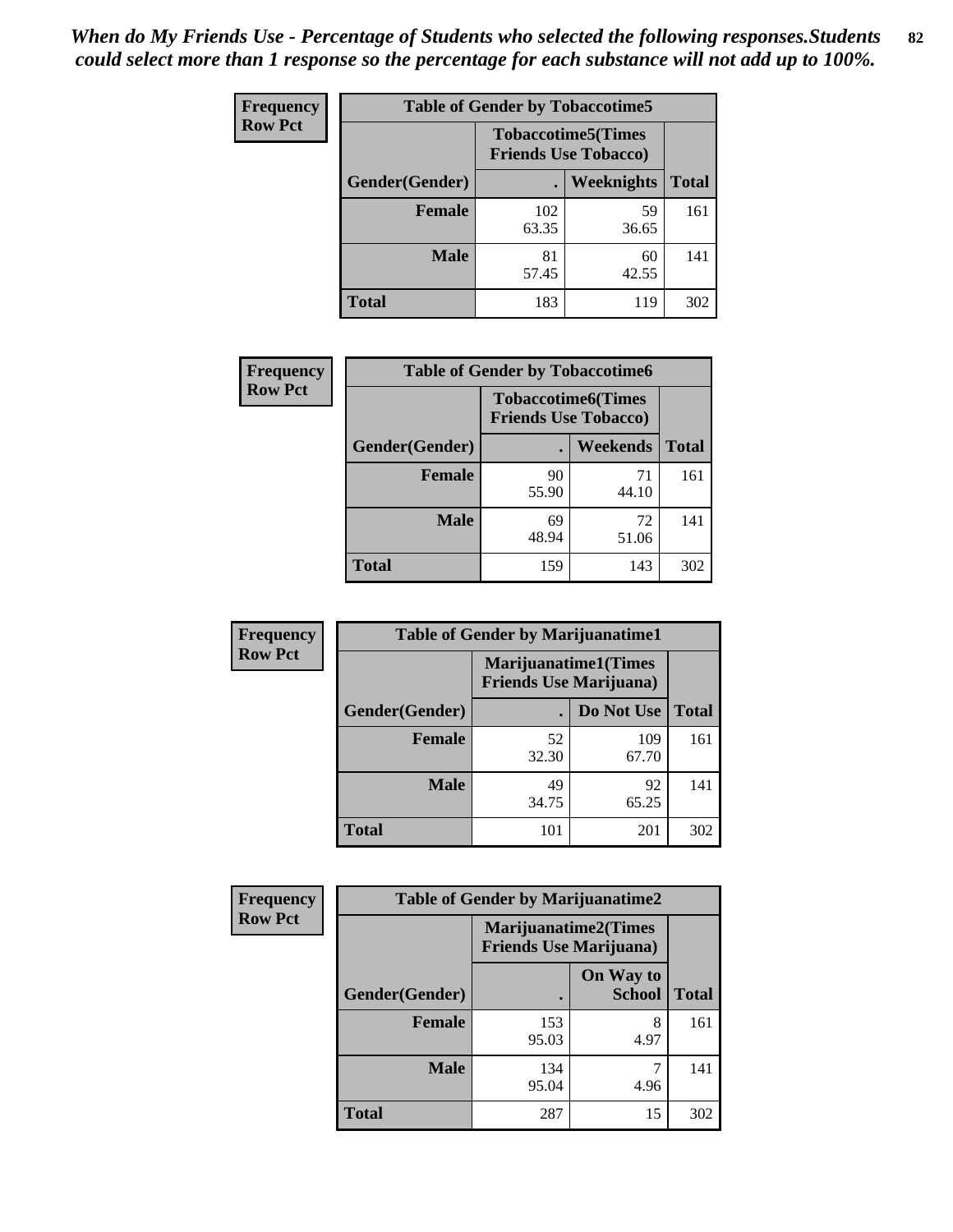*When do My Friends Use - Percentage of Students who selected the following responses.Students could select more than 1 response so the percentage for each substance will not add up to 100%.*

**Frequency**
**Row Pct**

| Table of Gender by Tobaccotime5 | | | |
|---|---|---|---|
| | Tobaccotime5(Times Friends Use Tobacco) | | |
| Gender(Gender) | . | Weeknights | Total |
| **Female** | 102<br>63.35 | 59<br>36.65 | 161 |
| **Male** | 81<br>57.45 | 60<br>42.55 | 141 |
| **Total** | 183 | 119 | 302 |

**Frequency**
**Row Pct**

| Table of Gender by Tobaccotime6 | | | |
|---|---|---|---|
| | Tobaccotime6(Times Friends Use Tobacco) | | |
| Gender(Gender) | . | Weekends | Total |
| **Female** | 90<br>55.90 | 71<br>44.10 | 161 |
| **Male** | 69<br>48.94 | 72<br>51.06 | 141 |
| **Total** | 159 | 143 | 302 |

**Frequency**
**Row Pct**

| Table of Gender by Marijuanatime1 | | | |
|---|---|---|---|
| | Marijuanatime1(Times Friends Use Marijuana) | | |
| Gender(Gender) | . | Do Not Use | Total |
| **Female** | 52<br>32.30 | 109<br>67.70 | 161 |
| **Male** | 49<br>34.75 | 92<br>65.25 | 141 |
| **Total** | 101 | 201 | 302 |

**Frequency**
**Row Pct**

| Table of Gender by Marijuanatime2 | | | |
|---|---|---|---|
| | Marijuanatime2(Times Friends Use Marijuana) | | |
| Gender(Gender) | . | On Way to School | Total |
| **Female** | 153<br>95.03 | 8<br>4.97 | 161 |
| **Male** | 134<br>95.04 | 7<br>4.96 | 141 |
| **Total** | 287 | 15 | 302 |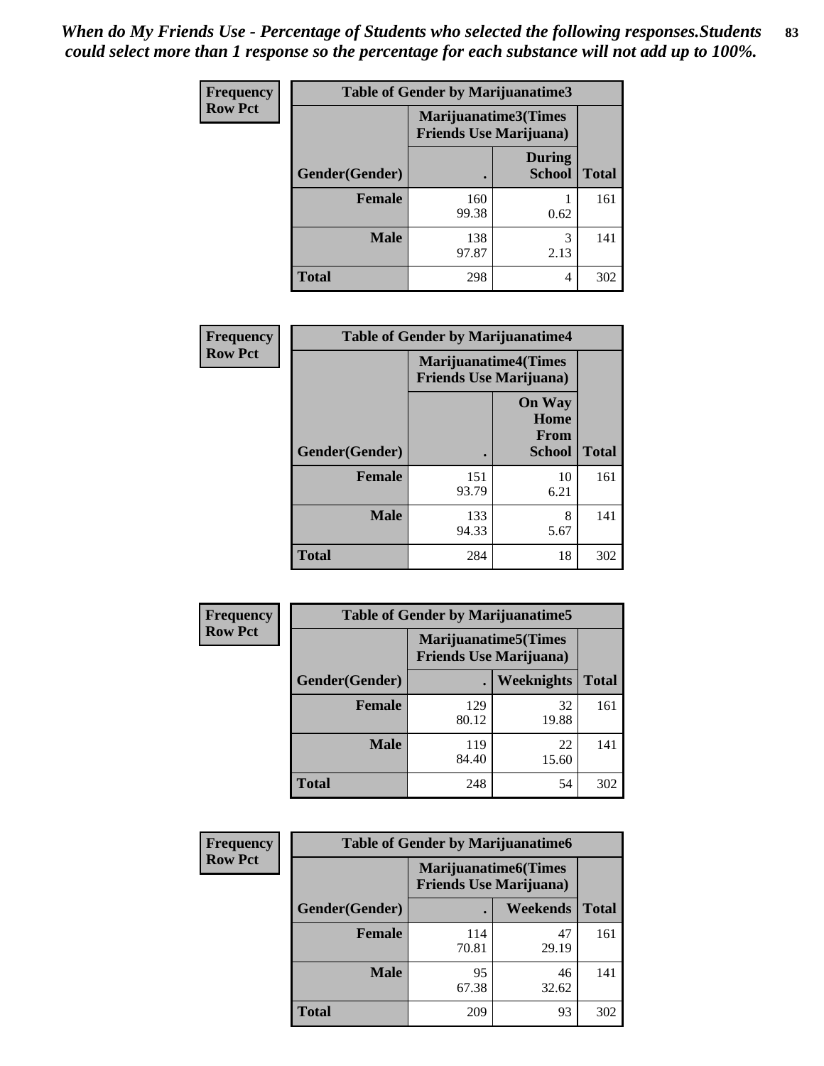*When do My Friends Use - Percentage of Students who selected the following responses.Students could select more than 1 response so the percentage for each substance will not add up to 100%.*

**Frequency / Row Pct**

**Table of Gender by Marijuanatime3**

| Gender(Gender) | Marijuanatime3(Times Friends Use Marijuana) . | During School | Total |
|---|---|---|---|
| **Female** | 160<br>99.38 | 1<br>0.62 | 161 |
| **Male** | 138<br>97.87 | 3<br>2.13 | 141 |
| **Total** | 298 | 4 | 302 |

**Frequency / Row Pct**

**Table of Gender by Marijuanatime4**

| Gender(Gender) | Marijuanatime4(Times Friends Use Marijuana) . | On Way Home From School | Total |
|---|---|---|---|
| **Female** | 151<br>93.79 | 10<br>6.21 | 161 |
| **Male** | 133<br>94.33 | 8<br>5.67 | 141 |
| **Total** | 284 | 18 | 302 |

**Frequency / Row Pct**

**Table of Gender by Marijuanatime5**

| Gender(Gender) | Marijuanatime5(Times Friends Use Marijuana) . | Weeknights | Total |
|---|---|---|---|
| **Female** | 129<br>80.12 | 32<br>19.88 | 161 |
| **Male** | 119<br>84.40 | 22<br>15.60 | 141 |
| **Total** | 248 | 54 | 302 |

**Frequency / Row Pct**

**Table of Gender by Marijuanatime6**

| Gender(Gender) | Marijuanatime6(Times Friends Use Marijuana) . | Weekends | Total |
|---|---|---|---|
| **Female** | 114<br>70.81 | 47<br>29.19 | 161 |
| **Male** | 95<br>67.38 | 46<br>32.62 | 141 |
| **Total** | 209 | 93 | 302 |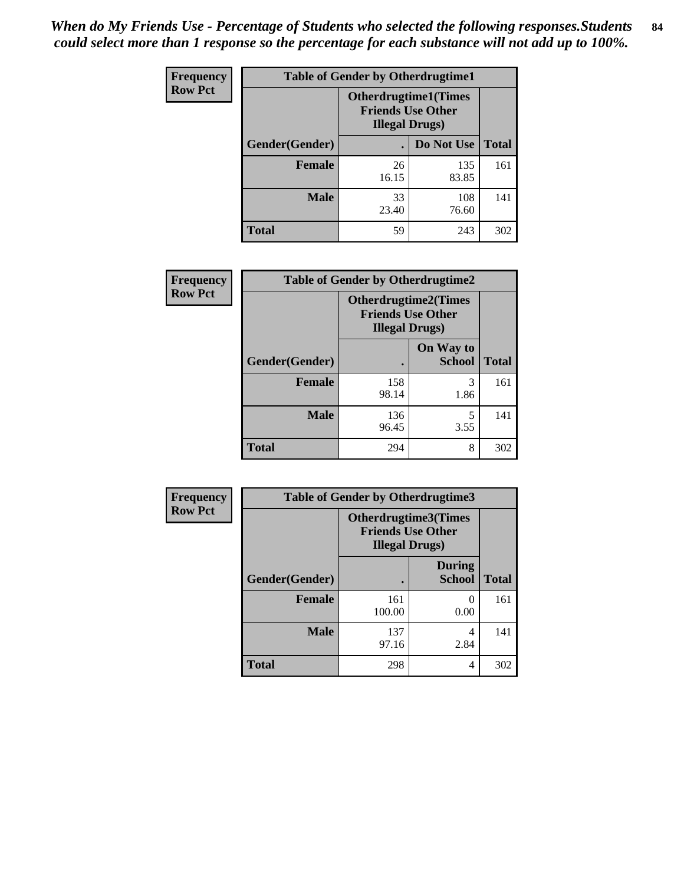*When do My Friends Use - Percentage of Students who selected the following responses.Students could select more than 1 response so the percentage for each substance will not add up to 100%.*

**Frequency**
**Row Pct**

| Table of Gender by Otherdrugtime1 | | | |
|---|---|---|---|
| | Otherdrugtime1(Times Friends Use Other Illegal Drugs) | | |
| Gender(Gender) | . | Do Not Use | Total |
| **Female** | 26<br>16.15 | 135<br>83.85 | 161 |
| **Male** | 33<br>23.40 | 108<br>76.60 | 141 |
| **Total** | 59 | 243 | 302 |

**Frequency**
**Row Pct**

| Table of Gender by Otherdrugtime2 | | | |
|---|---|---|---|
| | Otherdrugtime2(Times Friends Use Other Illegal Drugs) | | |
| Gender(Gender) | . | On Way to School | Total |
| **Female** | 158<br>98.14 | 3<br>1.86 | 161 |
| **Male** | 136<br>96.45 | 5<br>3.55 | 141 |
| **Total** | 294 | 8 | 302 |

**Frequency**
**Row Pct**

| Table of Gender by Otherdrugtime3 | | | |
|---|---|---|---|
| | Otherdrugtime3(Times Friends Use Other Illegal Drugs) | | |
| Gender(Gender) | . | During School | Total |
| **Female** | 161<br>100.00 | 0<br>0.00 | 161 |
| **Male** | 137<br>97.16 | 4<br>2.84 | 141 |
| **Total** | 298 | 4 | 302 |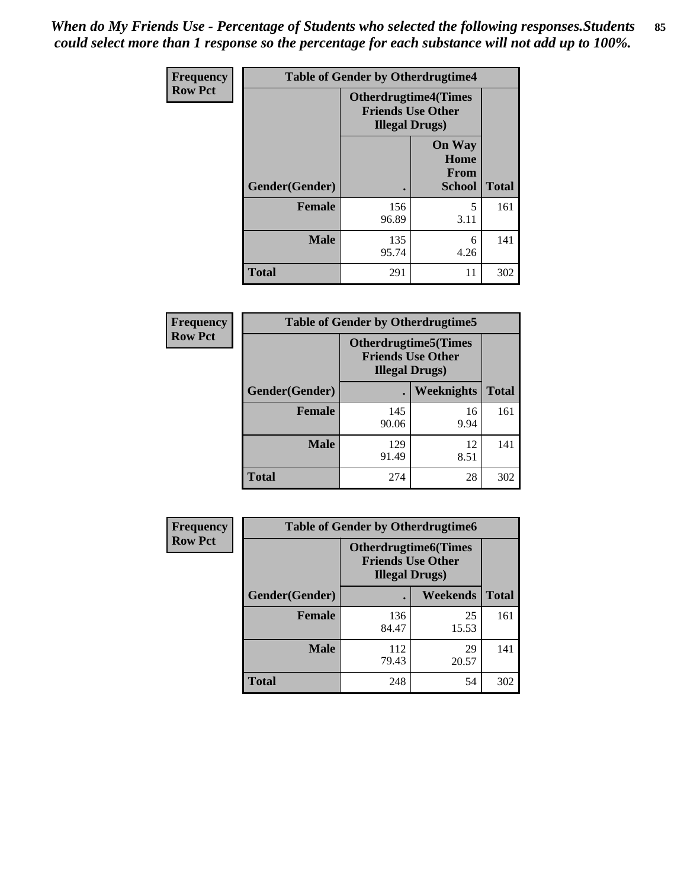*When do My Friends Use - Percentage of Students who selected the following responses.Students could select more than 1 response so the percentage for each substance will not add up to 100%.*

| Frequency Row Pct | Table of Gender by Otherdrugtime4 | | |
|---|---|---|---|
| | Otherdrugtime4(Times Friends Use Other Illegal Drugs) | | |
| Gender(Gender) | . | On Way Home From School | Total |
| Female | 156 96.89 | 5 3.11 | 161 |
| Male | 135 95.74 | 6 4.26 | 141 |
| Total | 291 | 11 | 302 |

| Frequency Row Pct | Table of Gender by Otherdrugtime5 | | |
|---|---|---|---|
| | Otherdrugtime5(Times Friends Use Other Illegal Drugs) | | |
| Gender(Gender) | . | Weeknights | Total |
| Female | 145 90.06 | 16 9.94 | 161 |
| Male | 129 91.49 | 12 8.51 | 141 |
| Total | 274 | 28 | 302 |

| Frequency Row Pct | Table of Gender by Otherdrugtime6 | | |
|---|---|---|---|
| | Otherdrugtime6(Times Friends Use Other Illegal Drugs) | | |
| Gender(Gender) | . | Weekends | Total |
| Female | 136 84.47 | 25 15.53 | 161 |
| Male | 112 79.43 | 29 20.57 | 141 |
| Total | 248 | 54 | 302 |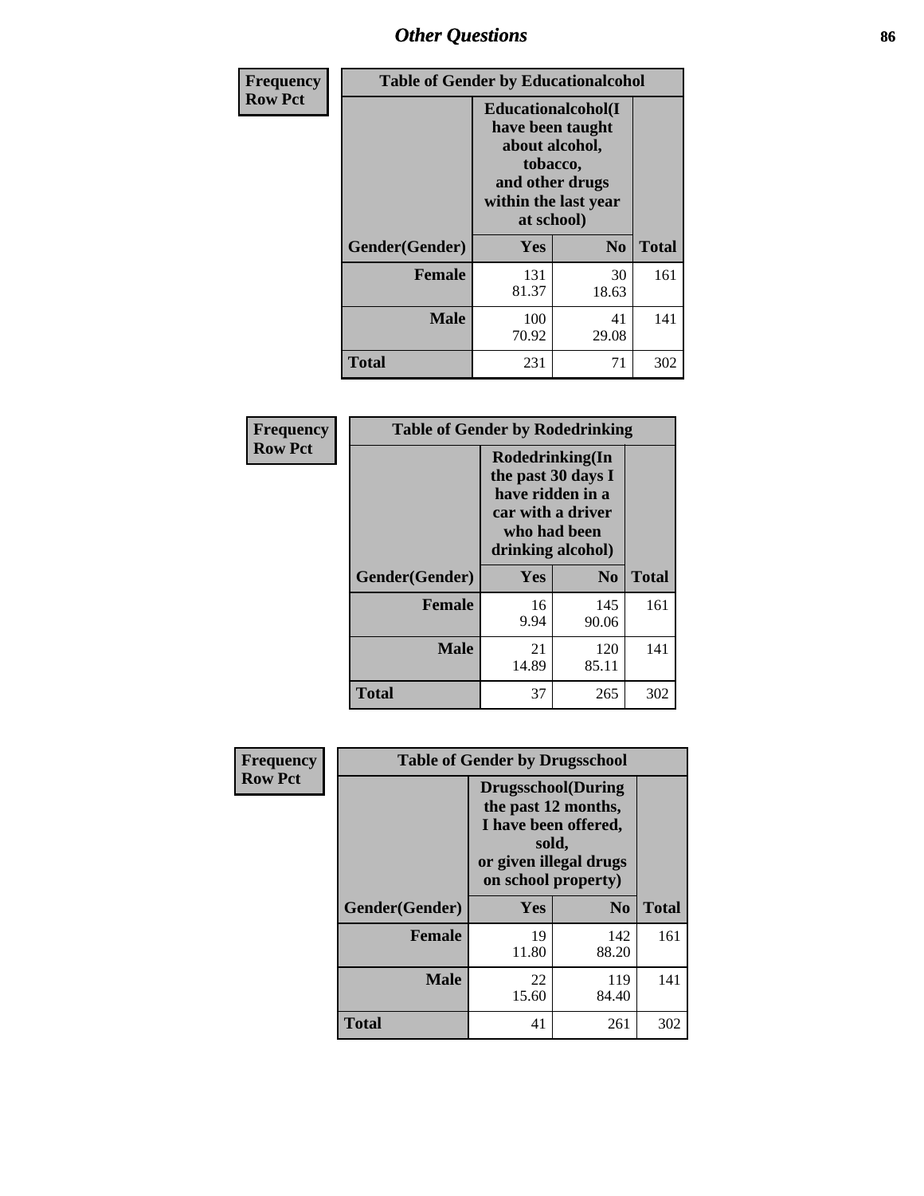# Other Questions

**Frequency Row Pct**

| Table of Gender by Educationalcohol | | | |
|---|---|---|---|
| | Educationalcohol(I have been taught about alcohol, tobacco, and other drugs within the last year at school) | | |
| Gender(Gender) | Yes | No | Total |
| **Female** | 131<br>81.37 | 30<br>18.63 | 161 |
| **Male** | 100<br>70.92 | 41<br>29.08 | 141 |
| **Total** | 231 | 71 | 302 |

**Frequency Row Pct**

| Table of Gender by Rodedrinking | | | |
|---|---|---|---|
| | Rodedrinking(In the past 30 days I have ridden in a car with a driver who had been drinking alcohol) | | |
| Gender(Gender) | Yes | No | Total |
| **Female** | 16<br>9.94 | 145<br>90.06 | 161 |
| **Male** | 21<br>14.89 | 120<br>85.11 | 141 |
| **Total** | 37 | 265 | 302 |

**Frequency Row Pct**

| Table of Gender by Drugsschool | | | |
|---|---|---|---|
| | Drugsschool(During the past 12 months, I have been offered, sold, or given illegal drugs on school property) | | |
| Gender(Gender) | Yes | No | Total |
| **Female** | 19<br>11.80 | 142<br>88.20 | 161 |
| **Male** | 22<br>15.60 | 119<br>84.40 | 141 |
| **Total** | 41 | 261 | 302 |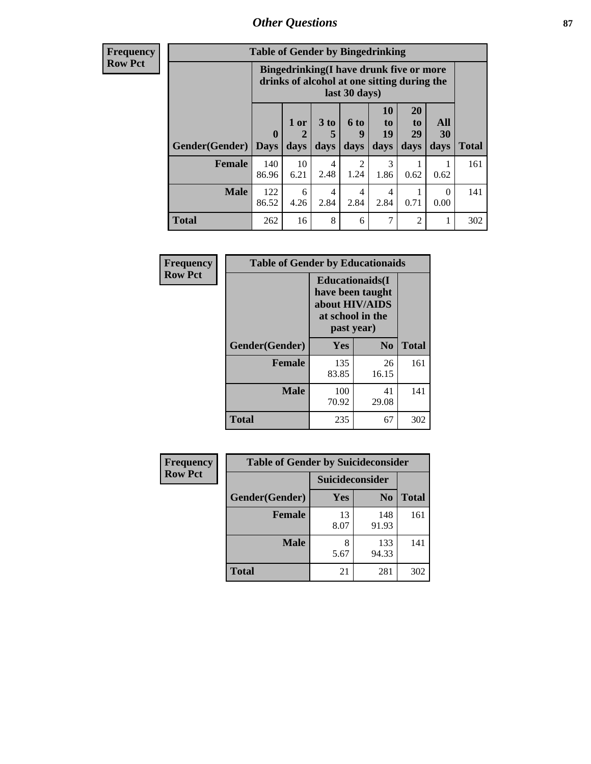| Frequency Row Pct | Table of Gender by Bingedrinking | | | | | | | |
|---|---|---|---|---|---|---|---|---|
| | Bingedrinking(I have drunk five or more drinks of alcohol at one sitting during the last 30 days) | | | | | | | |
| Gender(Gender) | 0 Days | 1 or 2 days | 3 to 5 days | 6 to 9 days | 10 to 19 days | 20 to 29 days | All 30 days | Total |
| Female | 140 86.96 | 10 6.21 | 4 2.48 | 2 1.24 | 3 1.86 | 1 0.62 | 1 0.62 | 161 |
| Male | 122 86.52 | 6 4.26 | 4 2.84 | 4 2.84 | 4 2.84 | 1 0.71 | 0 0.00 | 141 |
| Total | 262 | 16 | 8 | 6 | 7 | 2 | 1 | 302 |

| Frequency Row Pct | Table of Gender by Educationaids | | |
|---|---|---|---|
| | Educationaids(I have been taught about HIV/AIDS at school in the past year) | | |
| Gender(Gender) | Yes | No | Total |
| Female | 135 83.85 | 26 16.15 | 161 |
| Male | 100 70.92 | 41 29.08 | 141 |
| Total | 235 | 67 | 302 |

| Frequency Row Pct | Table of Gender by Suicideconsider | | |
|---|---|---|---|
| | Suicideconsider | | |
| Gender(Gender) | Yes | No | Total |
| Female | 13 8.07 | 148 91.93 | 161 |
| Male | 8 5.67 | 133 94.33 | 141 |
| Total | 21 | 281 | 302 |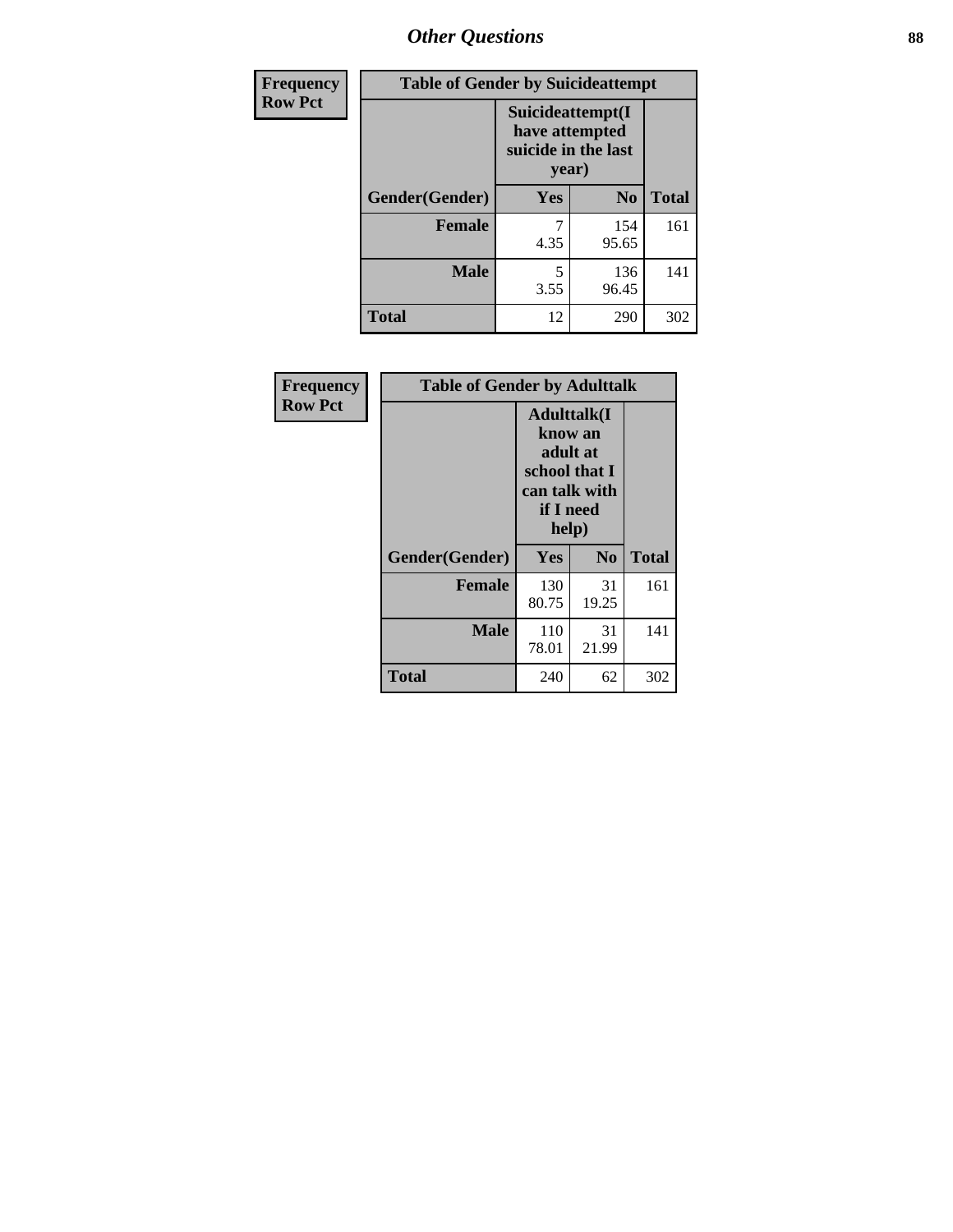# Other Questions

Frequency
Row Pct

| Table of Gender by Suicideattempt | | | |
|---|---|---|---|
| | Suicideattempt(I have attempted suicide in the last year) | | |
| Gender(Gender) | Yes | No | Total |
| Female | 7<br>4.35 | 154<br>95.65 | 161 |
| Male | 5<br>3.55 | 136<br>96.45 | 141 |
| Total | 12 | 290 | 302 |

Frequency
Row Pct

| Table of Gender by Adulttalk | | | |
|---|---|---|---|
| | Adulttalk(I know an adult at school that I can talk with if I need help) | | |
| Gender(Gender) | Yes | No | Total |
| Female | 130<br>80.75 | 31<br>19.25 | 161 |
| Male | 110<br>78.01 | 31<br>21.99 | 141 |
| Total | 240 | 62 | 302 |